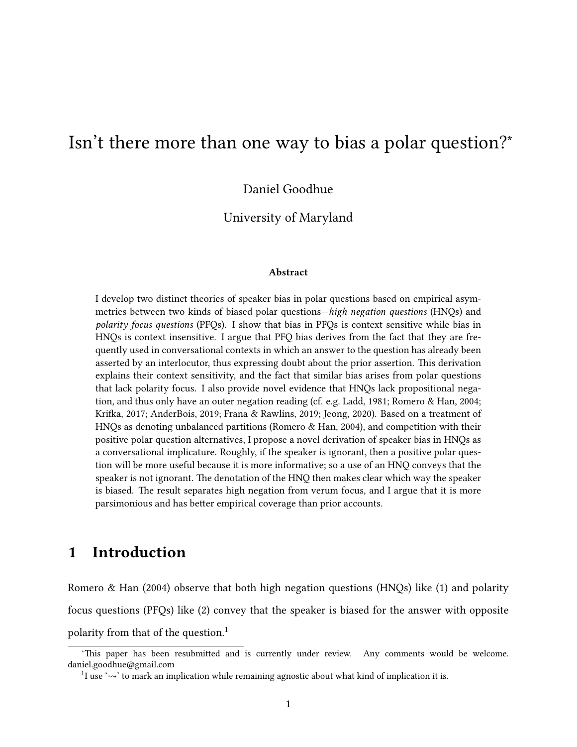# Isn't there more than one way to bias a polar question?*

Daniel Goodhue

University of Maryland

**Abstract**

I develop two distinct theories of speaker bias in polar questions based on empirical asymmetries between two kinds of biased polar questions—*high negation questions* (HNQs) and *polarity focus questions* (PFQs). I show that bias in PFQs is context sensitive while bias in HNQs is context insensitive. I argue that PFQ bias derives from the fact that they are frequently used in conversational contexts in which an answer to the question has already been asserted by an interlocutor, thus expressing doubt about the prior assertion. This derivation explains their context sensitivity, and the fact that similar bias arises from polar questions that lack polarity focus. I also provide novel evidence that HNQs lack propositional negation, and thus only have an outer negation reading (cf. e.g. Ladd, 1981; Romero & Han, 2004; Krifka, 2017; AnderBois, 2019; Frana & Rawlins, 2019; Jeong, 2020). Based on a treatment of HNQs as denoting unbalanced partitions (Romero & Han, 2004), and competition with their positive polar question alternatives, I propose a novel derivation of speaker bias in HNQs as a conversational implicature. Roughly, if the speaker is ignorant, then a positive polar question will be more useful because it is more informative; so a use of an HNQ conveys that the speaker is not ignorant. The denotation of the HNQ then makes clear which way the speaker is biased. The result separates high negation from verum focus, and I argue that it is more parsimonious and has better empirical coverage than prior accounts.

## 1 Introduction

Romero & Han (2004) observe that both high negation questions (HNQs) like (1) and polarity focus questions (PFQs) like (2) convey that the speaker is biased for the answer with opposite polarity from that of the question.[1]

*This paper has been resubmitted and is currently under review. Any comments would be welcome. daniel.goodhue@gmail.com

[1] I use '⇝' to mark an implication while remaining agnostic about what kind of implication it is.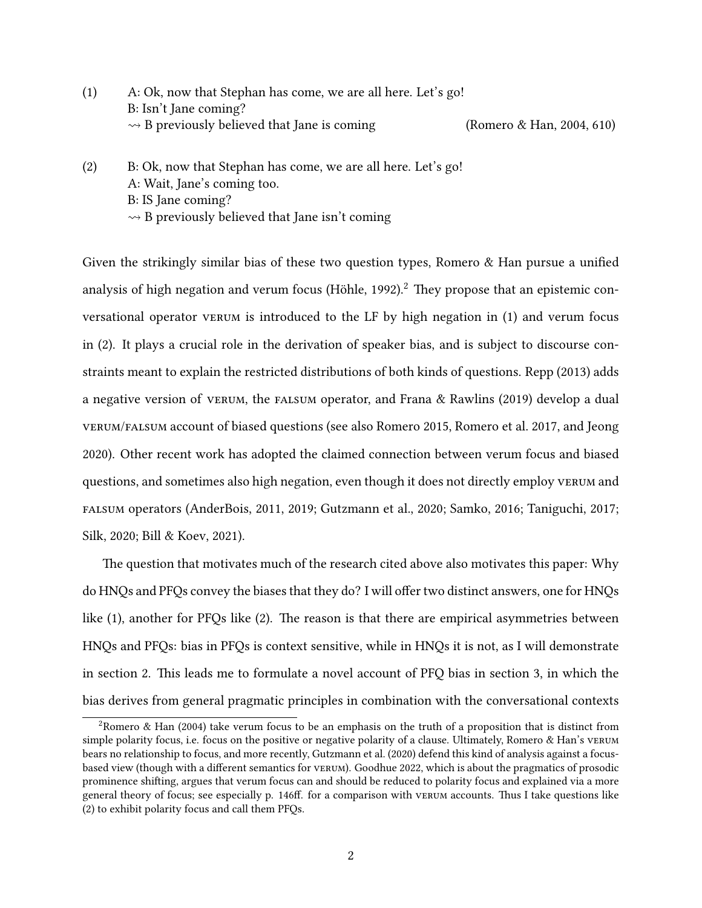(1) A: Ok, now that Stephan has come, we are all here. Let's go!
B: Isn't Jane coming?
$\rightsquigarrow$ B previously believed that Jane is coming (Romero & Han, 2004, 610)

(2) B: Ok, now that Stephan has come, we are all here. Let's go!
A: Wait, Jane's coming too.
B: IS Jane coming?
$\rightsquigarrow$ B previously believed that Jane isn't coming

Given the strikingly similar bias of these two question types, Romero & Han pursue a unified analysis of high negation and verum focus (Höhle, 1992).[2] They propose that an epistemic conversational operator VERUM is introduced to the LF by high negation in (1) and verum focus in (2). It plays a crucial role in the derivation of speaker bias, and is subject to discourse constraints meant to explain the restricted distributions of both kinds of questions. Repp (2013) adds a negative version of VERUM, the FALSUM operator, and Frana & Rawlins (2019) develop a dual VERUM/FALSUM account of biased questions (see also Romero 2015, Romero et al. 2017, and Jeong 2020). Other recent work has adopted the claimed connection between verum focus and biased questions, and sometimes also high negation, even though it does not directly employ VERUM and FALSUM operators (AnderBois, 2011, 2019; Gutzmann et al., 2020; Samko, 2016; Taniguchi, 2017; Silk, 2020; Bill & Koev, 2021).

The question that motivates much of the research cited above also motivates this paper: Why do HNQs and PFQs convey the biases that they do? I will offer two distinct answers, one for HNQs like (1), another for PFQs like (2). The reason is that there are empirical asymmetries between HNQs and PFQs: bias in PFQs is context sensitive, while in HNQs it is not, as I will demonstrate in section 2. This leads me to formulate a novel account of PFQ bias in section 3, in which the bias derives from general pragmatic principles in combination with the conversational contexts

[2] Romero & Han (2004) take verum focus to be an emphasis on the truth of a proposition that is distinct from simple polarity focus, i.e. focus on the positive or negative polarity of a clause. Ultimately, Romero & Han's VERUM bears no relationship to focus, and more recently, Gutzmann et al. (2020) defend this kind of analysis against a focus-based view (though with a different semantics for VERUM). Goodhue 2022, which is about the pragmatics of prosodic prominence shifting, argues that verum focus can and should be reduced to polarity focus and explained via a more general theory of focus; see especially p. 146ff. for a comparison with VERUM accounts. Thus I take questions like (2) to exhibit polarity focus and call them PFQs.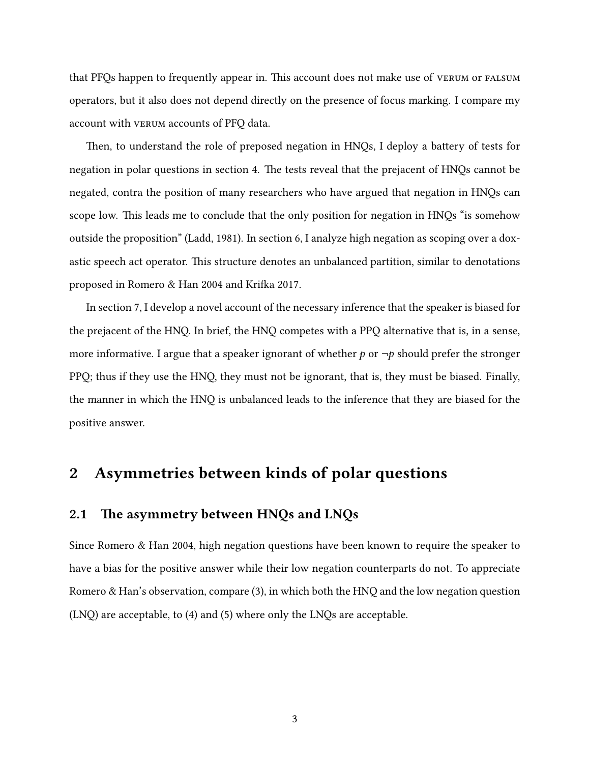that PFQs happen to frequently appear in. This account does not make use of VERUM or FALSUM operators, but it also does not depend directly on the presence of focus marking. I compare my account with VERUM accounts of PFQ data.

Then, to understand the role of preposed negation in HNQs, I deploy a battery of tests for negation in polar questions in section 4. The tests reveal that the prejacent of HNQs cannot be negated, contra the position of many researchers who have argued that negation in HNQs can scope low. This leads me to conclude that the only position for negation in HNQs "is somehow outside the proposition" (Ladd, 1981). In section 6, I analyze high negation as scoping over a doxastic speech act operator. This structure denotes an unbalanced partition, similar to denotations proposed in Romero & Han 2004 and Krifka 2017.

In section 7, I develop a novel account of the necessary inference that the speaker is biased for the prejacent of the HNQ. In brief, the HNQ competes with a PPQ alternative that is, in a sense, more informative. I argue that a speaker ignorant of whether $p$ or $\neg p$ should prefer the stronger PPQ; thus if they use the HNQ, they must not be ignorant, that is, they must be biased. Finally, the manner in which the HNQ is unbalanced leads to the inference that they are biased for the positive answer.

## 2 Asymmetries between kinds of polar questions

### 2.1 The asymmetry between HNQs and LNQs

Since Romero & Han 2004, high negation questions have been known to require the speaker to have a bias for the positive answer while their low negation counterparts do not. To appreciate Romero & Han's observation, compare (3), in which both the HNQ and the low negation question (LNQ) are acceptable, to (4) and (5) where only the LNQs are acceptable.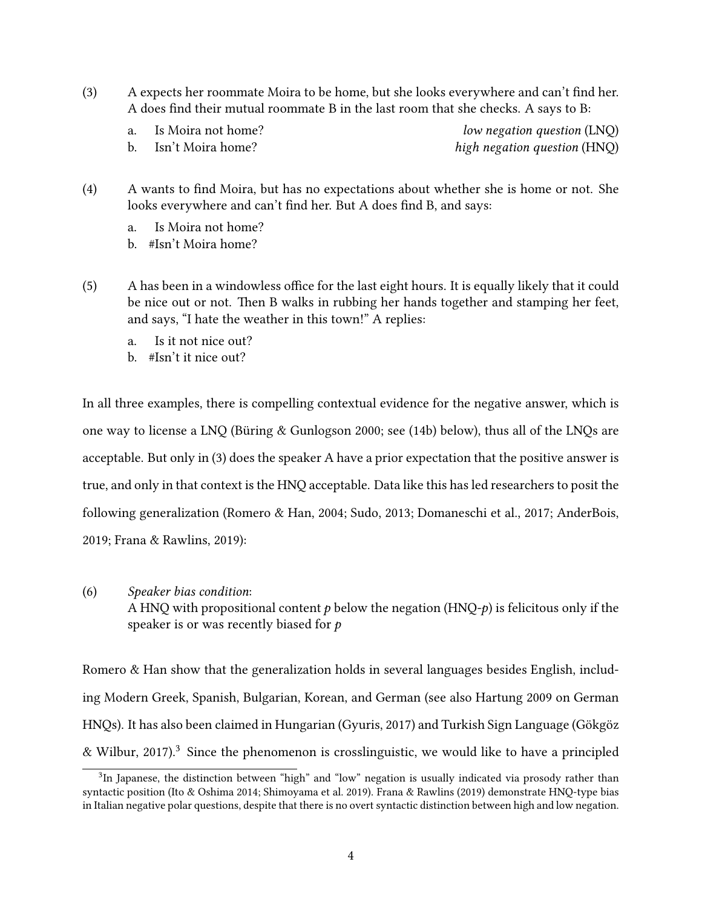(3) A expects her roommate Moira to be home, but she looks everywhere and can't find her. A does find their mutual roommate B in the last room that she checks. A says to B:

  a. Is Moira not home? *low negation question* (LNQ)
  b. Isn't Moira home? *high negation question* (HNQ)

(4) A wants to find Moira, but has no expectations about whether she is home or not. She looks everywhere and can't find her. But A does find B, and says:

  a. Is Moira not home?
  b. #Isn't Moira home?

(5) A has been in a windowless office for the last eight hours. It is equally likely that it could be nice out or not. Then B walks in rubbing her hands together and stamping her feet, and says, "I hate the weather in this town!" A replies:

  a. Is it not nice out?
  b. #Isn't it nice out?

In all three examples, there is compelling contextual evidence for the negative answer, which is one way to license a LNQ (Büring & Gunlogson 2000; see (14b) below), thus all of the LNQs are acceptable. But only in (3) does the speaker A have a prior expectation that the positive answer is true, and only in that context is the HNQ acceptable. Data like this has led researchers to posit the following generalization (Romero & Han, 2004; Sudo, 2013; Domaneschi et al., 2017; AnderBois, 2019; Frana & Rawlins, 2019):

(6) *Speaker bias condition*:
A HNQ with propositional content $p$ below the negation (HNQ-$p$) is felicitous only if the speaker is or was recently biased for $p$

Romero & Han show that the generalization holds in several languages besides English, including Modern Greek, Spanish, Bulgarian, Korean, and German (see also Hartung 2009 on German HNQs). It has also been claimed in Hungarian (Gyuris, 2017) and Turkish Sign Language (Gökgöz & Wilbur, 2017).[3] Since the phenomenon is crosslinguistic, we would like to have a principled

[3] In Japanese, the distinction between "high" and "low" negation is usually indicated via prosody rather than syntactic position (Ito & Oshima 2014; Shimoyama et al. 2019). Frana & Rawlins (2019) demonstrate HNQ-type bias in Italian negative polar questions, despite that there is no overt syntactic distinction between high and low negation.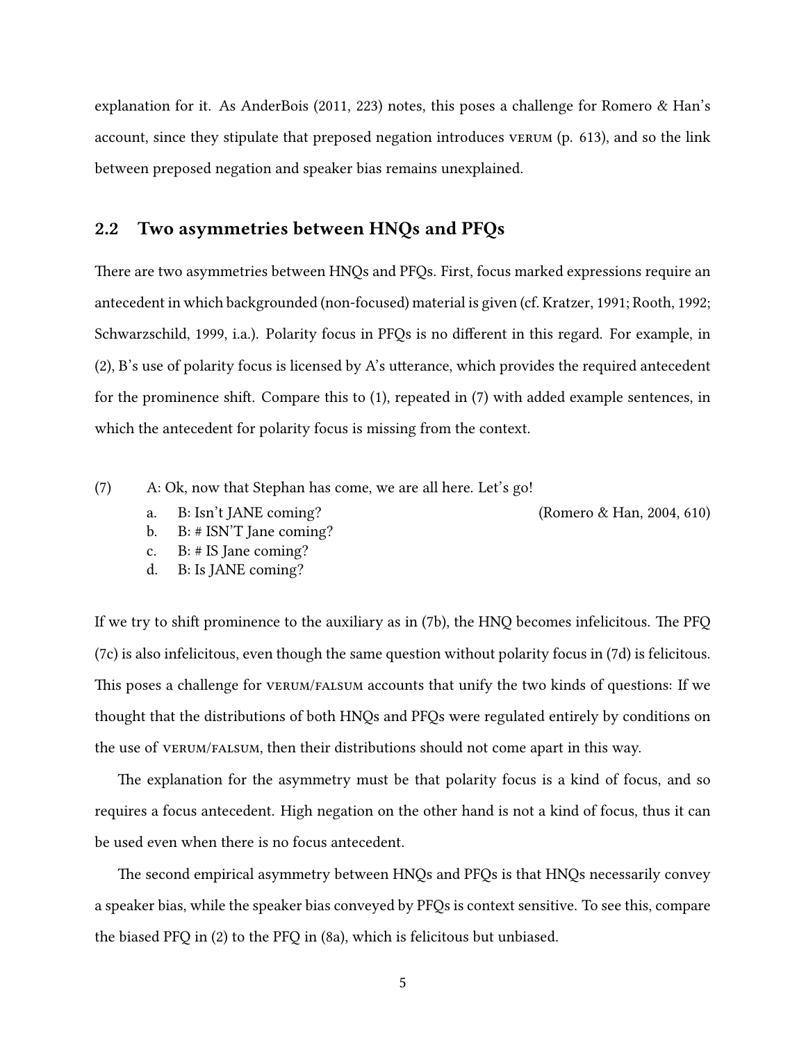explanation for it. As AnderBois (2011, 223) notes, this poses a challenge for Romero & Han's account, since they stipulate that preposed negation introduces VERUM (p. 613), and so the link between preposed negation and speaker bias remains unexplained.

## 2.2 Two asymmetries between HNQs and PFQs

There are two asymmetries between HNQs and PFQs. First, focus marked expressions require an antecedent in which backgrounded (non-focused) material is given (cf. Kratzer, 1991; Rooth, 1992; Schwarzschild, 1999, i.a.). Polarity focus in PFQs is no different in this regard. For example, in (2), B's use of polarity focus is licensed by A's utterance, which provides the required antecedent for the prominence shift. Compare this to (1), repeated in (7) with added example sentences, in which the antecedent for polarity focus is missing from the context.

(7) A: Ok, now that Stephan has come, we are all here. Let's go!

a. B: Isn't JANE coming? (Romero & Han, 2004, 610)

b. B: # ISN'T Jane coming?

c. B: # IS Jane coming?

d. B: Is JANE coming?

If we try to shift prominence to the auxiliary as in (7b), the HNQ becomes infelicitous. The PFQ (7c) is also infelicitous, even though the same question without polarity focus in (7d) is felicitous. This poses a challenge for VERUM/FALSUM accounts that unify the two kinds of questions: If we thought that the distributions of both HNQs and PFQs were regulated entirely by conditions on the use of VERUM/FALSUM, then their distributions should not come apart in this way.

The explanation for the asymmetry must be that polarity focus is a kind of focus, and so requires a focus antecedent. High negation on the other hand is not a kind of focus, thus it can be used even when there is no focus antecedent.

The second empirical asymmetry between HNQs and PFQs is that HNQs necessarily convey a speaker bias, while the speaker bias conveyed by PFQs is context sensitive. To see this, compare the biased PFQ in (2) to the PFQ in (8a), which is felicitous but unbiased.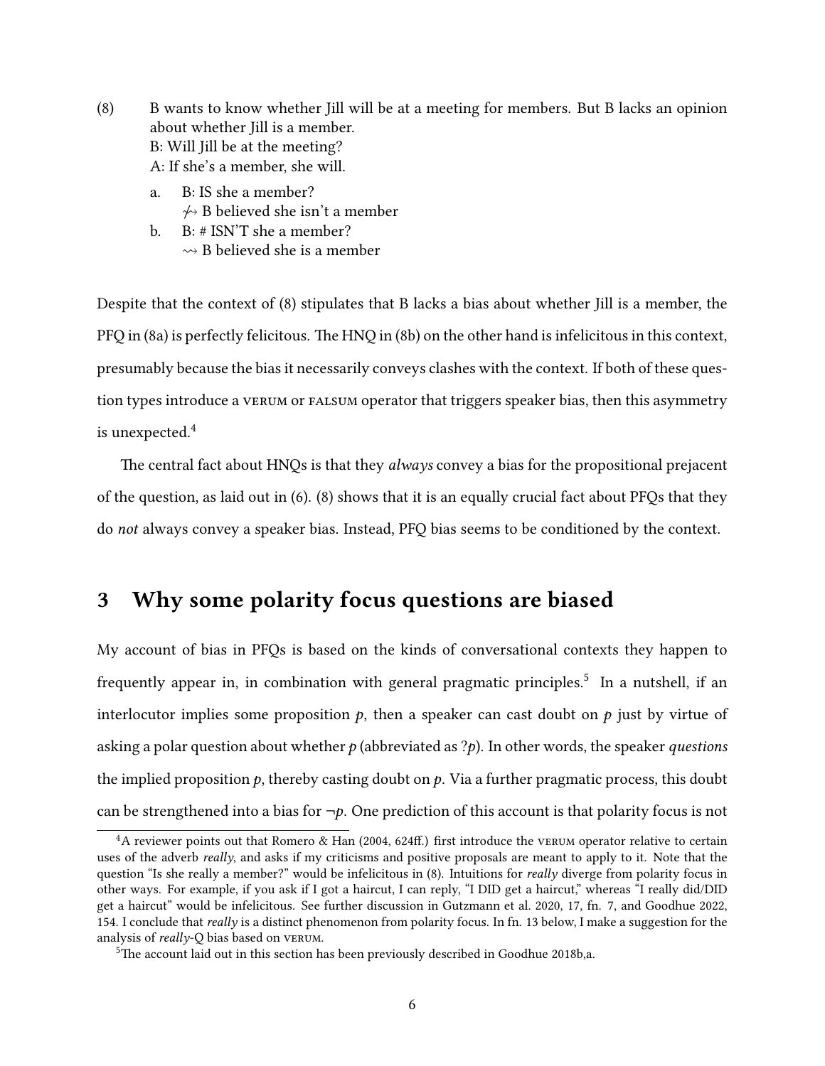(8) B wants to know whether Jill will be at a meeting for members. But B lacks an opinion about whether Jill is a member.
B: Will Jill be at the meeting?
A: If she's a member, she will.

a. B: IS she a member?
$\not\rightsquigarrow$ B believed she isn't a member

b. B: # ISN'T she a member?
$\rightsquigarrow$ B believed she is a member

Despite that the context of (8) stipulates that B lacks a bias about whether Jill is a member, the PFQ in (8a) is perfectly felicitous. The HNQ in (8b) on the other hand is infelicitous in this context, presumably because the bias it necessarily conveys clashes with the context. If both of these question types introduce a VERUM or FALSUM operator that triggers speaker bias, then this asymmetry is unexpected.[4]

The central fact about HNQs is that they *always* convey a bias for the propositional prejacent of the question, as laid out in (6). (8) shows that it is an equally crucial fact about PFQs that they do *not* always convey a speaker bias. Instead, PFQ bias seems to be conditioned by the context.

## 3 Why some polarity focus questions are biased

My account of bias in PFQs is based on the kinds of conversational contexts they happen to frequently appear in, in combination with general pragmatic principles.[5] In a nutshell, if an interlocutor implies some proposition $p$, then a speaker can cast doubt on $p$ just by virtue of asking a polar question about whether $p$ (abbreviated as $?p$). In other words, the speaker *questions* the implied proposition $p$, thereby casting doubt on $p$. Via a further pragmatic process, this doubt can be strengthened into a bias for $\neg p$. One prediction of this account is that polarity focus is not

[4] A reviewer points out that Romero & Han (2004, 624ff.) first introduce the VERUM operator relative to certain uses of the adverb *really*, and asks if my criticisms and positive proposals are meant to apply to it. Note that the question "Is she really a member?" would be infelicitous in (8). Intuitions for *really* diverge from polarity focus in other ways. For example, if you ask if I got a haircut, I can reply, "I DID get a haircut," whereas "I really did/DID get a haircut" would be infelicitous. See further discussion in Gutzmann et al. 2020, 17, fn. 7, and Goodhue 2022, 154. I conclude that *really* is a distinct phenomenon from polarity focus. In fn. 13 below, I make a suggestion for the analysis of *really*-Q bias based on VERUM.

[5] The account laid out in this section has been previously described in Goodhue 2018b,a.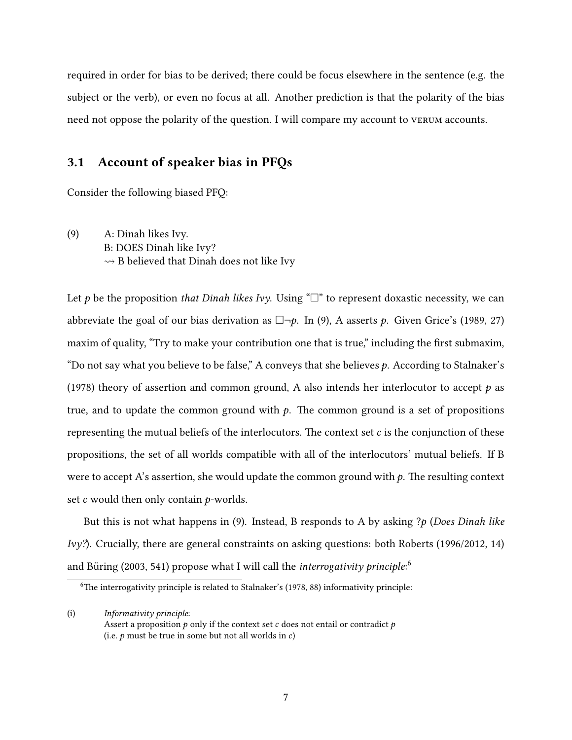required in order for bias to be derived; there could be focus elsewhere in the sentence (e.g. the subject or the verb), or even no focus at all. Another prediction is that the polarity of the bias need not oppose the polarity of the question. I will compare my account to VERUM accounts.

## 3.1 Account of speaker bias in PFQs

Consider the following biased PFQ:

(9) A: Dinah likes Ivy.
B: DOES Dinah like Ivy?
$\rightsquigarrow$ B believed that Dinah does not like Ivy

Let $p$ be the proposition *that Dinah likes Ivy*. Using "$\Box$" to represent doxastic necessity, we can abbreviate the goal of our bias derivation as $\Box\neg p$. In (9), A asserts $p$. Given Grice's (1989, 27) maxim of quality, "Try to make your contribution one that is true," including the first submaxim, "Do not say what you believe to be false," A conveys that she believes $p$. According to Stalnaker's (1978) theory of assertion and common ground, A also intends her interlocutor to accept $p$ as true, and to update the common ground with $p$. The common ground is a set of propositions representing the mutual beliefs of the interlocutors. The context set $c$ is the conjunction of these propositions, the set of all worlds compatible with all of the interlocutors' mutual beliefs. If B were to accept A's assertion, she would update the common ground with $p$. The resulting context set $c$ would then only contain $p$-worlds.

But this is not what happens in (9). Instead, B responds to A by asking $?p$ (*Does Dinah like Ivy?*). Crucially, there are general constraints on asking questions: both Roberts (1996/2012, 14) and Büring (2003, 541) propose what I will call the *interrogativity principle*:[6]

[6] The interrogativity principle is related to Stalnaker's (1978, 88) informativity principle:

(i) *Informativity principle*:
Assert a proposition $p$ only if the context set $c$ does not entail or contradict $p$
(i.e. $p$ must be true in some but not all worlds in $c$)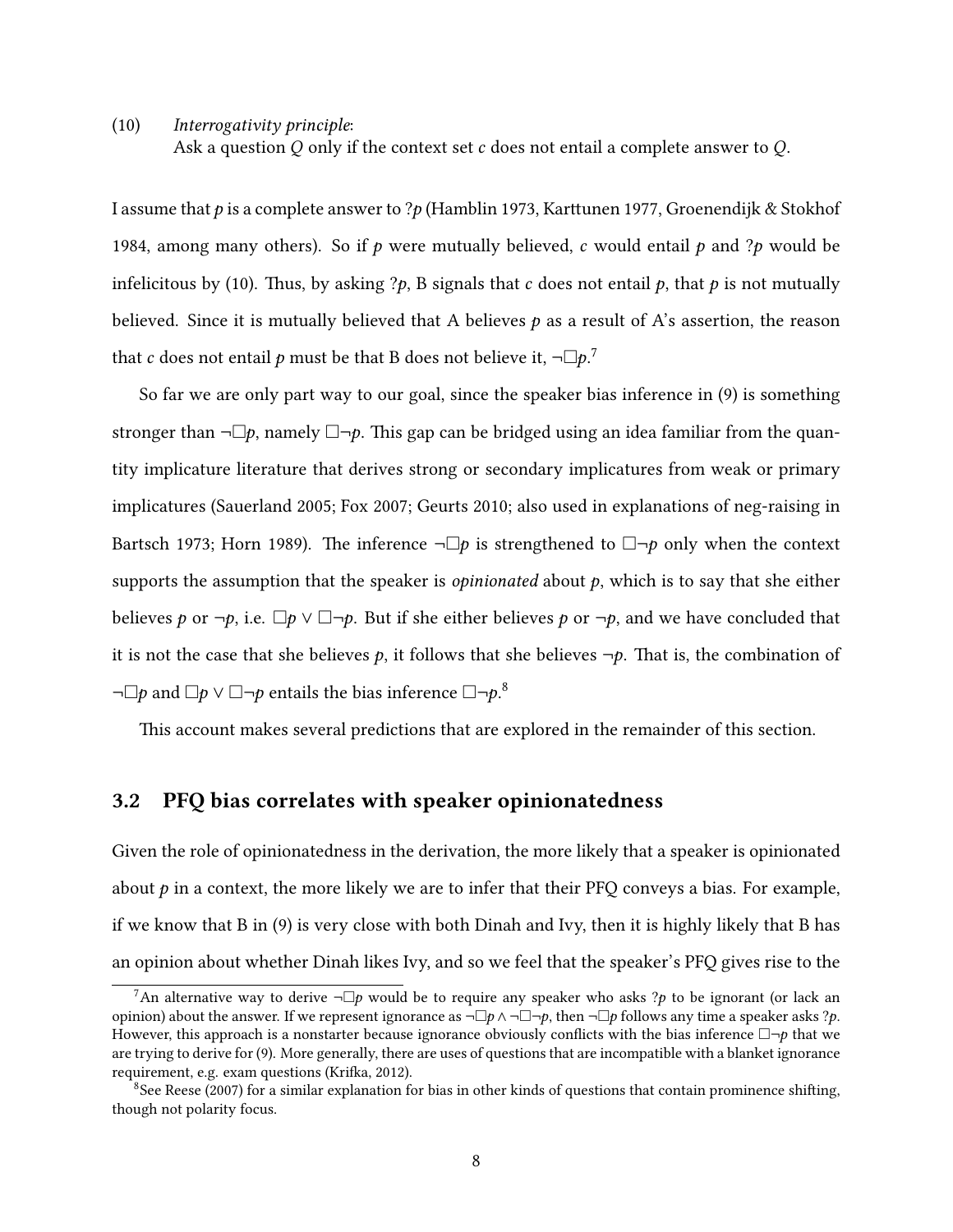(10) *Interrogativity principle*:
Ask a question $Q$ only if the context set $c$ does not entail a complete answer to $Q$.

I assume that $p$ is a complete answer to $?p$ (Hamblin 1973, Karttunen 1977, Groenendijk & Stokhof 1984, among many others). So if $p$ were mutually believed, $c$ would entail $p$ and $?p$ would be infelicitous by (10). Thus, by asking $?p$, B signals that $c$ does not entail $p$, that $p$ is not mutually believed. Since it is mutually believed that A believes $p$ as a result of A's assertion, the reason that $c$ does not entail $p$ must be that B does not believe it, $\neg\Box p$.[7]

So far we are only part way to our goal, since the speaker bias inference in (9) is something stronger than $\neg\Box p$, namely $\Box\neg p$. This gap can be bridged using an idea familiar from the quantity implicature literature that derives strong or secondary implicatures from weak or primary implicatures (Sauerland 2005; Fox 2007; Geurts 2010; also used in explanations of neg-raising in Bartsch 1973; Horn 1989). The inference $\neg\Box p$ is strengthened to $\Box\neg p$ only when the context supports the assumption that the speaker is *opinionated* about $p$, which is to say that she either believes $p$ or $\neg p$, i.e. $\Box p \vee \Box\neg p$. But if she either believes $p$ or $\neg p$, and we have concluded that it is not the case that she believes $p$, it follows that she believes $\neg p$. That is, the combination of $\neg\Box p$ and $\Box p \vee \Box\neg p$ entails the bias inference $\Box\neg p$.[8]

This account makes several predictions that are explored in the remainder of this section.

## 3.2 PFQ bias correlates with speaker opinionatedness

Given the role of opinionatedness in the derivation, the more likely that a speaker is opinionated about $p$ in a context, the more likely we are to infer that their PFQ conveys a bias. For example, if we know that B in (9) is very close with both Dinah and Ivy, then it is highly likely that B has an opinion about whether Dinah likes Ivy, and so we feel that the speaker's PFQ gives rise to the

---

[7] An alternative way to derive $\neg\Box p$ would be to require any speaker who asks $?p$ to be ignorant (or lack an opinion) about the answer. If we represent ignorance as $\neg\Box p \wedge \neg\Box\neg p$, then $\neg\Box p$ follows any time a speaker asks $?p$. However, this approach is a nonstarter because ignorance obviously conflicts with the bias inference $\Box\neg p$ that we are trying to derive for (9). More generally, there are uses of questions that are incompatible with a blanket ignorance requirement, e.g. exam questions (Krifka, 2012).

[8] See Reese (2007) for a similar explanation for bias in other kinds of questions that contain prominence shifting, though not polarity focus.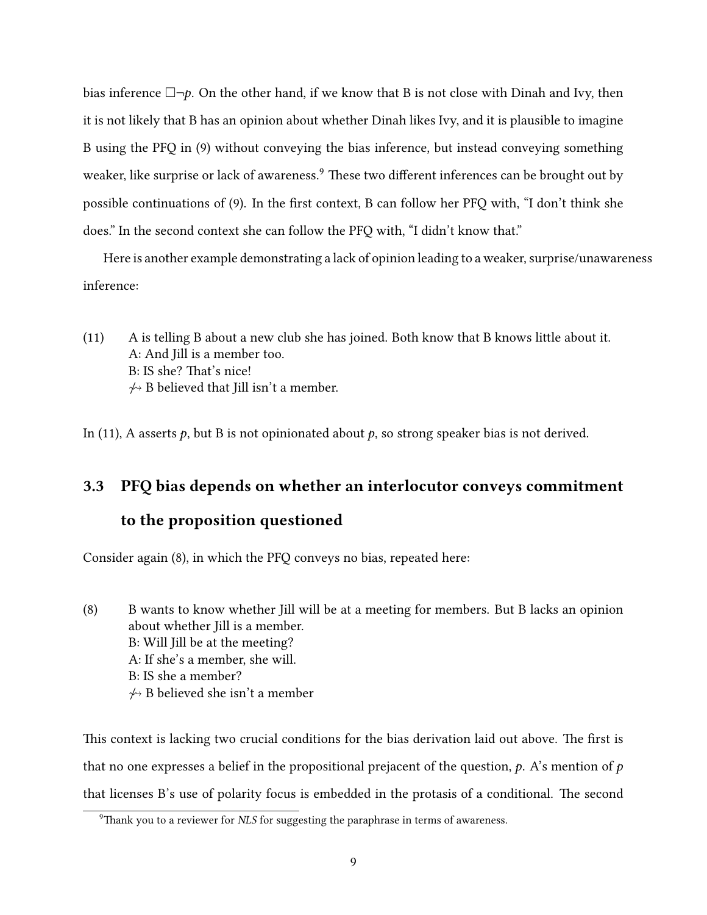bias inference $\Box\neg p$. On the other hand, if we know that B is not close with Dinah and Ivy, then it is not likely that B has an opinion about whether Dinah likes Ivy, and it is plausible to imagine B using the PFQ in (9) without conveying the bias inference, but instead conveying something weaker, like surprise or lack of awareness.[9] These two different inferences can be brought out by possible continuations of (9). In the first context, B can follow her PFQ with, "I don't think she does." In the second context she can follow the PFQ with, "I didn't know that."

Here is another example demonstrating a lack of opinion leading to a weaker, surprise/unawareness inference:

(11) A is telling B about a new club she has joined. Both know that B knows little about it.
A: And Jill is a member too.
B: IS she? That's nice!
$\not\rightsquigarrow$ B believed that Jill isn't a member.

In (11), A asserts $p$, but B is not opinionated about $p$, so strong speaker bias is not derived.

### 3.3 PFQ bias depends on whether an interlocutor conveys commitment to the proposition questioned

Consider again (8), in which the PFQ conveys no bias, repeated here:

(8) B wants to know whether Jill will be at a meeting for members. But B lacks an opinion about whether Jill is a member.
B: Will Jill be at the meeting?
A: If she's a member, she will.
B: IS she a member?
$\not\rightsquigarrow$ B believed she isn't a member

This context is lacking two crucial conditions for the bias derivation laid out above. The first is that no one expresses a belief in the propositional prejacent of the question, $p$. A's mention of $p$ that licenses B's use of polarity focus is embedded in the protasis of a conditional. The second

[9] Thank you to a reviewer for *NLS* for suggesting the paraphrase in terms of awareness.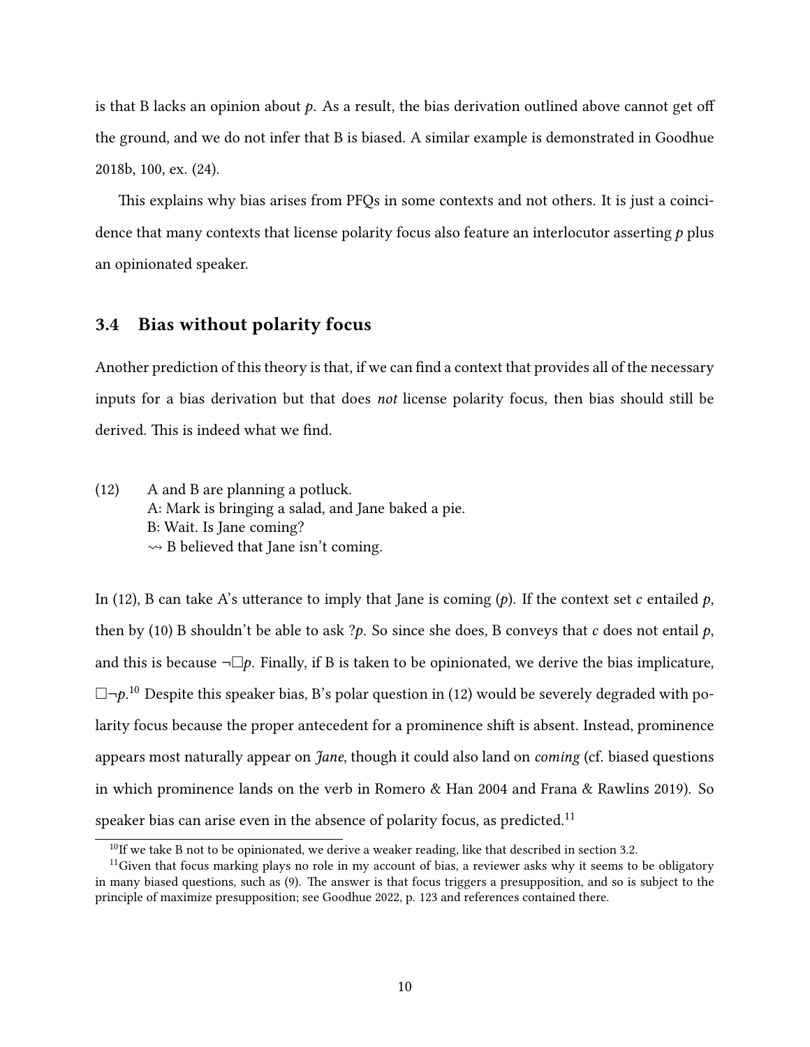is that B lacks an opinion about $p$. As a result, the bias derivation outlined above cannot get off the ground, and we do not infer that B is biased. A similar example is demonstrated in Goodhue 2018b, 100, ex. (24).

This explains why bias arises from PFQs in some contexts and not others. It is just a coincidence that many contexts that license polarity focus also feature an interlocutor asserting $p$ plus an opinionated speaker.

### 3.4 Bias without polarity focus

Another prediction of this theory is that, if we can find a context that provides all of the necessary inputs for a bias derivation but that does *not* license polarity focus, then bias should still be derived. This is indeed what we find.

(12) A and B are planning a potluck.
A: Mark is bringing a salad, and Jane baked a pie.
B: Wait. Is Jane coming?
$\rightsquigarrow$ B believed that Jane isn't coming.

In (12), B can take A's utterance to imply that Jane is coming ($p$). If the context set $c$ entailed $p$, then by (10) B shouldn't be able to ask $?p$. So since she does, B conveys that $c$ does not entail $p$, and this is because $\neg\Box p$. Finally, if B is taken to be opinionated, we derive the bias implicature, $\Box\neg p$.[10] Despite this speaker bias, B's polar question in (12) would be severely degraded with polarity focus because the proper antecedent for a prominence shift is absent. Instead, prominence appears most naturally appear on *Jane*, though it could also land on *coming* (cf. biased questions in which prominence lands on the verb in Romero & Han 2004 and Frana & Rawlins 2019). So speaker bias can arise even in the absence of polarity focus, as predicted.[11]

[10] If we take B not to be opinionated, we derive a weaker reading, like that described in section 3.2.

[11] Given that focus marking plays no role in my account of bias, a reviewer asks why it seems to be obligatory in many biased questions, such as (9). The answer is that focus triggers a presupposition, and so is subject to the principle of maximize presupposition; see Goodhue 2022, p. 123 and references contained there.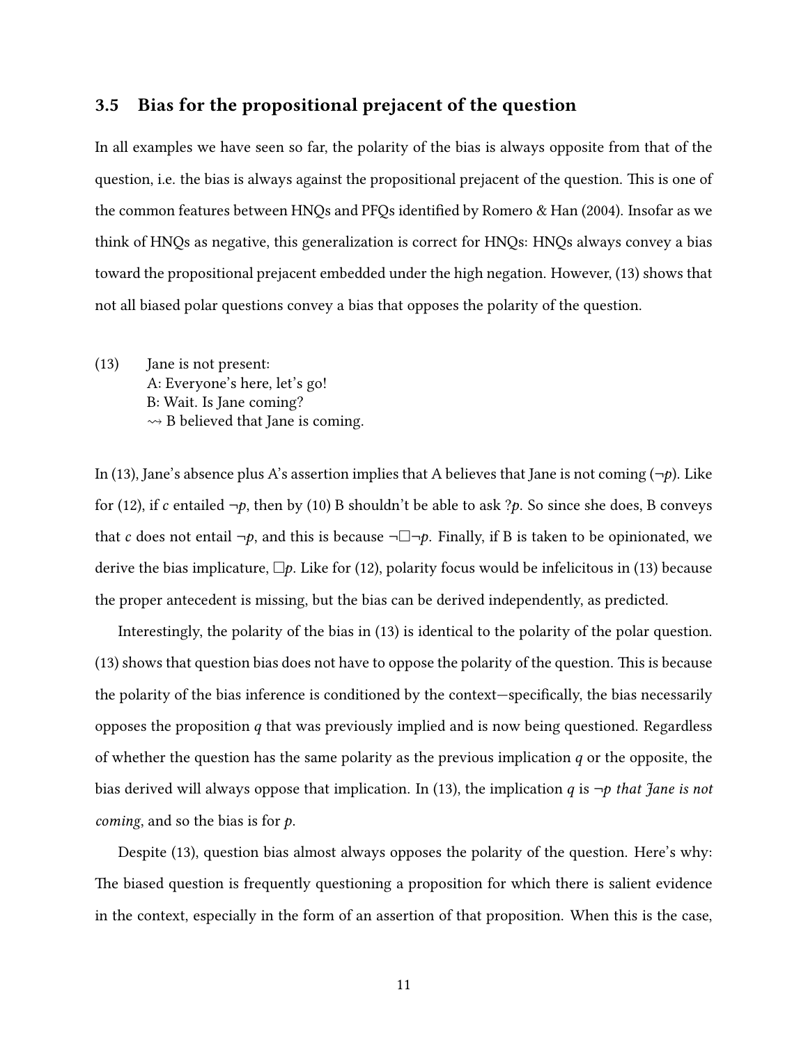### 3.5 Bias for the propositional prejacent of the question

In all examples we have seen so far, the polarity of the bias is always opposite from that of the question, i.e. the bias is always against the propositional prejacent of the question. This is one of the common features between HNQs and PFQs identified by Romero & Han (2004). Insofar as we think of HNQs as negative, this generalization is correct for HNQs: HNQs always convey a bias toward the propositional prejacent embedded under the high negation. However, (13) shows that not all biased polar questions convey a bias that opposes the polarity of the question.

(13) Jane is not present:
A: Everyone's here, let's go!
B: Wait. Is Jane coming?
$\rightsquigarrow$ B believed that Jane is coming.

In (13), Jane's absence plus A's assertion implies that A believes that Jane is not coming ($\neg p$). Like for (12), if $c$ entailed $\neg p$, then by (10) B shouldn't be able to ask $?p$. So since she does, B conveys that $c$ does not entail $\neg p$, and this is because $\neg\Box\neg p$. Finally, if B is taken to be opinionated, we derive the bias implicature, $\Box p$. Like for (12), polarity focus would be infelicitous in (13) because the proper antecedent is missing, but the bias can be derived independently, as predicted.

Interestingly, the polarity of the bias in (13) is identical to the polarity of the polar question. (13) shows that question bias does not have to oppose the polarity of the question. This is because the polarity of the bias inference is conditioned by the context—specifically, the bias necessarily opposes the proposition $q$ that was previously implied and is now being questioned. Regardless of whether the question has the same polarity as the previous implication $q$ or the opposite, the bias derived will always oppose that implication. In (13), the implication $q$ is $\neg p$ *that Jane is not coming*, and so the bias is for $p$.

Despite (13), question bias almost always opposes the polarity of the question. Here's why: The biased question is frequently questioning a proposition for which there is salient evidence in the context, especially in the form of an assertion of that proposition. When this is the case,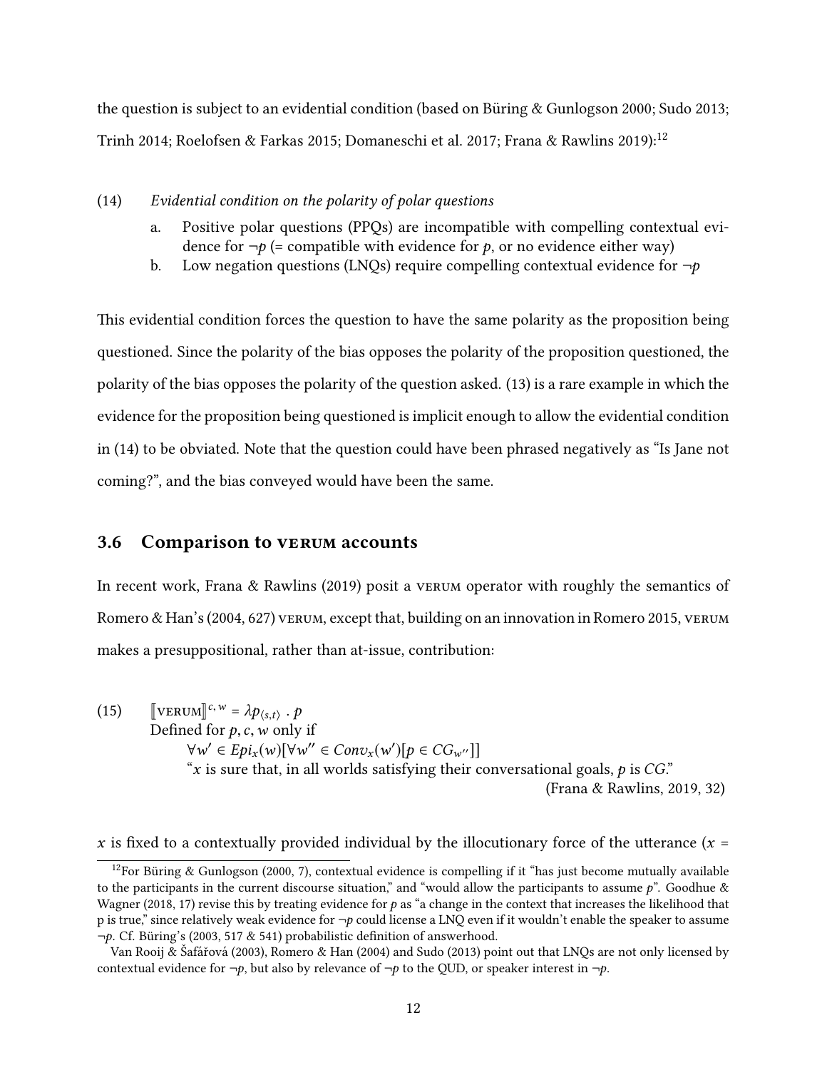the question is subject to an evidential condition (based on Büring & Gunlogson 2000; Sudo 2013; Trinh 2014; Roelofsen & Farkas 2015; Domaneschi et al. 2017; Frana & Rawlins 2019):[12]

(14) *Evidential condition on the polarity of polar questions*

a. Positive polar questions (PPQs) are incompatible with compelling contextual evidence for $\neg p$ (= compatible with evidence for $p$, or no evidence either way)

b. Low negation questions (LNQs) require compelling contextual evidence for $\neg p$

This evidential condition forces the question to have the same polarity as the proposition being questioned. Since the polarity of the bias opposes the polarity of the proposition questioned, the polarity of the bias opposes the polarity of the question asked. (13) is a rare example in which the evidence for the proposition being questioned is implicit enough to allow the evidential condition in (14) to be obviated. Note that the question could have been phrased negatively as "Is Jane not coming?", and the bias conveyed would have been the same.

### 3.6 Comparison to VERUM accounts

In recent work, Frana & Rawlins (2019) posit a VERUM operator with roughly the semantics of Romero & Han's (2004, 627) VERUM, except that, building on an innovation in Romero 2015, VERUM makes a presuppositional, rather than at-issue, contribution:

(15) $[\![\text{VERUM}]\!]^{c,w} = \lambda p_{\langle s,t \rangle} \, . \, p$

Defined for $p, c, w$ only if

$\forall w' \in Epi_x(w)[\forall w'' \in Conv_x(w')[p \in CG_{w''}]]$

"$x$ is sure that, in all worlds satisfying their conversational goals, $p$ is $CG$."

(Frana & Rawlins, 2019, 32)

$x$ is fixed to a contextually provided individual by the illocutionary force of the utterance ($x$ =

[12] For Büring & Gunlogson (2000, 7), contextual evidence is compelling if it "has just become mutually available to the participants in the current discourse situation," and "would allow the participants to assume $p$". Goodhue & Wagner (2018, 17) revise this by treating evidence for $p$ as "a change in the context that increases the likelihood that p is true," since relatively weak evidence for $\neg p$ could license a LNQ even if it wouldn't enable the speaker to assume $\neg p$. Cf. Büring's (2003, 517 & 541) probabilistic definition of answerhood.

Van Rooij & Šafářová (2003), Romero & Han (2004) and Sudo (2013) point out that LNQs are not only licensed by contextual evidence for $\neg p$, but also by relevance of $\neg p$ to the QUD, or speaker interest in $\neg p$.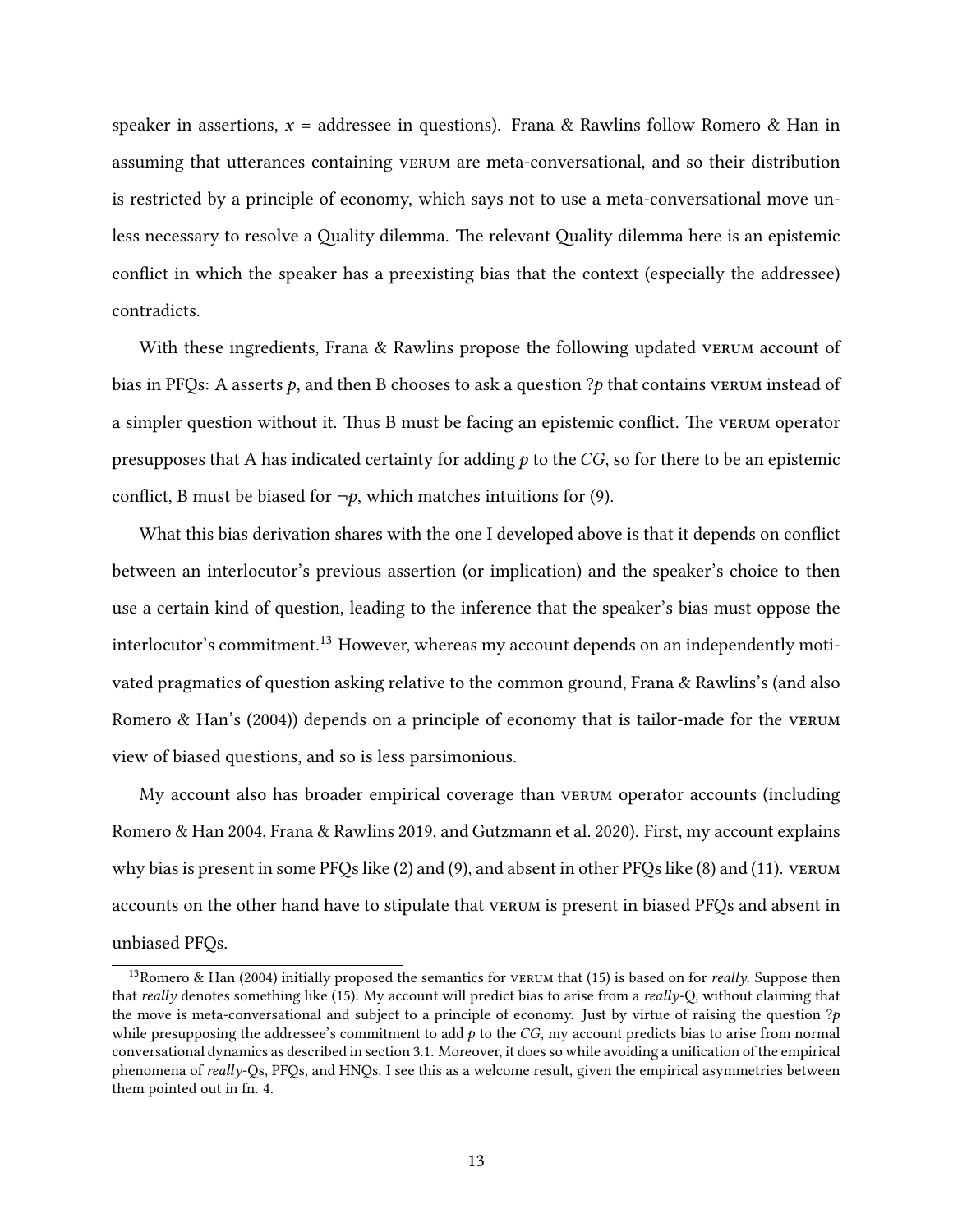speaker in assertions, $x$ = addressee in questions). Frana & Rawlins follow Romero & Han in assuming that utterances containing VERUM are meta-conversational, and so their distribution is restricted by a principle of economy, which says not to use a meta-conversational move unless necessary to resolve a Quality dilemma. The relevant Quality dilemma here is an epistemic conflict in which the speaker has a preexisting bias that the context (especially the addressee) contradicts.

With these ingredients, Frana & Rawlins propose the following updated VERUM account of bias in PFQs: A asserts $p$, and then B chooses to ask a question $?p$ that contains VERUM instead of a simpler question without it. Thus B must be facing an epistemic conflict. The VERUM operator presupposes that A has indicated certainty for adding $p$ to the $CG$, so for there to be an epistemic conflict, B must be biased for $\neg p$, which matches intuitions for (9).

What this bias derivation shares with the one I developed above is that it depends on conflict between an interlocutor's previous assertion (or implication) and the speaker's choice to then use a certain kind of question, leading to the inference that the speaker's bias must oppose the interlocutor's commitment.[13] However, whereas my account depends on an independently motivated pragmatics of question asking relative to the common ground, Frana & Rawlins's (and also Romero & Han's (2004)) depends on a principle of economy that is tailor-made for the VERUM view of biased questions, and so is less parsimonious.

My account also has broader empirical coverage than VERUM operator accounts (including Romero & Han 2004, Frana & Rawlins 2019, and Gutzmann et al. 2020). First, my account explains why bias is present in some PFQs like (2) and (9), and absent in other PFQs like (8) and (11). VERUM accounts on the other hand have to stipulate that VERUM is present in biased PFQs and absent in unbiased PFQs.

[13] Romero & Han (2004) initially proposed the semantics for VERUM that (15) is based on for *really*. Suppose then that *really* denotes something like (15): My account will predict bias to arise from a *really*-Q, without claiming that the move is meta-conversational and subject to a principle of economy. Just by virtue of raising the question $?p$ while presupposing the addressee's commitment to add $p$ to the $CG$, my account predicts bias to arise from normal conversational dynamics as described in section 3.1. Moreover, it does so while avoiding a unification of the empirical phenomena of *really*-Qs, PFQs, and HNQs. I see this as a welcome result, given the empirical asymmetries between them pointed out in fn. 4.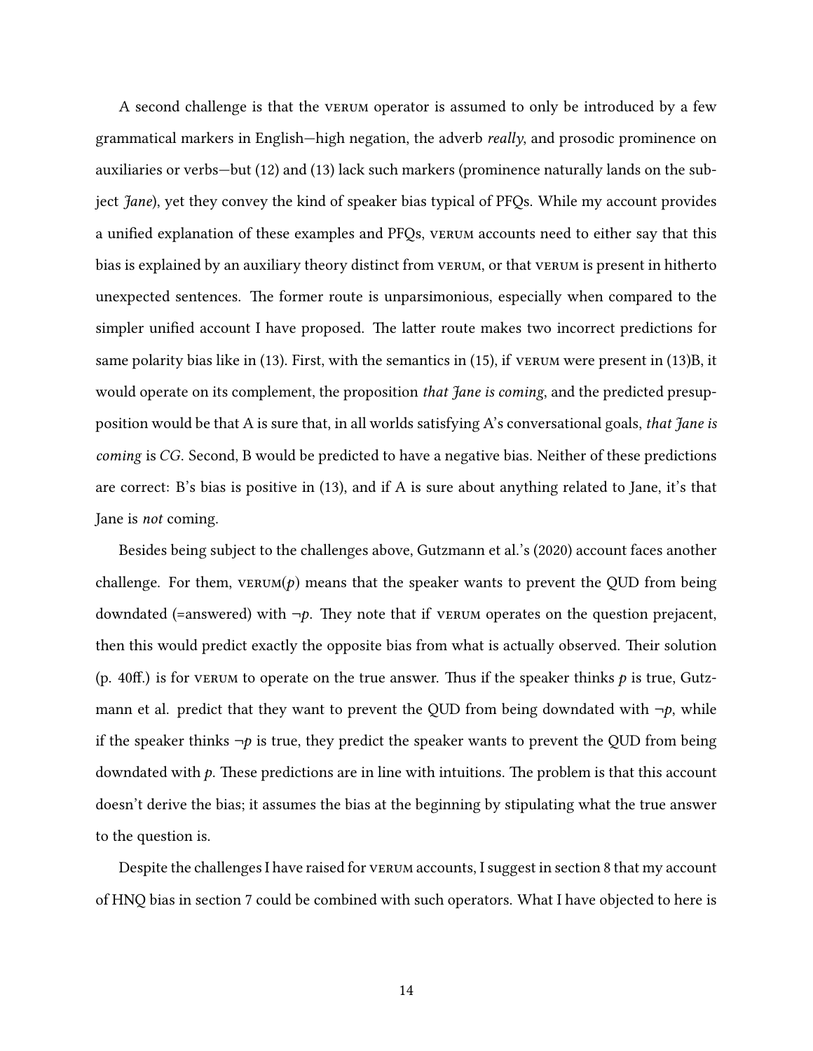A second challenge is that the VERUM operator is assumed to only be introduced by a few grammatical markers in English—high negation, the adverb *really*, and prosodic prominence on auxiliaries or verbs—but (12) and (13) lack such markers (prominence naturally lands on the subject *Jane*), yet they convey the kind of speaker bias typical of PFQs. While my account provides a unified explanation of these examples and PFQs, VERUM accounts need to either say that this bias is explained by an auxiliary theory distinct from VERUM, or that VERUM is present in hitherto unexpected sentences. The former route is unparsimonious, especially when compared to the simpler unified account I have proposed. The latter route makes two incorrect predictions for same polarity bias like in (13). First, with the semantics in (15), if VERUM were present in (13)B, it would operate on its complement, the proposition *that Jane is coming*, and the predicted presupposition would be that A is sure that, in all worlds satisfying A's conversational goals, *that Jane is coming* is *CG*. Second, B would be predicted to have a negative bias. Neither of these predictions are correct: B's bias is positive in (13), and if A is sure about anything related to Jane, it's that Jane is *not* coming.

Besides being subject to the challenges above, Gutzmann et al.'s (2020) account faces another challenge. For them, VERUM($p$) means that the speaker wants to prevent the QUD from being downdated (=answered) with $\neg p$. They note that if VERUM operates on the question prejacent, then this would predict exactly the opposite bias from what is actually observed. Their solution (p. 40ff.) is for VERUM to operate on the true answer. Thus if the speaker thinks $p$ is true, Gutzmann et al. predict that they want to prevent the QUD from being downdated with $\neg p$, while if the speaker thinks $\neg p$ is true, they predict the speaker wants to prevent the QUD from being downdated with $p$. These predictions are in line with intuitions. The problem is that this account doesn't derive the bias; it assumes the bias at the beginning by stipulating what the true answer to the question is.

Despite the challenges I have raised for VERUM accounts, I suggest in section 8 that my account of HNQ bias in section 7 could be combined with such operators. What I have objected to here is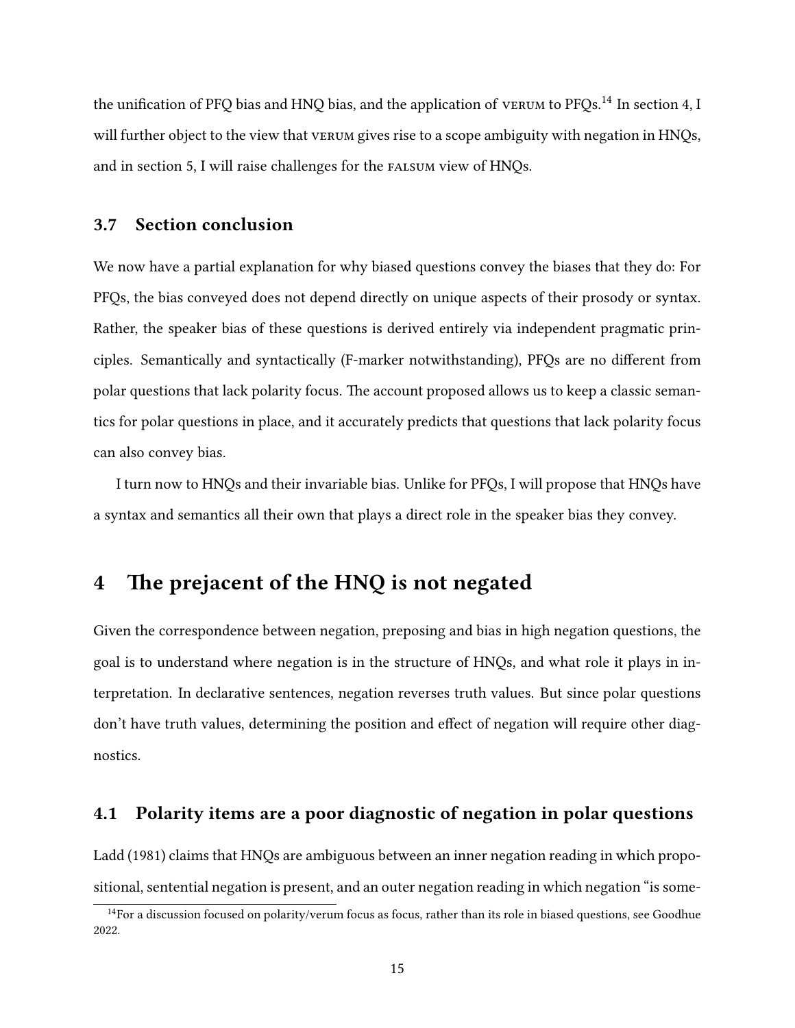the unification of PFQ bias and HNQ bias, and the application of VERUM to PFQs.[14] In section 4, I will further object to the view that VERUM gives rise to a scope ambiguity with negation in HNQs, and in section 5, I will raise challenges for the FALSUM view of HNQs.

### 3.7 Section conclusion

We now have a partial explanation for why biased questions convey the biases that they do: For PFQs, the bias conveyed does not depend directly on unique aspects of their prosody or syntax. Rather, the speaker bias of these questions is derived entirely via independent pragmatic principles. Semantically and syntactically (F-marker notwithstanding), PFQs are no different from polar questions that lack polarity focus. The account proposed allows us to keep a classic semantics for polar questions in place, and it accurately predicts that questions that lack polarity focus can also convey bias.

I turn now to HNQs and their invariable bias. Unlike for PFQs, I will propose that HNQs have a syntax and semantics all their own that plays a direct role in the speaker bias they convey.

## 4 The prejacent of the HNQ is not negated

Given the correspondence between negation, preposing and bias in high negation questions, the goal is to understand where negation is in the structure of HNQs, and what role it plays in interpretation. In declarative sentences, negation reverses truth values. But since polar questions don't have truth values, determining the position and effect of negation will require other diagnostics.

### 4.1 Polarity items are a poor diagnostic of negation in polar questions

Ladd (1981) claims that HNQs are ambiguous between an inner negation reading in which propositional, sentential negation is present, and an outer negation reading in which negation "is some-

[14] For a discussion focused on polarity/verum focus as focus, rather than its role in biased questions, see Goodhue 2022.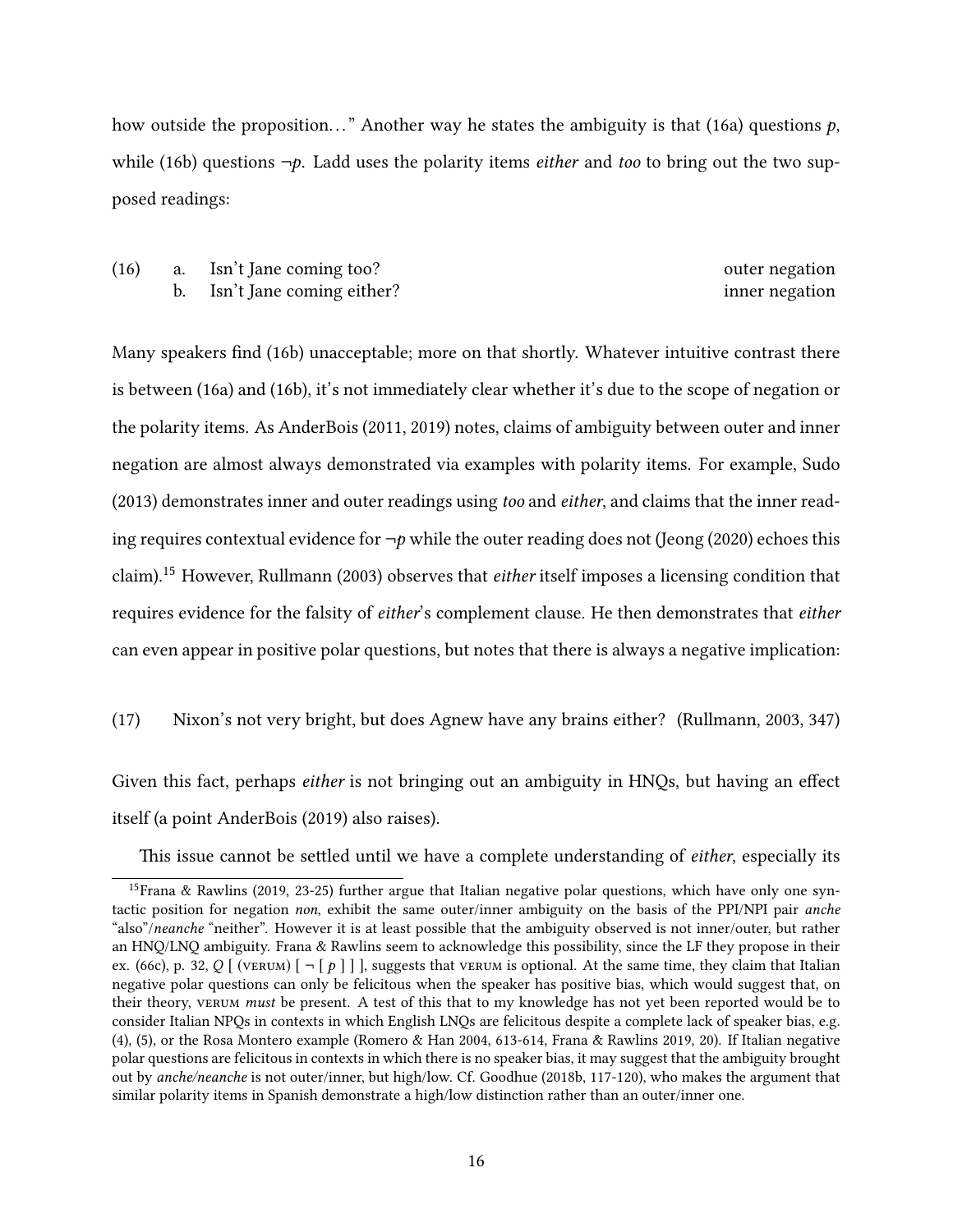how outside the proposition…" Another way he states the ambiguity is that (16a) questions *p*, while (16b) questions ¬*p*. Ladd uses the polarity items *either* and *too* to bring out the two supposed readings:

(16) a. Isn't Jane coming too? outer negation
 b. Isn't Jane coming either? inner negation

Many speakers find (16b) unacceptable; more on that shortly. Whatever intuitive contrast there is between (16a) and (16b), it's not immediately clear whether it's due to the scope of negation or the polarity items. As AnderBois (2011, 2019) notes, claims of ambiguity between outer and inner negation are almost always demonstrated via examples with polarity items. For example, Sudo (2013) demonstrates inner and outer readings using *too* and *either*, and claims that the inner reading requires contextual evidence for ¬*p* while the outer reading does not (Jeong (2020) echoes this claim).[15] However, Rullmann (2003) observes that *either* itself imposes a licensing condition that requires evidence for the falsity of *either*'s complement clause. He then demonstrates that *either* can even appear in positive polar questions, but notes that there is always a negative implication:

(17) Nixon's not very bright, but does Agnew have any brains either? (Rullmann, 2003, 347)

Given this fact, perhaps *either* is not bringing out an ambiguity in HNQs, but having an effect itself (a point AnderBois (2019) also raises).

This issue cannot be settled until we have a complete understanding of *either*, especially its

[15] Frana & Rawlins (2019, 23-25) further argue that Italian negative polar questions, which have only one syntactic position for negation *non*, exhibit the same outer/inner ambiguity on the basis of the PPI/NPI pair *anche* "also"/*neanche* "neither". However it is at least possible that the ambiguity observed is not inner/outer, but rather an HNQ/LNQ ambiguity. Frana & Rawlins seem to acknowledge this possibility, since the LF they propose in their ex. (66c), p. 32, *Q* [ (VERUM) [ ¬ [ *p* ] ] ], suggests that VERUM is optional. At the same time, they claim that Italian negative polar questions can only be felicitous when the speaker has positive bias, which would suggest that, on their theory, VERUM *must* be present. A test of this that to my knowledge has not yet been reported would be to consider Italian NPQs in contexts in which English LNQs are felicitous despite a complete lack of speaker bias, e.g. (4), (5), or the Rosa Montero example (Romero & Han 2004, 613-614, Frana & Rawlins 2019, 20). If Italian negative polar questions are felicitous in contexts in which there is no speaker bias, it may suggest that the ambiguity brought out by *anche/neanche* is not outer/inner, but high/low. Cf. Goodhue (2018b, 117-120), who makes the argument that similar polarity items in Spanish demonstrate a high/low distinction rather than an outer/inner one.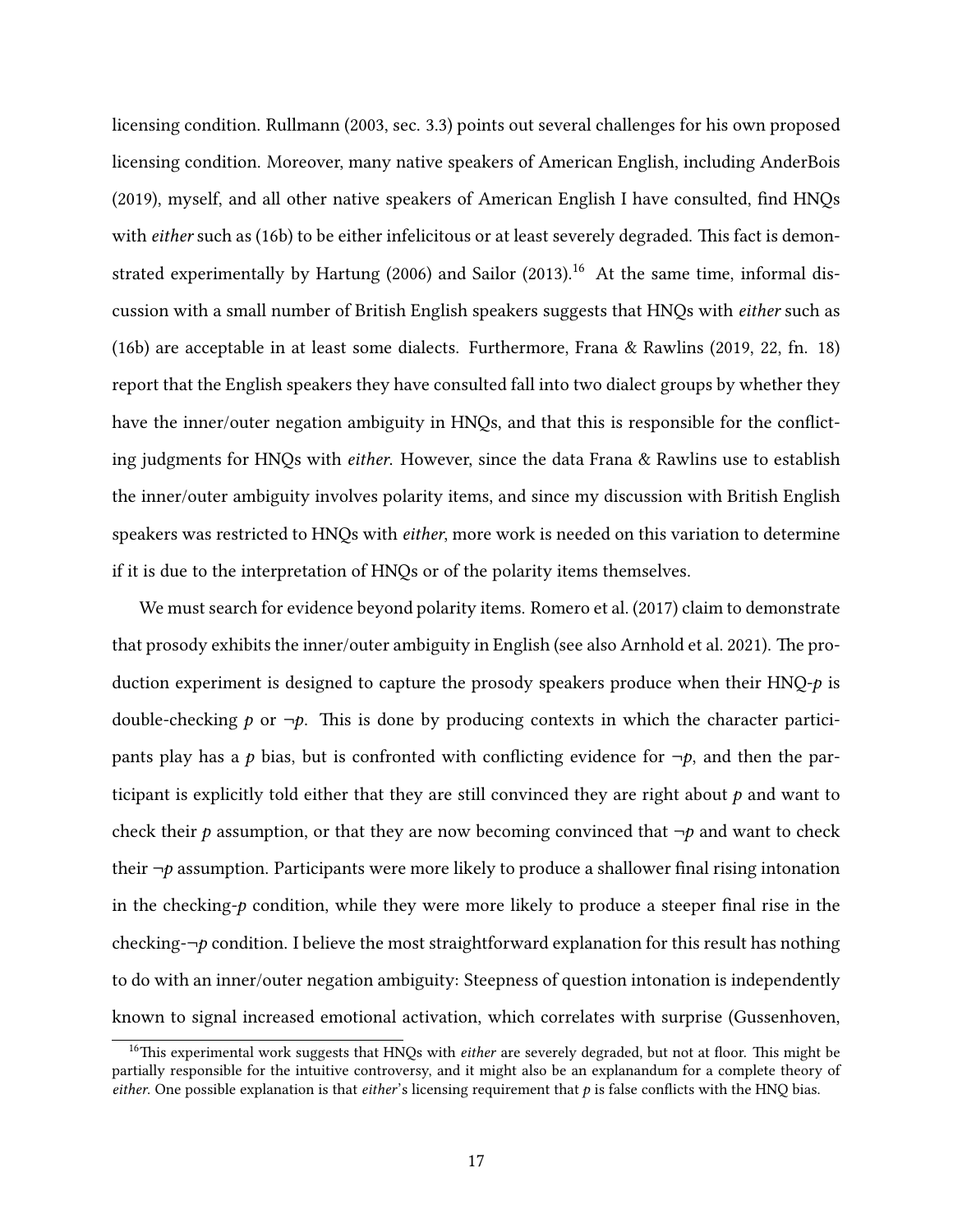licensing condition. Rullmann (2003, sec. 3.3) points out several challenges for his own proposed licensing condition. Moreover, many native speakers of American English, including AnderBois (2019), myself, and all other native speakers of American English I have consulted, find HNQs with *either* such as (16b) to be either infelicitous or at least severely degraded. This fact is demonstrated experimentally by Hartung (2006) and Sailor (2013).[16] At the same time, informal discussion with a small number of British English speakers suggests that HNQs with *either* such as (16b) are acceptable in at least some dialects. Furthermore, Frana & Rawlins (2019, 22, fn. 18) report that the English speakers they have consulted fall into two dialect groups by whether they have the inner/outer negation ambiguity in HNQs, and that this is responsible for the conflicting judgments for HNQs with *either*. However, since the data Frana & Rawlins use to establish the inner/outer ambiguity involves polarity items, and since my discussion with British English speakers was restricted to HNQs with *either*, more work is needed on this variation to determine if it is due to the interpretation of HNQs or of the polarity items themselves.

We must search for evidence beyond polarity items. Romero et al. (2017) claim to demonstrate that prosody exhibits the inner/outer ambiguity in English (see also Arnhold et al. 2021). The production experiment is designed to capture the prosody speakers produce when their HNQ-$p$ is double-checking $p$ or $\neg p$. This is done by producing contexts in which the character participants play has a $p$ bias, but is confronted with conflicting evidence for $\neg p$, and then the participant is explicitly told either that they are still convinced they are right about $p$ and want to check their $p$ assumption, or that they are now becoming convinced that $\neg p$ and want to check their $\neg p$ assumption. Participants were more likely to produce a shallower final rising intonation in the checking-$p$ condition, while they were more likely to produce a steeper final rise in the checking-$\neg p$ condition. I believe the most straightforward explanation for this result has nothing to do with an inner/outer negation ambiguity: Steepness of question intonation is independently known to signal increased emotional activation, which correlates with surprise (Gussenhoven,

[16] This experimental work suggests that HNQs with *either* are severely degraded, but not at floor. This might be partially responsible for the intuitive controversy, and it might also be an explanandum for a complete theory of *either*. One possible explanation is that *either*'s licensing requirement that $p$ is false conflicts with the HNQ bias.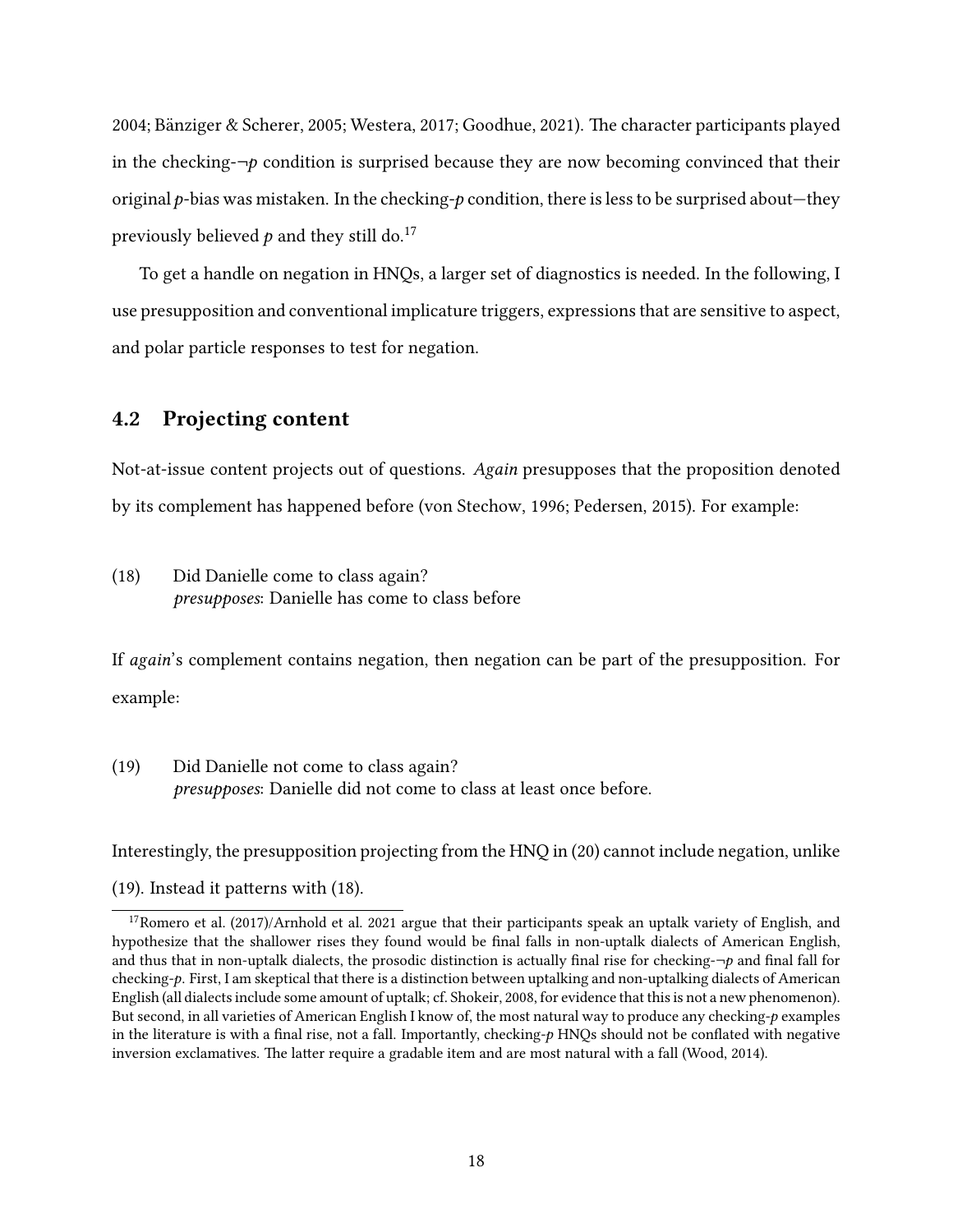2004; Bänziger & Scherer, 2005; Westera, 2017; Goodhue, 2021). The character participants played in the checking-$\neg p$ condition is surprised because they are now becoming convinced that their original $p$-bias was mistaken. In the checking-$p$ condition, there is less to be surprised about—they previously believed $p$ and they still do.[17]

To get a handle on negation in HNQs, a larger set of diagnostics is needed. In the following, I use presupposition and conventional implicature triggers, expressions that are sensitive to aspect, and polar particle responses to test for negation.

## 4.2 Projecting content

Not-at-issue content projects out of questions. *Again* presupposes that the proposition denoted by its complement has happened before (von Stechow, 1996; Pedersen, 2015). For example:

(18) Did Danielle come to class again?
*presupposes*: Danielle has come to class before

If *again*'s complement contains negation, then negation can be part of the presupposition. For example:

(19) Did Danielle not come to class again?
*presupposes*: Danielle did not come to class at least once before.

Interestingly, the presupposition projecting from the HNQ in (20) cannot include negation, unlike (19). Instead it patterns with (18).

[17] Romero et al. (2017)/Arnhold et al. 2021 argue that their participants speak an uptalk variety of English, and hypothesize that the shallower rises they found would be final falls in non-uptalk dialects of American English, and thus that in non-uptalk dialects, the prosodic distinction is actually final rise for checking-$\neg p$ and final fall for checking-$p$. First, I am skeptical that there is a distinction between uptalking and non-uptalking dialects of American English (all dialects include some amount of uptalk; cf. Shokeir, 2008, for evidence that this is not a new phenomenon). But second, in all varieties of American English I know of, the most natural way to produce any checking-$p$ examples in the literature is with a final rise, not a fall. Importantly, checking-$p$ HNQs should not be conflated with negative inversion exclamatives. The latter require a gradable item and are most natural with a fall (Wood, 2014).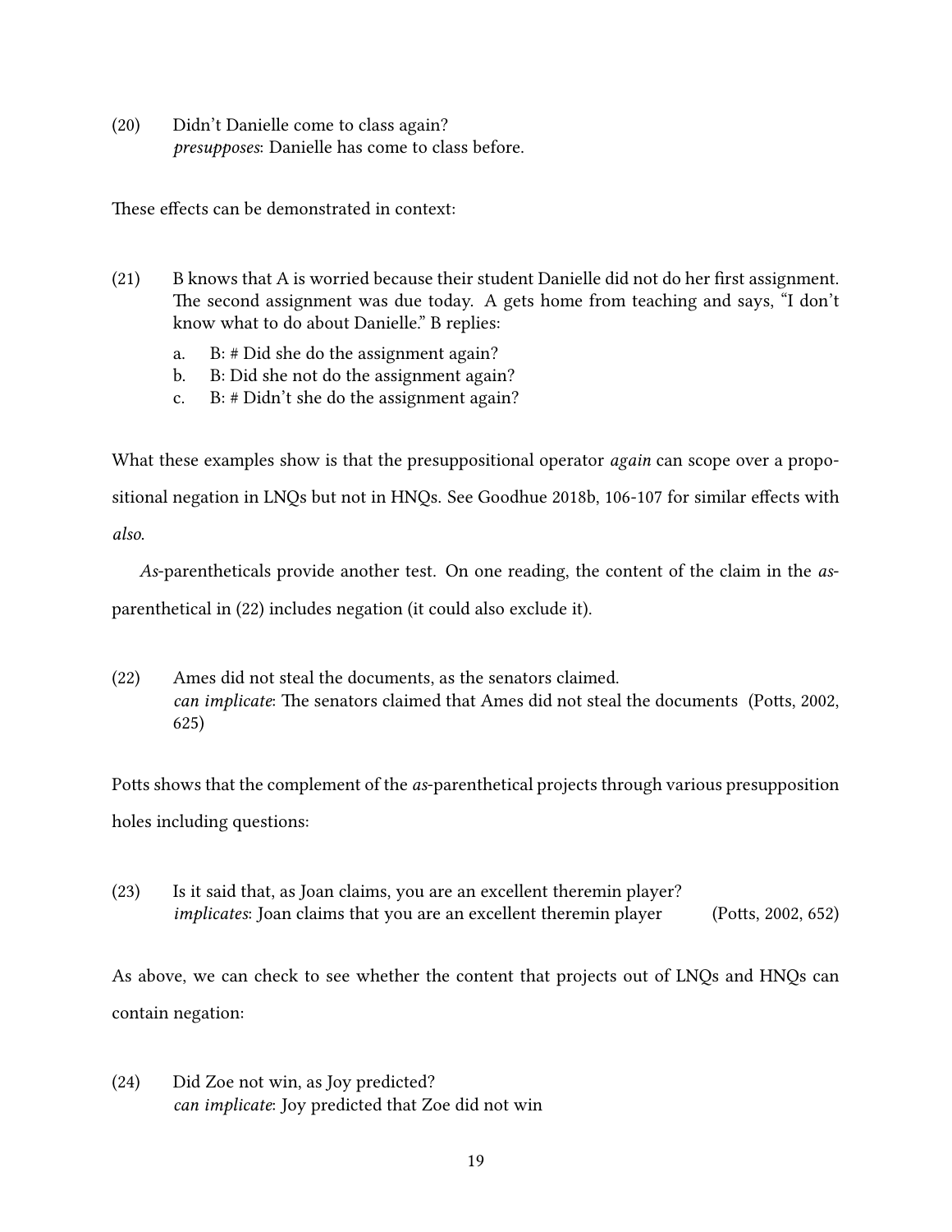(20) Didn't Danielle come to class again?
*presupposes*: Danielle has come to class before.

These effects can be demonstrated in context:

(21) B knows that A is worried because their student Danielle did not do her first assignment. The second assignment was due today. A gets home from teaching and says, "I don't know what to do about Danielle." B replies:

a. B: # Did she do the assignment again?
b. B: Did she not do the assignment again?
c. B: # Didn't she do the assignment again?

What these examples show is that the presuppositional operator *again* can scope over a propositional negation in LNQs but not in HNQs. See Goodhue 2018b, 106-107 for similar effects with *also*.

*As*-parentheticals provide another test. On one reading, the content of the claim in the *as*-parenthetical in (22) includes negation (it could also exclude it).

(22) Ames did not steal the documents, as the senators claimed.
*can implicate*: The senators claimed that Ames did not steal the documents (Potts, 2002, 625)

Potts shows that the complement of the *as*-parenthetical projects through various presupposition holes including questions:

(23) Is it said that, as Joan claims, you are an excellent theremin player?
*implicates*: Joan claims that you are an excellent theremin player (Potts, 2002, 652)

As above, we can check to see whether the content that projects out of LNQs and HNQs can contain negation:

(24) Did Zoe not win, as Joy predicted?
*can implicate*: Joy predicted that Zoe did not win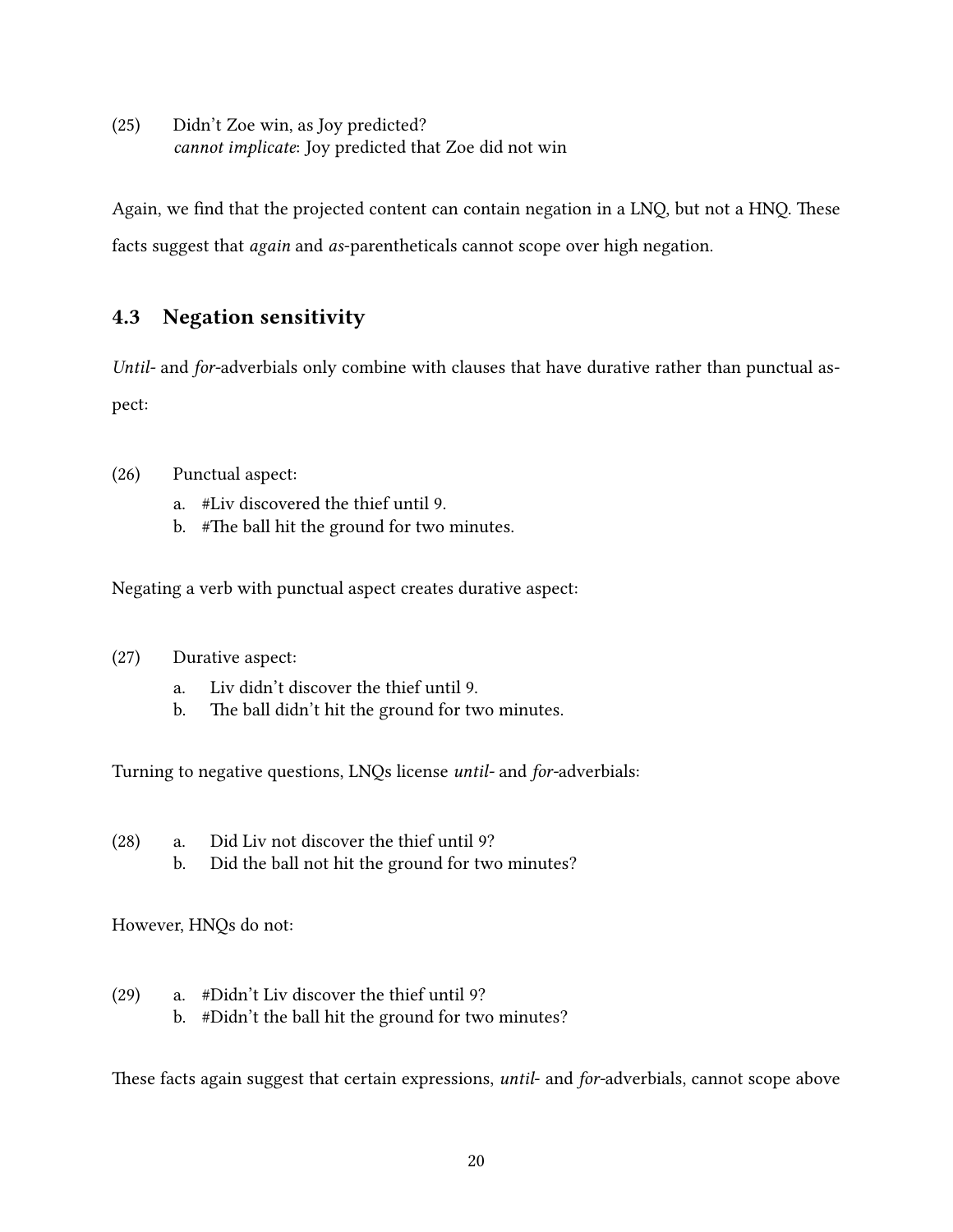(25) Didn't Zoe win, as Joy predicted?
*cannot implicate*: Joy predicted that Zoe did not win

Again, we find that the projected content can contain negation in a LNQ, but not a HNQ. These facts suggest that *again* and *as*-parentheticals cannot scope over high negation.

## 4.3 Negation sensitivity

*Until-* and *for*-adverbials only combine with clauses that have durative rather than punctual aspect:

(26) Punctual aspect:
  a. #Liv discovered the thief until 9.
  b. #The ball hit the ground for two minutes.

Negating a verb with punctual aspect creates durative aspect:

(27) Durative aspect:
  a. Liv didn't discover the thief until 9.
  b. The ball didn't hit the ground for two minutes.

Turning to negative questions, LNQs license *until-* and *for*-adverbials:

(28) a. Did Liv not discover the thief until 9?
  b. Did the ball not hit the ground for two minutes?

However, HNQs do not:

(29) a. #Didn't Liv discover the thief until 9?
  b. #Didn't the ball hit the ground for two minutes?

These facts again suggest that certain expressions, *until-* and *for*-adverbials, cannot scope above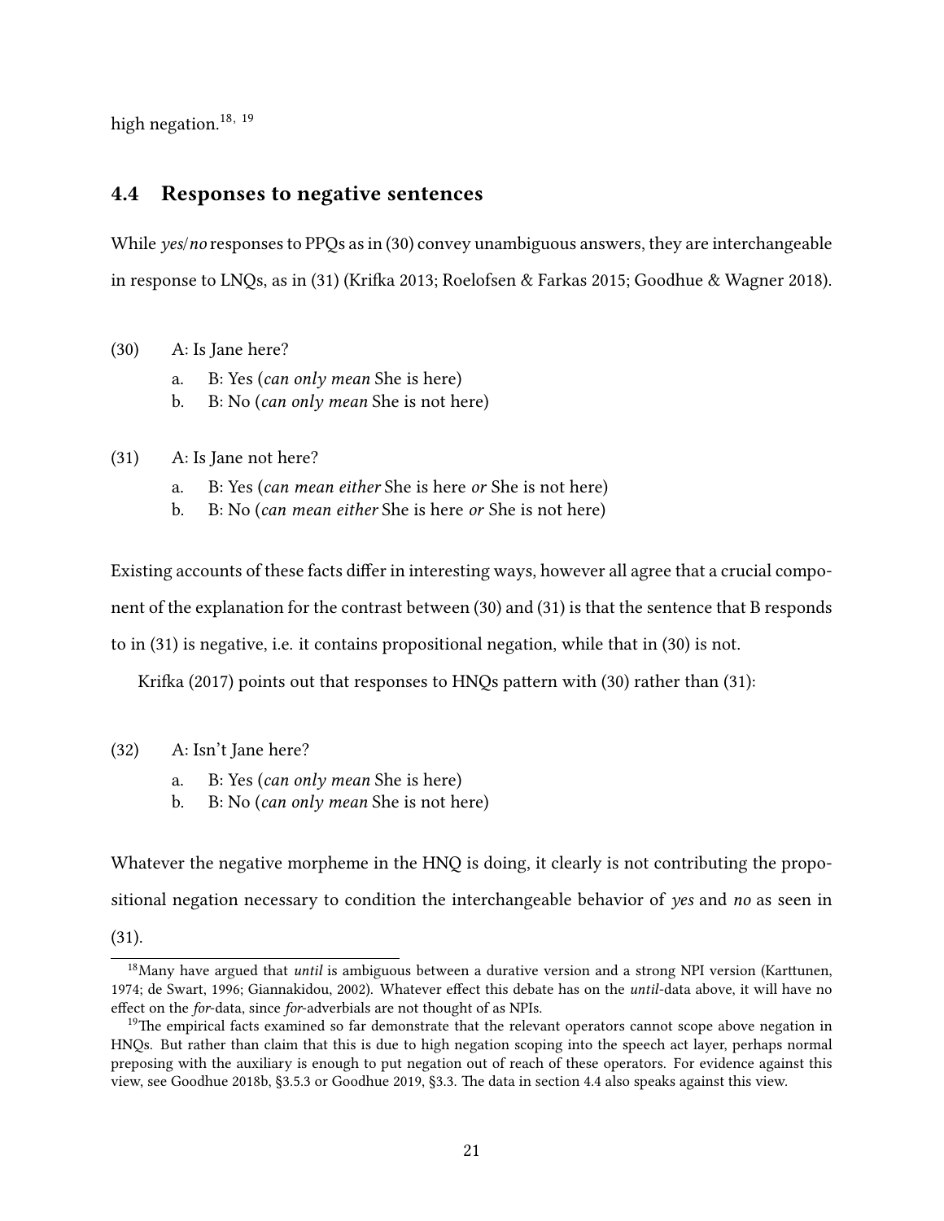high negation.[18, 19]

## 4.4 Responses to negative sentences

While *yes*/*no* responses to PPQs as in (30) convey unambiguous answers, they are interchangeable in response to LNQs, as in (31) (Krifka 2013; Roelofsen & Farkas 2015; Goodhue & Wagner 2018).

(30) A: Is Jane here?
  a. B: Yes (*can only mean* She is here)
  b. B: No (*can only mean* She is not here)

(31) A: Is Jane not here?
  a. B: Yes (*can mean either* She is here *or* She is not here)
  b. B: No (*can mean either* She is here *or* She is not here)

Existing accounts of these facts differ in interesting ways, however all agree that a crucial component of the explanation for the contrast between (30) and (31) is that the sentence that B responds to in (31) is negative, i.e. it contains propositional negation, while that in (30) is not.

Krifka (2017) points out that responses to HNQs pattern with (30) rather than (31):

(32) A: Isn't Jane here?
  a. B: Yes (*can only mean* She is here)
  b. B: No (*can only mean* She is not here)

Whatever the negative morpheme in the HNQ is doing, it clearly is not contributing the propositional negation necessary to condition the interchangeable behavior of *yes* and *no* as seen in (31).

[18] Many have argued that *until* is ambiguous between a durative version and a strong NPI version (Karttunen, 1974; de Swart, 1996; Giannakidou, 2002). Whatever effect this debate has on the *until*-data above, it will have no effect on the *for*-data, since *for*-adverbials are not thought of as NPIs.

[19] The empirical facts examined so far demonstrate that the relevant operators cannot scope above negation in HNQs. But rather than claim that this is due to high negation scoping into the speech act layer, perhaps normal preposing with the auxiliary is enough to put negation out of reach of these operators. For evidence against this view, see Goodhue 2018b, §3.5.3 or Goodhue 2019, §3.3. The data in section 4.4 also speaks against this view.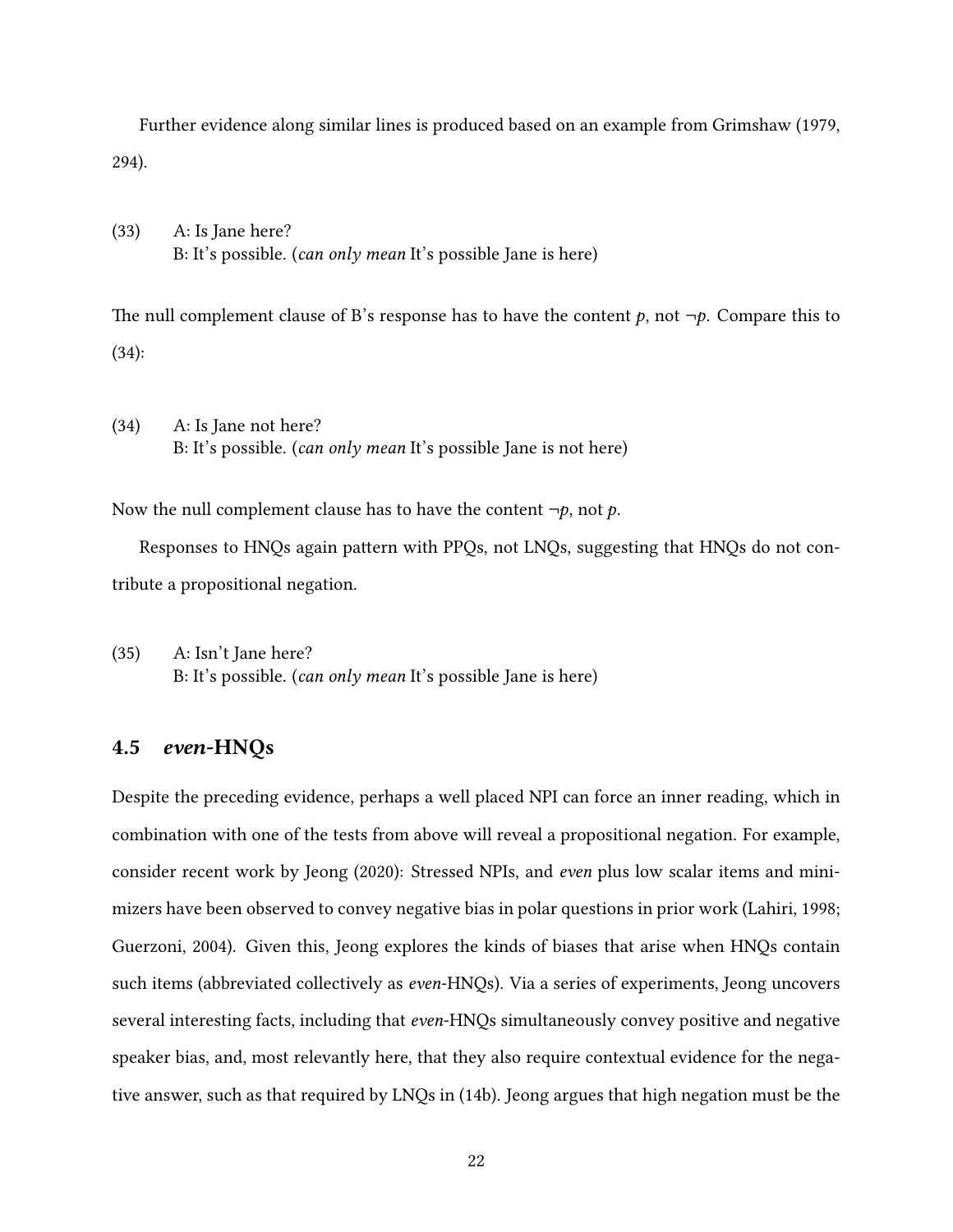Further evidence along similar lines is produced based on an example from Grimshaw (1979, 294).

(33) A: Is Jane here?
B: It's possible. (*can only mean* It's possible Jane is here)

The null complement clause of B's response has to have the content $p$, not $\neg p$. Compare this to (34):

(34) A: Is Jane not here?
B: It's possible. (*can only mean* It's possible Jane is not here)

Now the null complement clause has to have the content $\neg p$, not $p$.

Responses to HNQs again pattern with PPQs, not LNQs, suggesting that HNQs do not contribute a propositional negation.

(35) A: Isn't Jane here?
B: It's possible. (*can only mean* It's possible Jane is here)

### 4.5 *even*-HNQs

Despite the preceding evidence, perhaps a well placed NPI can force an inner reading, which in combination with one of the tests from above will reveal a propositional negation. For example, consider recent work by Jeong (2020): Stressed NPIs, and *even* plus low scalar items and minimizers have been observed to convey negative bias in polar questions in prior work (Lahiri, 1998; Guerzoni, 2004). Given this, Jeong explores the kinds of biases that arise when HNQs contain such items (abbreviated collectively as *even*-HNQs). Via a series of experiments, Jeong uncovers several interesting facts, including that *even*-HNQs simultaneously convey positive and negative speaker bias, and, most relevantly here, that they also require contextual evidence for the negative answer, such as that required by LNQs in (14b). Jeong argues that high negation must be the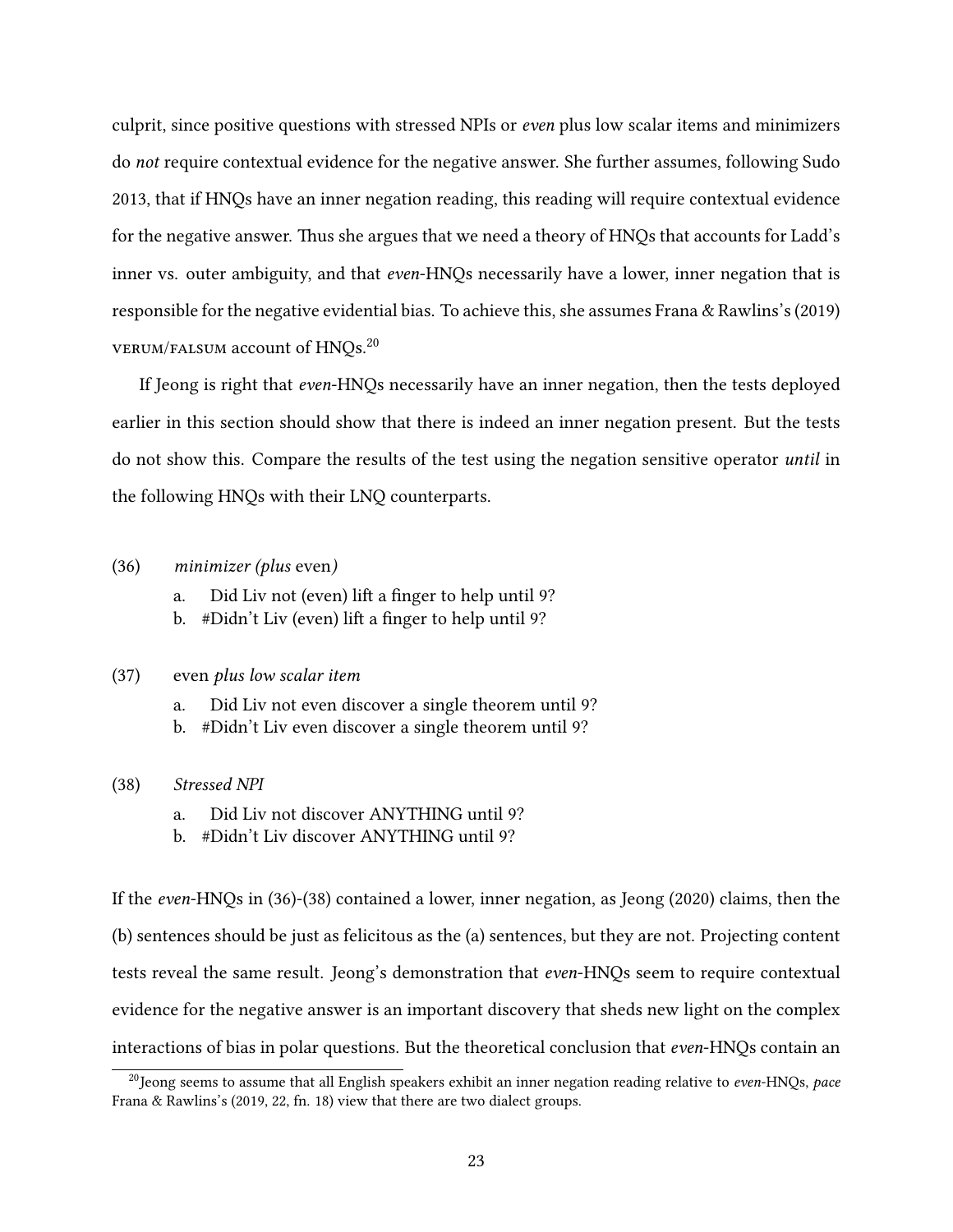culprit, since positive questions with stressed NPIs or *even* plus low scalar items and minimizers do *not* require contextual evidence for the negative answer. She further assumes, following Sudo 2013, that if HNQs have an inner negation reading, this reading will require contextual evidence for the negative answer. Thus she argues that we need a theory of HNQs that accounts for Ladd's inner vs. outer ambiguity, and that *even*-HNQs necessarily have a lower, inner negation that is responsible for the negative evidential bias. To achieve this, she assumes Frana & Rawlins's (2019) VERUM/FALSUM account of HNQs.[20]

If Jeong is right that *even*-HNQs necessarily have an inner negation, then the tests deployed earlier in this section should show that there is indeed an inner negation present. But the tests do not show this. Compare the results of the test using the negation sensitive operator *until* in the following HNQs with their LNQ counterparts.

(36) *minimizer (plus* even*)*

a. Did Liv not (even) lift a finger to help until 9?

b. #Didn't Liv (even) lift a finger to help until 9?

(37) even *plus low scalar item*

a. Did Liv not even discover a single theorem until 9?

b. #Didn't Liv even discover a single theorem until 9?

(38) *Stressed NPI*

a. Did Liv not discover ANYTHING until 9?

b. #Didn't Liv discover ANYTHING until 9?

If the *even*-HNQs in (36)-(38) contained a lower, inner negation, as Jeong (2020) claims, then the (b) sentences should be just as felicitous as the (a) sentences, but they are not. Projecting content tests reveal the same result. Jeong's demonstration that *even*-HNQs seem to require contextual evidence for the negative answer is an important discovery that sheds new light on the complex interactions of bias in polar questions. But the theoretical conclusion that *even*-HNQs contain an

[20] Jeong seems to assume that all English speakers exhibit an inner negation reading relative to *even*-HNQs, *pace* Frana & Rawlins's (2019, 22, fn. 18) view that there are two dialect groups.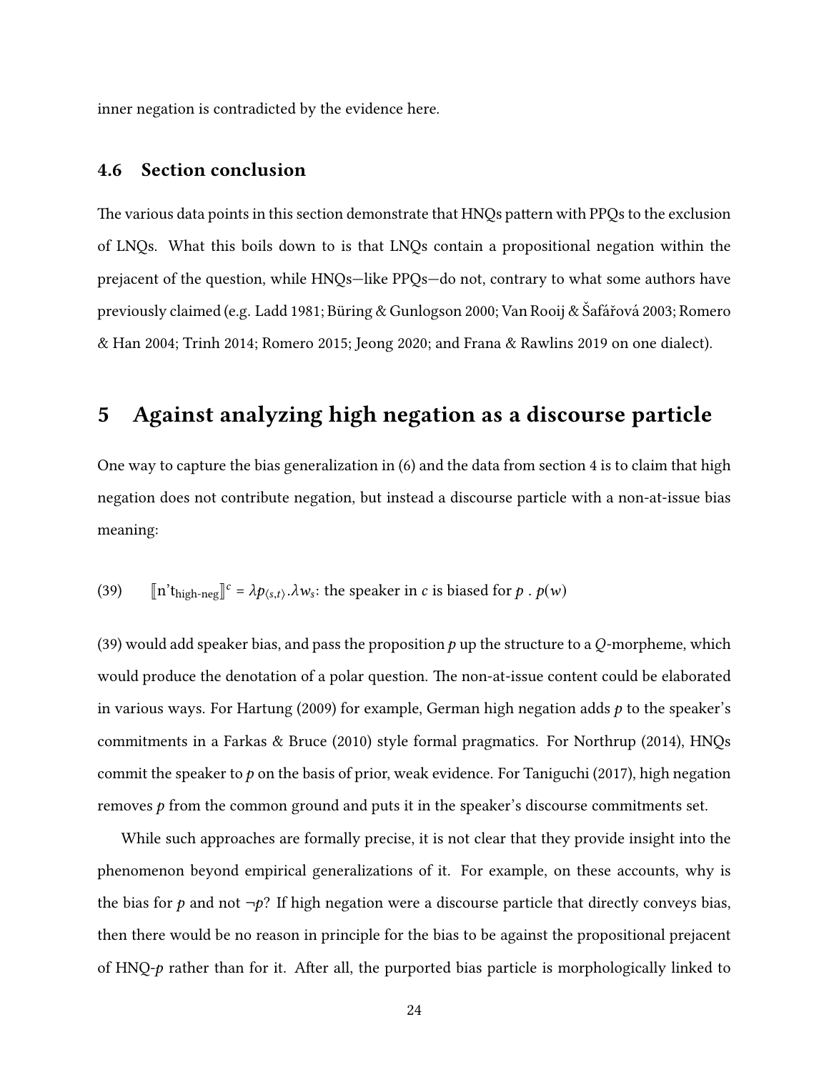inner negation is contradicted by the evidence here.

### 4.6 Section conclusion

The various data points in this section demonstrate that HNQs pattern with PPQs to the exclusion of LNQs. What this boils down to is that LNQs contain a propositional negation within the prejacent of the question, while HNQs—like PPQs—do not, contrary to what some authors have previously claimed (e.g. Ladd 1981; Büring & Gunlogson 2000; Van Rooij & Šafářová 2003; Romero & Han 2004; Trinh 2014; Romero 2015; Jeong 2020; and Frana & Rawlins 2019 on one dialect).

## 5 Against analyzing high negation as a discourse particle

One way to capture the bias generalization in (6) and the data from section 4 is to claim that high negation does not contribute negation, but instead a discourse particle with a non-at-issue bias meaning:

(39) $[\![\text{n't}_{\text{high-neg}}]\!]^c = \lambda p_{\langle s,t \rangle} . \lambda w_s$: the speaker in $c$ is biased for $p$ . $p(w)$

(39) would add speaker bias, and pass the proposition $p$ up the structure to a $Q$-morpheme, which would produce the denotation of a polar question. The non-at-issue content could be elaborated in various ways. For Hartung (2009) for example, German high negation adds $p$ to the speaker's commitments in a Farkas & Bruce (2010) style formal pragmatics. For Northrup (2014), HNQs commit the speaker to $p$ on the basis of prior, weak evidence. For Taniguchi (2017), high negation removes $p$ from the common ground and puts it in the speaker's discourse commitments set.

While such approaches are formally precise, it is not clear that they provide insight into the phenomenon beyond empirical generalizations of it. For example, on these accounts, why is the bias for $p$ and not $\neg p$? If high negation were a discourse particle that directly conveys bias, then there would be no reason in principle for the bias to be against the propositional prejacent of HNQ-$p$ rather than for it. After all, the purported bias particle is morphologically linked to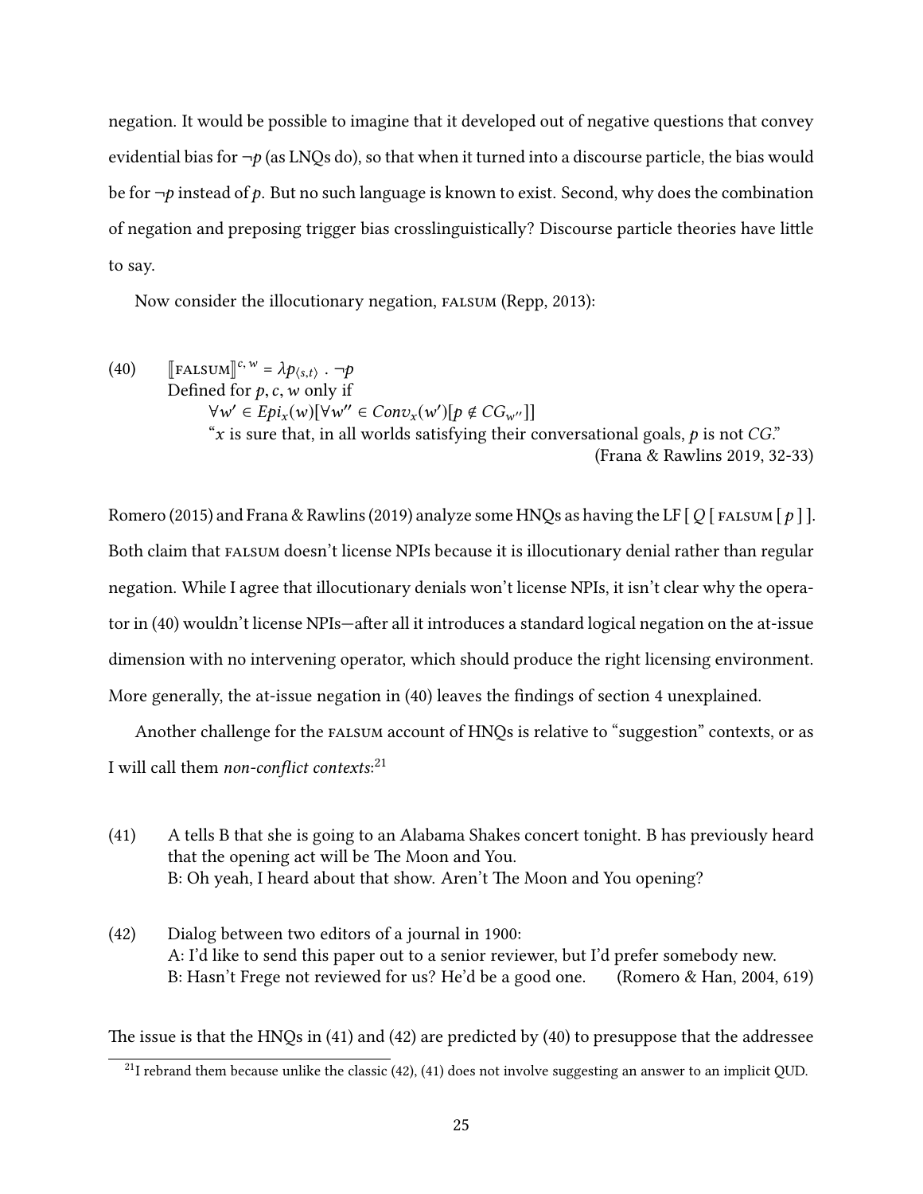negation. It would be possible to imagine that it developed out of negative questions that convey evidential bias for $\neg p$ (as LNQs do), so that when it turned into a discourse particle, the bias would be for $\neg p$ instead of $p$. But no such language is known to exist. Second, why does the combination of negation and preposing trigger bias crosslinguistically? Discourse particle theories have little to say.

Now consider the illocutionary negation, FALSUM (Repp, 2013):

(40) $[\![\text{FALSUM}]\!]^{c,w} = \lambda p_{\langle s,t \rangle} \,.\, \neg p$
Defined for $p, c, w$ only if
$\forall w' \in Epi_x(w)[\forall w'' \in Conv_x(w')[p \notin CG_{w''}]]$
"$x$ is sure that, in all worlds satisfying their conversational goals, $p$ is not $CG$." (Frana & Rawlins 2019, 32-33)

Romero (2015) and Frana & Rawlins (2019) analyze some HNQs as having the LF [ $Q$ [ FALSUM [ $p$ ] ]. Both claim that FALSUM doesn't license NPIs because it is illocutionary denial rather than regular negation. While I agree that illocutionary denials won't license NPIs, it isn't clear why the operator in (40) wouldn't license NPIs—after all it introduces a standard logical negation on the at-issue dimension with no intervening operator, which should produce the right licensing environment. More generally, the at-issue negation in (40) leaves the findings of section 4 unexplained.

Another challenge for the FALSUM account of HNQs is relative to "suggestion" contexts, or as I will call them *non-conflict contexts*:[21]

(41) A tells B that she is going to an Alabama Shakes concert tonight. B has previously heard that the opening act will be The Moon and You.
B: Oh yeah, I heard about that show. Aren't The Moon and You opening?

(42) Dialog between two editors of a journal in 1900:
A: I'd like to send this paper out to a senior reviewer, but I'd prefer somebody new.
B: Hasn't Frege not reviewed for us? He'd be a good one. (Romero & Han, 2004, 619)

The issue is that the HNQs in (41) and (42) are predicted by (40) to presuppose that the addressee

[21] I rebrand them because unlike the classic (42), (41) does not involve suggesting an answer to an implicit QUD.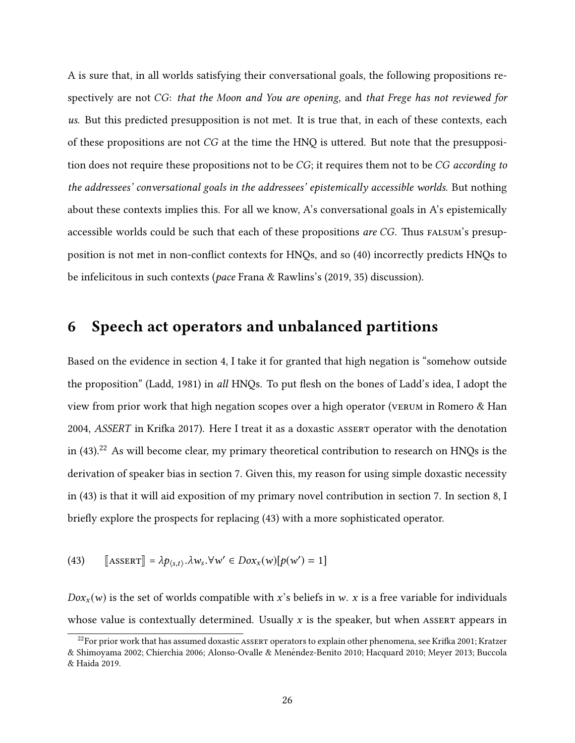A is sure that, in all worlds satisfying their conversational goals, the following propositions respectively are not *CG*: *that the Moon and You are opening*, and *that Frege has not reviewed for us*. But this predicted presupposition is not met. It is true that, in each of these contexts, each of these propositions are not *CG* at the time the HNQ is uttered. But note that the presupposition does not require these propositions not to be *CG*; it requires them not to be *CG according to the addressees' conversational goals in the addressees' epistemically accessible worlds*. But nothing about these contexts implies this. For all we know, A's conversational goals in A's epistemically accessible worlds could be such that each of these propositions *are CG*. Thus FALSUM's presupposition is not met in non-conflict contexts for HNQs, and so (40) incorrectly predicts HNQs to be infelicitous in such contexts (*pace* Frana & Rawlins's (2019, 35) discussion).

## 6 Speech act operators and unbalanced partitions

Based on the evidence in section 4, I take it for granted that high negation is "somehow outside the proposition" (Ladd, 1981) in *all* HNQs. To put flesh on the bones of Ladd's idea, I adopt the view from prior work that high negation scopes over a high operator (VERUM in Romero & Han 2004, *ASSERT* in Krifka 2017). Here I treat it as a doxastic ASSERT operator with the denotation in (43).[22] As will become clear, my primary theoretical contribution to research on HNQs is the derivation of speaker bias in section 7. Given this, my reason for using simple doxastic necessity in (43) is that it will aid exposition of my primary novel contribution in section 7. In section 8, I briefly explore the prospects for replacing (43) with a more sophisticated operator.

(43) $[\![\text{ASSERT}]\!] = \lambda p_{\langle s,t\rangle}.\lambda w_s.\forall w' \in Dox_x(w)[p(w') = 1]$

$Dox_x(w)$ is the set of worlds compatible with $x$'s beliefs in $w$. $x$ is a free variable for individuals whose value is contextually determined. Usually $x$ is the speaker, but when ASSERT appears in

[22] For prior work that has assumed doxastic ASSERT operators to explain other phenomena, see Krifka 2001; Kratzer & Shimoyama 2002; Chierchia 2006; Alonso-Ovalle & Menéndez-Benito 2010; Hacquard 2010; Meyer 2013; Buccola & Haida 2019.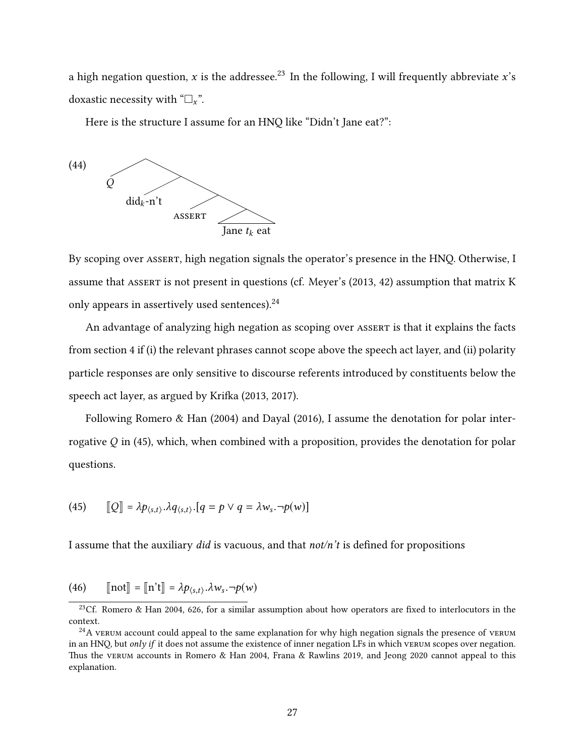a high negation question, $x$ is the addressee.[23] In the following, I will frequently abbreviate $x$'s doxastic necessity with "$\Box_x$".

Here is the structure I assume for an HNQ like "Didn't Jane eat?":

(44) [ $Q$ [ did$_k$-n't [ ASSERT [ Jane $t_k$ eat ] ] ] ]

By scoping over ASSERT, high negation signals the operator's presence in the HNQ. Otherwise, I assume that ASSERT is not present in questions (cf. Meyer's (2013, 42) assumption that matrix K only appears in assertively used sentences).[24]

An advantage of analyzing high negation as scoping over ASSERT is that it explains the facts from section 4 if (i) the relevant phrases cannot scope above the speech act layer, and (ii) polarity particle responses are only sensitive to discourse referents introduced by constituents below the speech act layer, as argued by Krifka (2013, 2017).

Following Romero & Han (2004) and Dayal (2016), I assume the denotation for polar interrogative $Q$ in (45), which, when combined with a proposition, provides the denotation for polar questions.

(45) $[\![Q]\!] = \lambda p_{\langle s,t \rangle}.\lambda q_{\langle s,t \rangle}.[q = p \lor q = \lambda w_s.\neg p(w)]$

I assume that the auxiliary *did* is vacuous, and that *not/n't* is defined for propositions

(46) $[\![\text{not}]\!] = [\![\text{n't}]\!] = \lambda p_{\langle s,t \rangle}.\lambda w_s.\neg p(w)$

[23] Cf. Romero & Han 2004, 626, for a similar assumption about how operators are fixed to interlocutors in the context.

[24] A VERUM account could appeal to the same explanation for why high negation signals the presence of VERUM in an HNQ, but *only if* it does not assume the existence of inner negation LFs in which VERUM scopes over negation. Thus the VERUM accounts in Romero & Han 2004, Frana & Rawlins 2019, and Jeong 2020 cannot appeal to this explanation.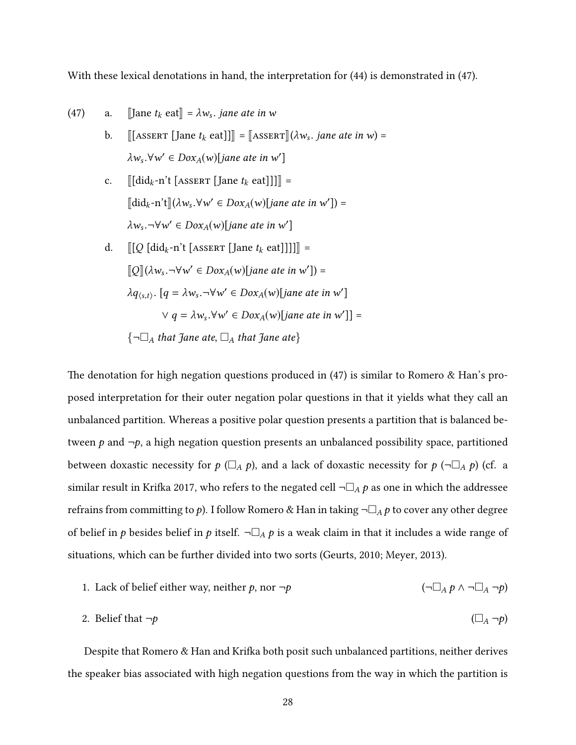With these lexical denotations in hand, the interpretation for (44) is demonstrated in (47).

(47)
a. $[\![\text{Jane } t_k \text{ eat}]\!] = \lambda w_s.\ \textit{jane ate in } w$

b. $[\![[\textsc{assert}\ [\text{Jane } t_k \text{ eat}]]]\!] = [\![\textsc{assert}]\!](\lambda w_s.\ \textit{jane ate in } w) =$

   $\lambda w_s.\forall w' \in Dox_A(w)[\textit{jane ate in } w']$

c. $[\![[\text{did}_k\text{-n't}\ [\textsc{assert}\ [\text{Jane } t_k \text{ eat}]]]]\!] =$

   $[\![\text{did}_k\text{-n't}]\!](\lambda w_s.\forall w' \in Dox_A(w)[\textit{jane ate in } w']) =$

   $\lambda w_s.\neg\forall w' \in Dox_A(w)[\textit{jane ate in } w']$

d. $[\![[Q\ [\text{did}_k\text{-n't}\ [\textsc{assert}\ [\text{Jane } t_k \text{ eat}]]]]]\!] =$

   $[\![Q]\!](\lambda w_s.\neg\forall w' \in Dox_A(w)[\textit{jane ate in } w']) =$

   $\lambda q_{\langle s,t\rangle}.\ [q = \lambda w_s.\neg\forall w' \in Dox_A(w)[\textit{jane ate in } w']$

   $\quad \vee\ q = \lambda w_s.\forall w' \in Dox_A(w)[\textit{jane ate in } w']] =$

   $\{\neg\Box_A \textit{ that Jane ate}, \Box_A \textit{ that Jane ate}\}$

The denotation for high negation questions produced in (47) is similar to Romero & Han's proposed interpretation for their outer negation polar questions in that it yields what they call an unbalanced partition. Whereas a positive polar question presents a partition that is balanced between $p$ and $\neg p$, a high negation question presents an unbalanced possibility space, partitioned between doxastic necessity for $p$ ($\Box_A\ p$), and a lack of doxastic necessity for $p$ ($\neg\Box_A\ p$) (cf. a similar result in Krifka 2017, who refers to the negated cell $\neg\Box_A\ p$ as one in which the addressee refrains from committing to $p$). I follow Romero & Han in taking $\neg\Box_A\ p$ to cover any other degree of belief in $p$ besides belief in $p$ itself. $\neg\Box_A\ p$ is a weak claim in that it includes a wide range of situations, which can be further divided into two sorts (Geurts, 2010; Meyer, 2013).

1. Lack of belief either way, neither $p$, nor $\neg p$ $\qquad (\neg\Box_A\ p \wedge \neg\Box_A\ \neg p)$
2. Belief that $\neg p$ $\qquad (\Box_A\ \neg p)$

Despite that Romero & Han and Krifka both posit such unbalanced partitions, neither derives the speaker bias associated with high negation questions from the way in which the partition is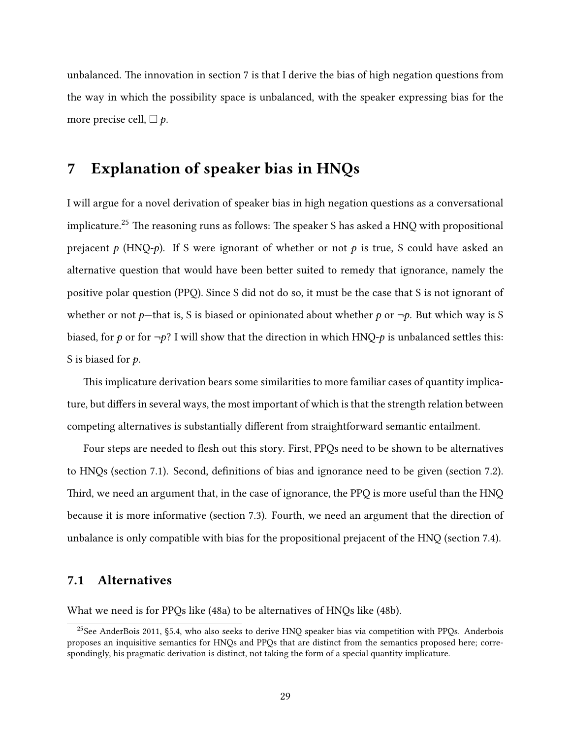unbalanced. The innovation in section 7 is that I derive the bias of high negation questions from the way in which the possibility space is unbalanced, with the speaker expressing bias for the more precise cell, $\Box p$.

# 7 Explanation of speaker bias in HNQs

I will argue for a novel derivation of speaker bias in high negation questions as a conversational implicature.[25] The reasoning runs as follows: The speaker S has asked a HNQ with propositional prejacent *p* (HNQ-*p*). If S were ignorant of whether or not *p* is true, S could have asked an alternative question that would have been better suited to remedy that ignorance, namely the positive polar question (PPQ). Since S did not do so, it must be the case that S is not ignorant of whether or not *p*—that is, S is biased or opinionated about whether *p* or $\neg p$. But which way is S biased, for *p* or for $\neg p$? I will show that the direction in which HNQ-*p* is unbalanced settles this: S is biased for *p*.

This implicature derivation bears some similarities to more familiar cases of quantity implicature, but differs in several ways, the most important of which is that the strength relation between competing alternatives is substantially different from straightforward semantic entailment.

Four steps are needed to flesh out this story. First, PPQs need to be shown to be alternatives to HNQs (section 7.1). Second, definitions of bias and ignorance need to be given (section 7.2). Third, we need an argument that, in the case of ignorance, the PPQ is more useful than the HNQ because it is more informative (section 7.3). Fourth, we need an argument that the direction of unbalance is only compatible with bias for the propositional prejacent of the HNQ (section 7.4).

## 7.1 Alternatives

What we need is for PPQs like (48a) to be alternatives of HNQs like (48b).

[25] See AnderBois 2011, §5.4, who also seeks to derive HNQ speaker bias via competition with PPQs. Anderbois proposes an inquisitive semantics for HNQs and PPQs that are distinct from the semantics proposed here; correspondingly, his pragmatic derivation is distinct, not taking the form of a special quantity implicature.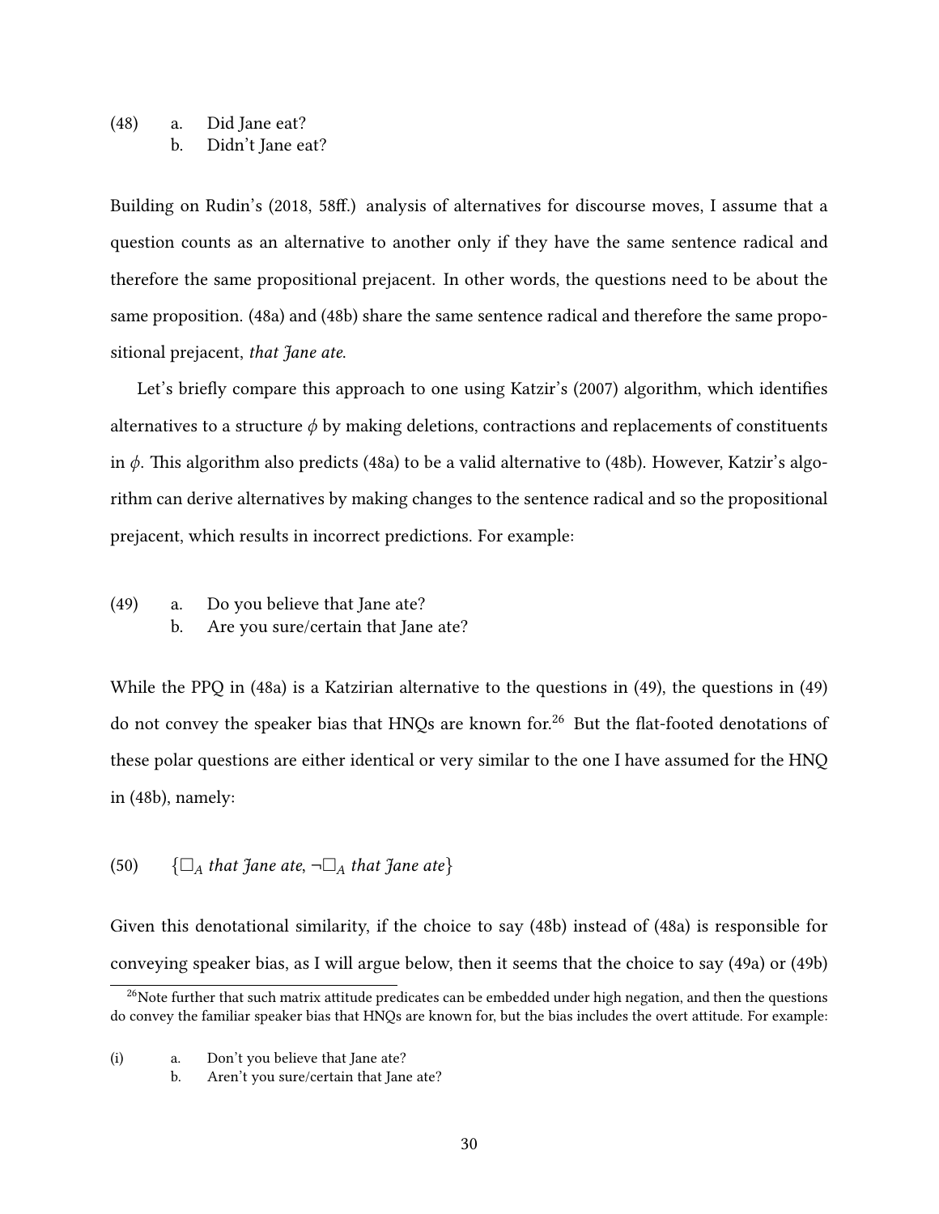(48) a. Did Jane eat?
 b. Didn't Jane eat?

Building on Rudin's (2018, 58ff.) analysis of alternatives for discourse moves, I assume that a question counts as an alternative to another only if they have the same sentence radical and therefore the same propositional prejacent. In other words, the questions need to be about the same proposition. (48a) and (48b) share the same sentence radical and therefore the same propositional prejacent, *that Jane ate*.

Let's briefly compare this approach to one using Katzir's (2007) algorithm, which identifies alternatives to a structure $\phi$ by making deletions, contractions and replacements of constituents in $\phi$. This algorithm also predicts (48a) to be a valid alternative to (48b). However, Katzir's algorithm can derive alternatives by making changes to the sentence radical and so the propositional prejacent, which results in incorrect predictions. For example:

(49) a. Do you believe that Jane ate?
 b. Are you sure/certain that Jane ate?

While the PPQ in (48a) is a Katzirian alternative to the questions in (49), the questions in (49) do not convey the speaker bias that HNQs are known for.[26] But the flat-footed denotations of these polar questions are either identical or very similar to the one I have assumed for the HNQ in (48b), namely:

(50) $\{\Box_A$ *that Jane ate*, $\neg\Box_A$ *that Jane ate*$\}$

Given this denotational similarity, if the choice to say (48b) instead of (48a) is responsible for conveying speaker bias, as I will argue below, then it seems that the choice to say (49a) or (49b)

---

[26] Note further that such matrix attitude predicates can be embedded under high negation, and then the questions do convey the familiar speaker bias that HNQs are known for, but the bias includes the overt attitude. For example:

(i) a. Don't you believe that Jane ate?
 b. Aren't you sure/certain that Jane ate?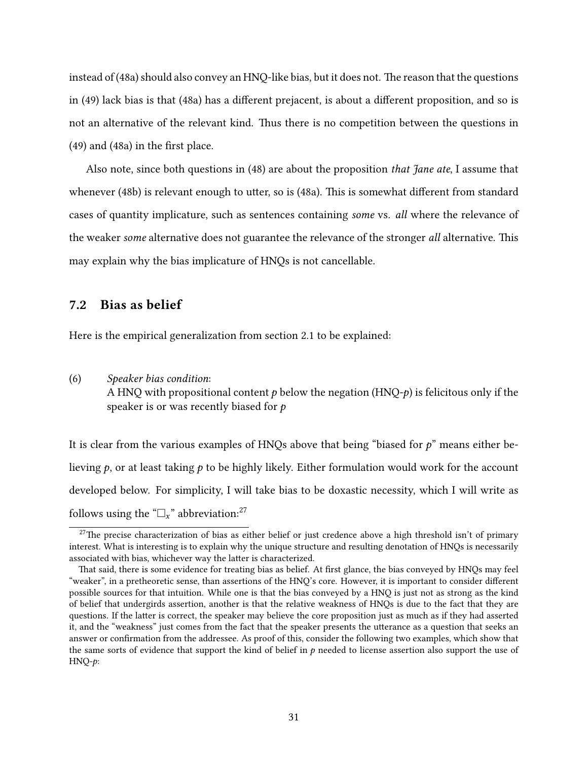instead of (48a) should also convey an HNQ-like bias, but it does not. The reason that the questions in (49) lack bias is that (48a) has a different prejacent, is about a different proposition, and so is not an alternative of the relevant kind. Thus there is no competition between the questions in (49) and (48a) in the first place.

Also note, since both questions in (48) are about the proposition *that Jane ate*, I assume that whenever (48b) is relevant enough to utter, so is (48a). This is somewhat different from standard cases of quantity implicature, such as sentences containing *some* vs. *all* where the relevance of the weaker *some* alternative does not guarantee the relevance of the stronger *all* alternative. This may explain why the bias implicature of HNQs is not cancellable.

## 7.2 Bias as belief

Here is the empirical generalization from section 2.1 to be explained:

(6) *Speaker bias condition*:
A HNQ with propositional content $p$ below the negation (HNQ-$p$) is felicitous only if the speaker is or was recently biased for $p$

It is clear from the various examples of HNQs above that being "biased for $p$" means either believing $p$, or at least taking $p$ to be highly likely. Either formulation would work for the account developed below. For simplicity, I will take bias to be doxastic necessity, which I will write as follows using the "$\Box_x$" abbreviation:[27]

[27] The precise characterization of bias as either belief or just credence above a high threshold isn't of primary interest. What is interesting is to explain why the unique structure and resulting denotation of HNQs is necessarily associated with bias, whichever way the latter is characterized.

That said, there is some evidence for treating bias as belief. At first glance, the bias conveyed by HNQs may feel "weaker", in a pretheoretic sense, than assertions of the HNQ's core. However, it is important to consider different possible sources for that intuition. While one is that the bias conveyed by a HNQ is just not as strong as the kind of belief that undergirds assertion, another is that the relative weakness of HNQs is due to the fact that they are questions. If the latter is correct, the speaker may believe the core proposition just as much as if they had asserted it, and the "weakness" just comes from the fact that the speaker presents the utterance as a question that seeks an answer or confirmation from the addressee. As proof of this, consider the following two examples, which show that the same sorts of evidence that support the kind of belief in $p$ needed to license assertion also support the use of HNQ-$p$: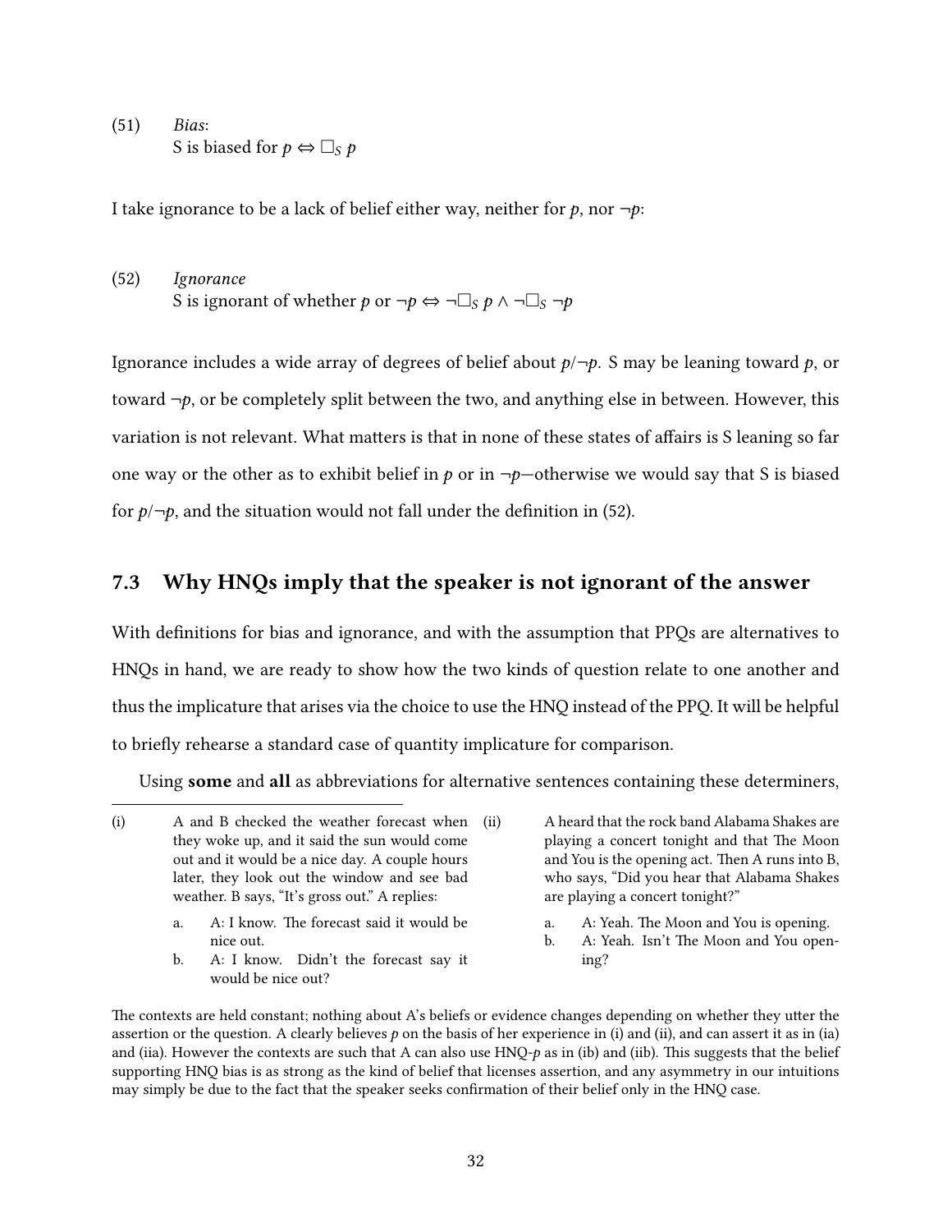(51) *Bias*:
S is biased for $p \Leftrightarrow \Box_S\, p$

I take ignorance to be a lack of belief either way, neither for *p*, nor $\neg p$:

(52) *Ignorance*
S is ignorant of whether *p* or $\neg p \Leftrightarrow \neg\Box_S\, p \wedge \neg\Box_S\, \neg p$

Ignorance includes a wide array of degrees of belief about $p/\neg p$. S may be leaning toward *p*, or toward $\neg p$, or be completely split between the two, and anything else in between. However, this variation is not relevant. What matters is that in none of these states of affairs is S leaning so far one way or the other as to exhibit belief in *p* or in $\neg p$—otherwise we would say that S is biased for $p/\neg p$, and the situation would not fall under the definition in (52).

## 7.3 Why HNQs imply that the speaker is not ignorant of the answer

With definitions for bias and ignorance, and with the assumption that PPQs are alternatives to HNQs in hand, we are ready to show how the two kinds of question relate to one another and thus the implicature that arises via the choice to use the HNQ instead of the PPQ. It will be helpful to briefly rehearse a standard case of quantity implicature for comparison.

Using **some** and **all** as abbreviations for alternative sentences containing these determiners,

---

(i) A and B checked the weather forecast when they woke up, and it said the sun would come out and it would be a nice day. A couple hours later, they look out the window and see bad weather. B says, "It's gross out." A replies:

a. A: I know. The forecast said it would be nice out.

b. A: I know. Didn't the forecast say it would be nice out?

(ii) A heard that the rock band Alabama Shakes are playing a concert tonight and that The Moon and You is the opening act. Then A runs into B, who says, "Did you hear that Alabama Shakes are playing a concert tonight?"

a. A: Yeah. The Moon and You is opening.

b. A: Yeah. Isn't The Moon and You opening?

The contexts are held constant; nothing about A's beliefs or evidence changes depending on whether they utter the assertion or the question. A clearly believes *p* on the basis of her experience in (i) and (ii), and can assert it as in (ia) and (iia). However the contexts are such that A can also use HNQ-*p* as in (ib) and (iib). This suggests that the belief supporting HNQ bias is as strong as the kind of belief that licenses assertion, and any asymmetry in our intuitions may simply be due to the fact that the speaker seeks confirmation of their belief only in the HNQ case.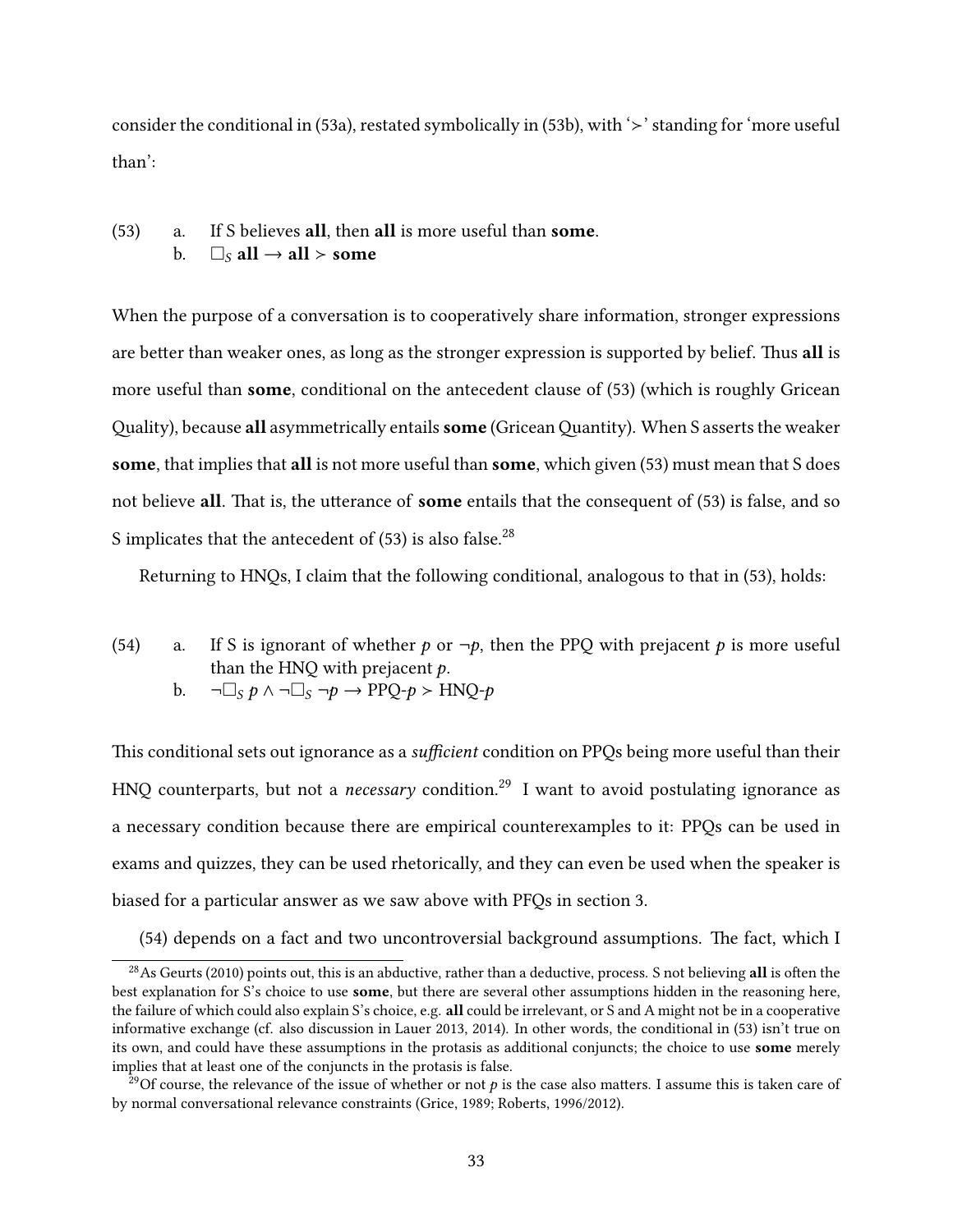consider the conditional in (53a), restated symbolically in (53b), with '$\succ$' standing for 'more useful than':

(53) a. If S believes **all**, then **all** is more useful than **some**.
  b. $\Box_S$ **all** $\rightarrow$ **all** $\succ$ **some**

When the purpose of a conversation is to cooperatively share information, stronger expressions are better than weaker ones, as long as the stronger expression is supported by belief. Thus **all** is more useful than **some**, conditional on the antecedent clause of (53) (which is roughly Gricean Quality), because **all** asymmetrically entails **some** (Gricean Quantity). When S asserts the weaker **some**, that implies that **all** is not more useful than **some**, which given (53) must mean that S does not believe **all**. That is, the utterance of **some** entails that the consequent of (53) is false, and so S implicates that the antecedent of (53) is also false.[28]

Returning to HNQs, I claim that the following conditional, analogous to that in (53), holds:

(54) a. If S is ignorant of whether $p$ or $\neg p$, then the PPQ with prejacent $p$ is more useful than the HNQ with prejacent $p$.
  b. $\neg\Box_S\, p \wedge \neg\Box_S\, \neg p \rightarrow$ PPQ-$p \succ$ HNQ-$p$

This conditional sets out ignorance as a *sufficient* condition on PPQs being more useful than their HNQ counterparts, but not a *necessary* condition.[29] I want to avoid postulating ignorance as a necessary condition because there are empirical counterexamples to it: PPQs can be used in exams and quizzes, they can be used rhetorically, and they can even be used when the speaker is biased for a particular answer as we saw above with PFQs in section 3.

(54) depends on a fact and two uncontroversial background assumptions. The fact, which I

[28] As Geurts (2010) points out, this is an abductive, rather than a deductive, process. S not believing **all** is often the best explanation for S's choice to use **some**, but there are several other assumptions hidden in the reasoning here, the failure of which could also explain S's choice, e.g. **all** could be irrelevant, or S and A might not be in a cooperative informative exchange (cf. also discussion in Lauer 2013, 2014). In other words, the conditional in (53) isn't true on its own, and could have these assumptions in the protasis as additional conjuncts; the choice to use **some** merely implies that at least one of the conjuncts in the protasis is false.

[29] Of course, the relevance of the issue of whether or not $p$ is the case also matters. I assume this is taken care of by normal conversational relevance constraints (Grice, 1989; Roberts, 1996/2012).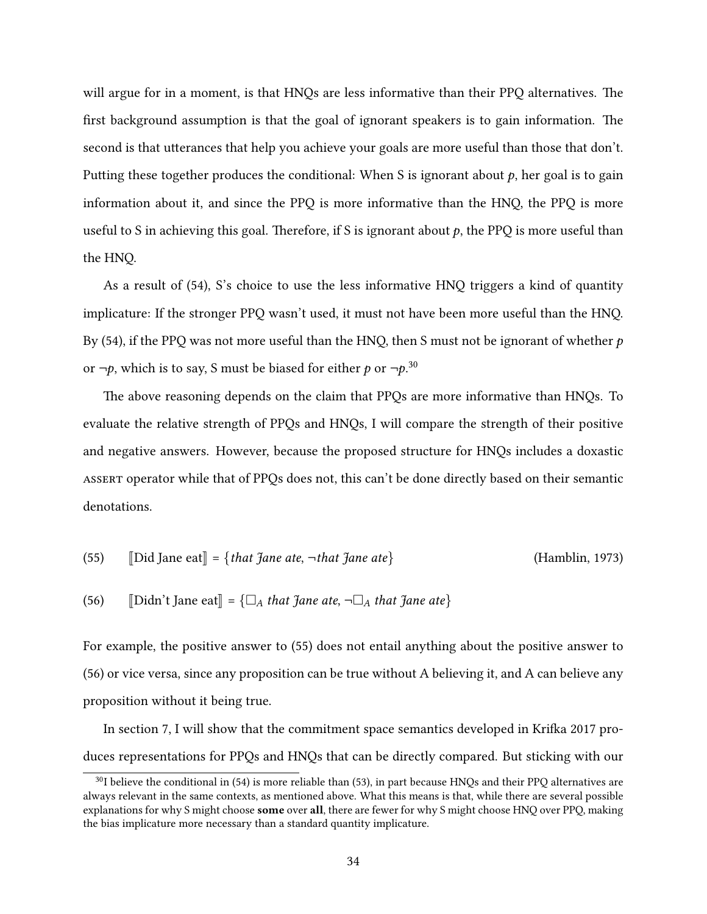will argue for in a moment, is that HNQs are less informative than their PPQ alternatives. The first background assumption is that the goal of ignorant speakers is to gain information. The second is that utterances that help you achieve your goals are more useful than those that don't. Putting these together produces the conditional: When S is ignorant about $p$, her goal is to gain information about it, and since the PPQ is more informative than the HNQ, the PPQ is more useful to S in achieving this goal. Therefore, if S is ignorant about $p$, the PPQ is more useful than the HNQ.

As a result of (54), S's choice to use the less informative HNQ triggers a kind of quantity implicature: If the stronger PPQ wasn't used, it must not have been more useful than the HNQ. By (54), if the PPQ was not more useful than the HNQ, then S must not be ignorant of whether $p$ or $\neg p$, which is to say, S must be biased for either $p$ or $\neg p$.[30]

The above reasoning depends on the claim that PPQs are more informative than HNQs. To evaluate the relative strength of PPQs and HNQs, I will compare the strength of their positive and negative answers. However, because the proposed structure for HNQs includes a doxastic ASSERT operator while that of PPQs does not, this can't be done directly based on their semantic denotations.

(55) $[\![$Did Jane eat$]\!] = \{$*that Jane ate*, $\neg$*that Jane ate*$\}$ (Hamblin, 1973)

(56) $[\![$Didn't Jane eat$]\!] = \{\Box_A$ *that Jane ate*, $\neg\Box_A$ *that Jane ate*$\}$

For example, the positive answer to (55) does not entail anything about the positive answer to (56) or vice versa, since any proposition can be true without A believing it, and A can believe any proposition without it being true.

In section 7, I will show that the commitment space semantics developed in Krifka 2017 produces representations for PPQs and HNQs that can be directly compared. But sticking with our

[30] I believe the conditional in (54) is more reliable than (53), in part because HNQs and their PPQ alternatives are always relevant in the same contexts, as mentioned above. What this means is that, while there are several possible explanations for why S might choose **some** over **all**, there are fewer for why S might choose HNQ over PPQ, making the bias implicature more necessary than a standard quantity implicature.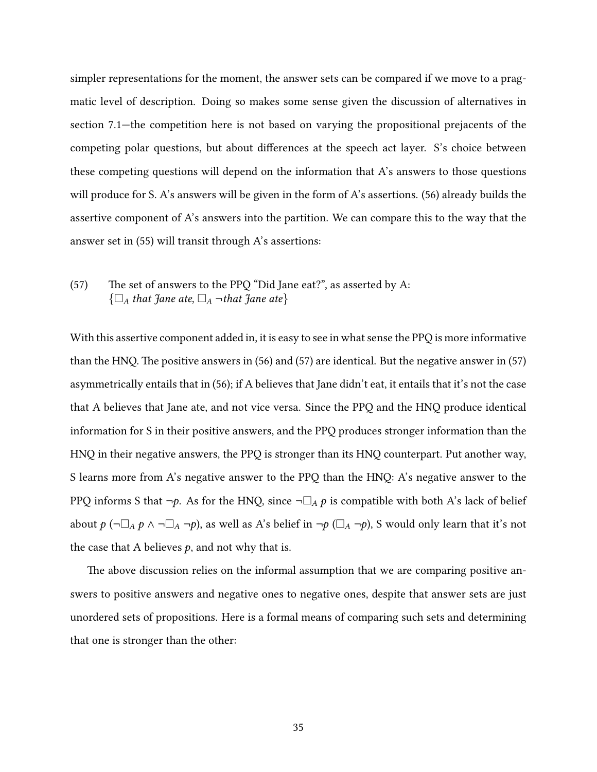simpler representations for the moment, the answer sets can be compared if we move to a pragmatic level of description. Doing so makes some sense given the discussion of alternatives in section 7.1—the competition here is not based on varying the propositional prejacents of the competing polar questions, but about differences at the speech act layer. S's choice between these competing questions will depend on the information that A's answers to those questions will produce for S. A's answers will be given in the form of A's assertions. (56) already builds the assertive component of A's answers into the partition. We can compare this to the way that the answer set in (55) will transit through A's assertions:

(57) The set of answers to the PPQ "Did Jane eat?", as asserted by A:
$\{\Box_A$ *that Jane ate*, $\Box_A \neg$*that Jane ate*$\}$

With this assertive component added in, it is easy to see in what sense the PPQ is more informative than the HNQ. The positive answers in (56) and (57) are identical. But the negative answer in (57) asymmetrically entails that in (56); if A believes that Jane didn't eat, it entails that it's not the case that A believes that Jane ate, and not vice versa. Since the PPQ and the HNQ produce identical information for S in their positive answers, and the PPQ produces stronger information than the HNQ in their negative answers, the PPQ is stronger than its HNQ counterpart. Put another way, S learns more from A's negative answer to the PPQ than the HNQ: A's negative answer to the PPQ informs S that $\neg p$. As for the HNQ, since $\neg\Box_A\, p$ is compatible with both A's lack of belief about $p$ ($\neg\Box_A\, p \wedge \neg\Box_A\, \neg p$), as well as A's belief in $\neg p$ ($\Box_A\, \neg p$), S would only learn that it's not the case that A believes $p$, and not why that is.

The above discussion relies on the informal assumption that we are comparing positive answers to positive answers and negative ones to negative ones, despite that answer sets are just unordered sets of propositions. Here is a formal means of comparing such sets and determining that one is stronger than the other: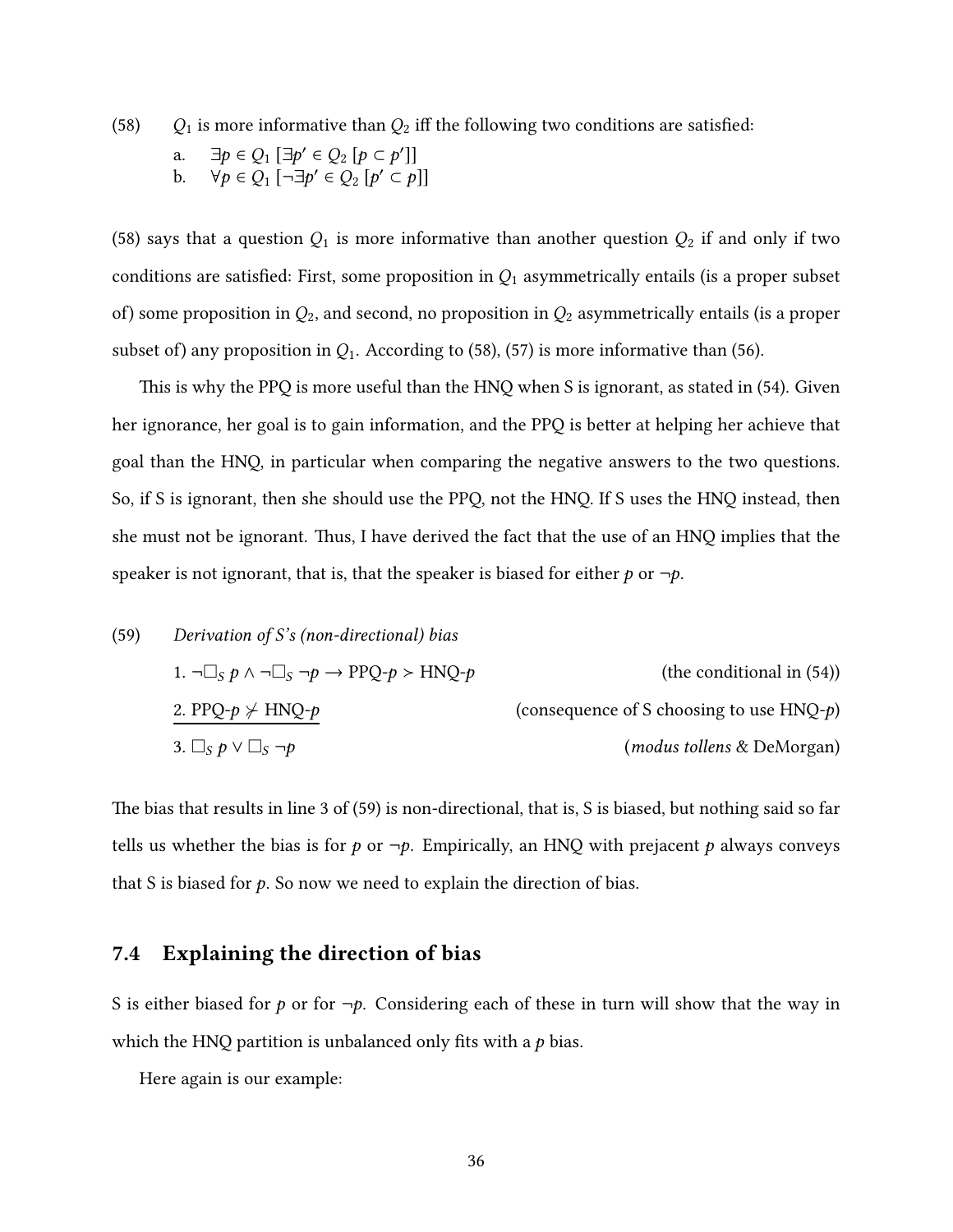(58) $Q_1$ is more informative than $Q_2$ iff the following two conditions are satisfied:

a. $\exists p \in Q_1 \, [\exists p' \in Q_2 \, [p \subset p']]$

b. $\forall p \in Q_1 \, [\neg \exists p' \in Q_2 \, [p' \subset p]]$

(58) says that a question $Q_1$ is more informative than another question $Q_2$ if and only if two conditions are satisfied: First, some proposition in $Q_1$ asymmetrically entails (is a proper subset of) some proposition in $Q_2$, and second, no proposition in $Q_2$ asymmetrically entails (is a proper subset of) any proposition in $Q_1$. According to (58), (57) is more informative than (56).

This is why the PPQ is more useful than the HNQ when S is ignorant, as stated in (54). Given her ignorance, her goal is to gain information, and the PPQ is better at helping her achieve that goal than the HNQ, in particular when comparing the negative answers to the two questions. So, if S is ignorant, then she should use the PPQ, not the HNQ. If S uses the HNQ instead, then she must not be ignorant. Thus, I have derived the fact that the use of an HNQ implies that the speaker is not ignorant, that is, that the speaker is biased for either $p$ or $\neg p$.

(59) *Derivation of S's (non-directional) bias*

1. $\neg \Box_S \, p \wedge \neg \Box_S \, \neg p \rightarrow$ PPQ-$p$ $\succ$ HNQ-$p$ (the conditional in (54))

2. PPQ-$p$ $\not\succ$ HNQ-$p$ (consequence of S choosing to use HNQ-$p$)

3. $\Box_S \, p \vee \Box_S \, \neg p$ (*modus tollens* & DeMorgan)

The bias that results in line 3 of (59) is non-directional, that is, S is biased, but nothing said so far tells us whether the bias is for $p$ or $\neg p$. Empirically, an HNQ with prejacent $p$ always conveys that S is biased for $p$. So now we need to explain the direction of bias.

## 7.4 Explaining the direction of bias

S is either biased for $p$ or for $\neg p$. Considering each of these in turn will show that the way in which the HNQ partition is unbalanced only fits with a $p$ bias.

Here again is our example: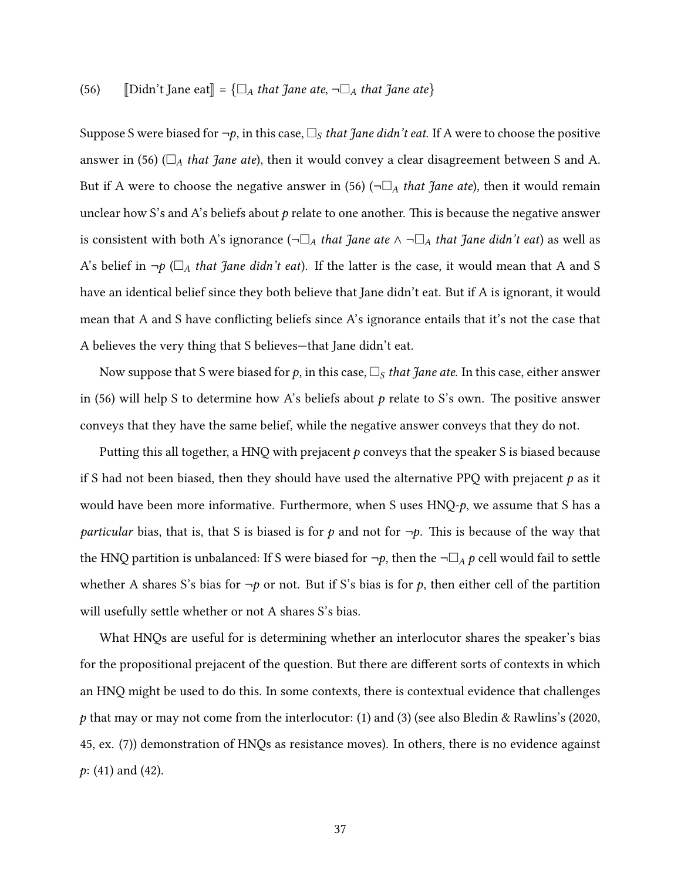(56) $[\![$Didn't Jane eat$]\!]$ = $\{\Box_A$ *that Jane ate*, $\neg\Box_A$ *that Jane ate*$\}$

Suppose S were biased for $\neg p$, in this case, $\Box_S$ *that Jane didn't eat.* If A were to choose the positive answer in (56) ($\Box_A$ *that Jane ate*), then it would convey a clear disagreement between S and A. But if A were to choose the negative answer in (56) ($\neg\Box_A$ *that Jane ate*), then it would remain unclear how S's and A's beliefs about $p$ relate to one another. This is because the negative answer is consistent with both A's ignorance ($\neg\Box_A$ *that Jane ate* $\wedge$ $\neg\Box_A$ *that Jane didn't eat*) as well as A's belief in $\neg p$ ($\Box_A$ *that Jane didn't eat*). If the latter is the case, it would mean that A and S have an identical belief since they both believe that Jane didn't eat. But if A is ignorant, it would mean that A and S have conflicting beliefs since A's ignorance entails that it's not the case that A believes the very thing that S believes—that Jane didn't eat.

Now suppose that S were biased for $p$, in this case, $\Box_S$ *that Jane ate*. In this case, either answer in (56) will help S to determine how A's beliefs about $p$ relate to S's own. The positive answer conveys that they have the same belief, while the negative answer conveys that they do not.

Putting this all together, a HNQ with prejacent $p$ conveys that the speaker S is biased because if S had not been biased, then they should have used the alternative PPQ with prejacent $p$ as it would have been more informative. Furthermore, when S uses HNQ-$p$, we assume that S has a *particular* bias, that is, that S is biased is for $p$ and not for $\neg p$. This is because of the way that the HNQ partition is unbalanced: If S were biased for $\neg p$, then the $\neg\Box_A\, p$ cell would fail to settle whether A shares S's bias for $\neg p$ or not. But if S's bias is for $p$, then either cell of the partition will usefully settle whether or not A shares S's bias.

What HNQs are useful for is determining whether an interlocutor shares the speaker's bias for the propositional prejacent of the question. But there are different sorts of contexts in which an HNQ might be used to do this. In some contexts, there is contextual evidence that challenges $p$ that may or may not come from the interlocutor: (1) and (3) (see also Bledin & Rawlins's (2020, 45, ex. (7)) demonstration of HNQs as resistance moves). In others, there is no evidence against $p$: (41) and (42).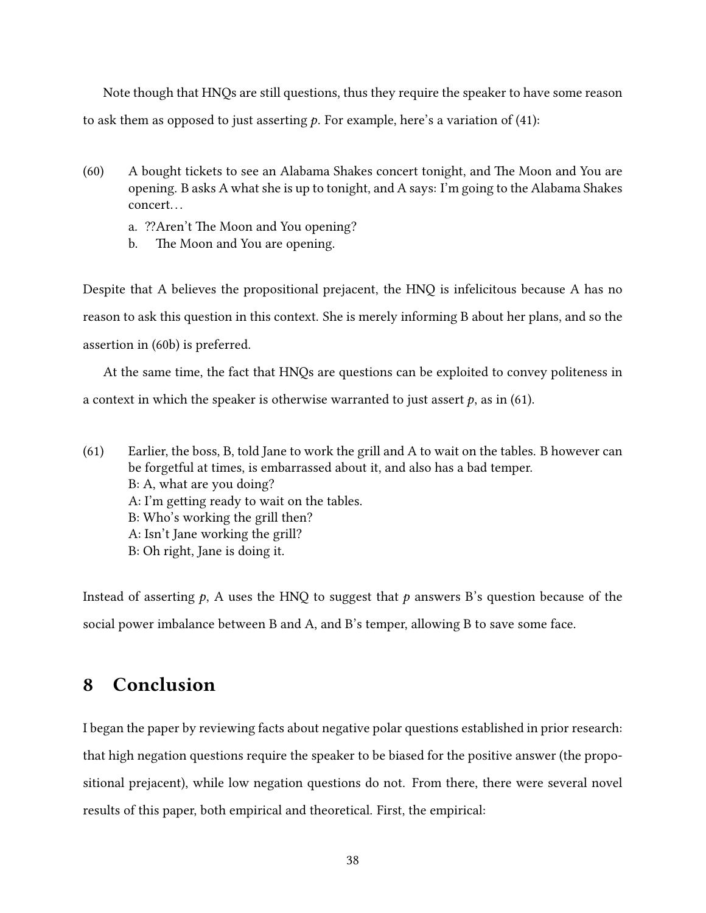Note though that HNQs are still questions, thus they require the speaker to have some reason to ask them as opposed to just asserting *p*. For example, here's a variation of (41):

(60) A bought tickets to see an Alabama Shakes concert tonight, and The Moon and You are opening. B asks A what she is up to tonight, and A says: I'm going to the Alabama Shakes concert…

a. ??Aren't The Moon and You opening?
b. The Moon and You are opening.

Despite that A believes the propositional prejacent, the HNQ is infelicitous because A has no reason to ask this question in this context. She is merely informing B about her plans, and so the assertion in (60b) is preferred.

At the same time, the fact that HNQs are questions can be exploited to convey politeness in a context in which the speaker is otherwise warranted to just assert *p*, as in (61).

(61) Earlier, the boss, B, told Jane to work the grill and A to wait on the tables. B however can be forgetful at times, is embarrassed about it, and also has a bad temper.
B: A, what are you doing?
A: I'm getting ready to wait on the tables.
B: Who's working the grill then?
A: Isn't Jane working the grill?
B: Oh right, Jane is doing it.

Instead of asserting *p*, A uses the HNQ to suggest that *p* answers B's question because of the social power imbalance between B and A, and B's temper, allowing B to save some face.

## 8 Conclusion

I began the paper by reviewing facts about negative polar questions established in prior research: that high negation questions require the speaker to be biased for the positive answer (the propositional prejacent), while low negation questions do not. From there, there were several novel results of this paper, both empirical and theoretical. First, the empirical: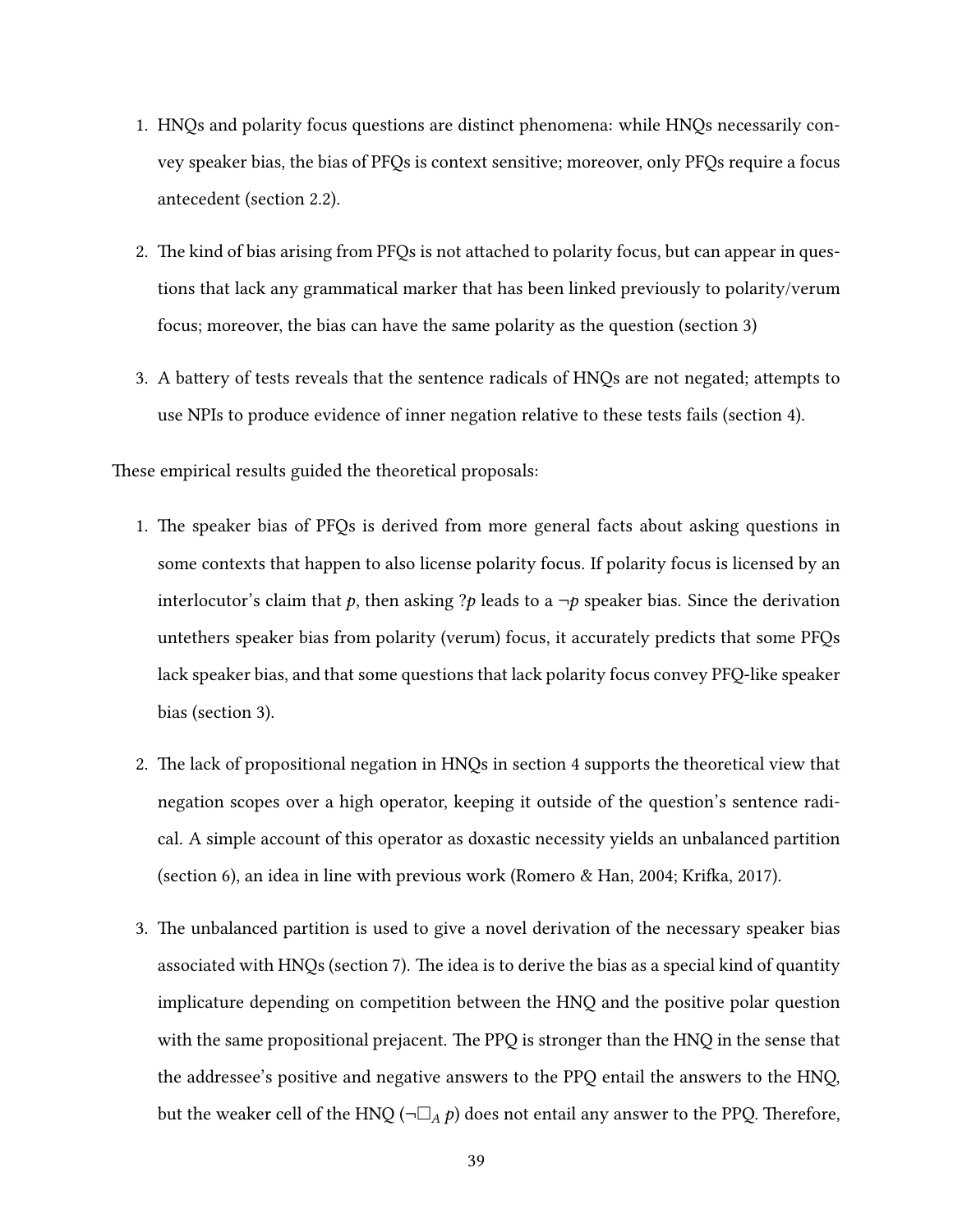1. HNQs and polarity focus questions are distinct phenomena: while HNQs necessarily convey speaker bias, the bias of PFQs is context sensitive; moreover, only PFQs require a focus antecedent (section 2.2).

2. The kind of bias arising from PFQs is not attached to polarity focus, but can appear in questions that lack any grammatical marker that has been linked previously to polarity/verum focus; moreover, the bias can have the same polarity as the question (section 3)

3. A battery of tests reveals that the sentence radicals of HNQs are not negated; attempts to use NPIs to produce evidence of inner negation relative to these tests fails (section 4).

These empirical results guided the theoretical proposals:

1. The speaker bias of PFQs is derived from more general facts about asking questions in some contexts that happen to also license polarity focus. If polarity focus is licensed by an interlocutor's claim that $p$, then asking $?p$ leads to a $\neg p$ speaker bias. Since the derivation untethers speaker bias from polarity (verum) focus, it accurately predicts that some PFQs lack speaker bias, and that some questions that lack polarity focus convey PFQ-like speaker bias (section 3).

2. The lack of propositional negation in HNQs in section 4 supports the theoretical view that negation scopes over a high operator, keeping it outside of the question's sentence radical. A simple account of this operator as doxastic necessity yields an unbalanced partition (section 6), an idea in line with previous work (Romero & Han, 2004; Krifka, 2017).

3. The unbalanced partition is used to give a novel derivation of the necessary speaker bias associated with HNQs (section 7). The idea is to derive the bias as a special kind of quantity implicature depending on competition between the HNQ and the positive polar question with the same propositional prejacent. The PPQ is stronger than the HNQ in the sense that the addressee's positive and negative answers to the PPQ entail the answers to the HNQ, but the weaker cell of the HNQ ($\neg\Box_A\, p$) does not entail any answer to the PPQ. Therefore,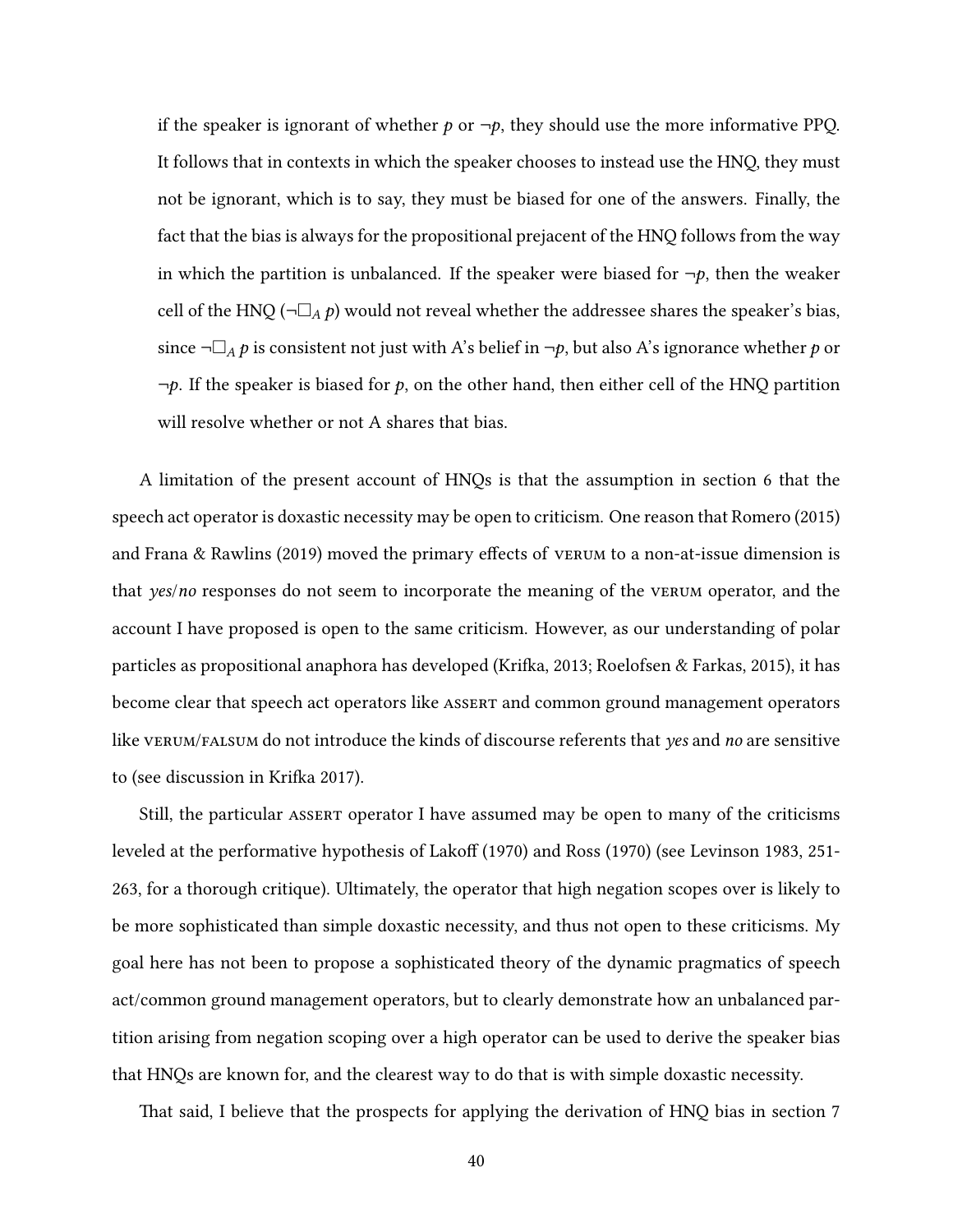if the speaker is ignorant of whether $p$ or $\neg p$, they should use the more informative PPQ. It follows that in contexts in which the speaker chooses to instead use the HNQ, they must not be ignorant, which is to say, they must be biased for one of the answers. Finally, the fact that the bias is always for the propositional prejacent of the HNQ follows from the way in which the partition is unbalanced. If the speaker were biased for $\neg p$, then the weaker cell of the HNQ ($\neg\Box_A\, p$) would not reveal whether the addressee shares the speaker's bias, since $\neg\Box_A\, p$ is consistent not just with A's belief in $\neg p$, but also A's ignorance whether $p$ or $\neg p$. If the speaker is biased for $p$, on the other hand, then either cell of the HNQ partition will resolve whether or not A shares that bias.

A limitation of the present account of HNQs is that the assumption in section 6 that the speech act operator is doxastic necessity may be open to criticism. One reason that Romero (2015) and Frana & Rawlins (2019) moved the primary effects of VERUM to a non-at-issue dimension is that *yes*/*no* responses do not seem to incorporate the meaning of the VERUM operator, and the account I have proposed is open to the same criticism. However, as our understanding of polar particles as propositional anaphora has developed (Krifka, 2013; Roelofsen & Farkas, 2015), it has become clear that speech act operators like ASSERT and common ground management operators like VERUM/FALSUM do not introduce the kinds of discourse referents that *yes* and *no* are sensitive to (see discussion in Krifka 2017).

Still, the particular ASSERT operator I have assumed may be open to many of the criticisms leveled at the performative hypothesis of Lakoff (1970) and Ross (1970) (see Levinson 1983, 251-263, for a thorough critique). Ultimately, the operator that high negation scopes over is likely to be more sophisticated than simple doxastic necessity, and thus not open to these criticisms. My goal here has not been to propose a sophisticated theory of the dynamic pragmatics of speech act/common ground management operators, but to clearly demonstrate how an unbalanced partition arising from negation scoping over a high operator can be used to derive the speaker bias that HNQs are known for, and the clearest way to do that is with simple doxastic necessity.

That said, I believe that the prospects for applying the derivation of HNQ bias in section 7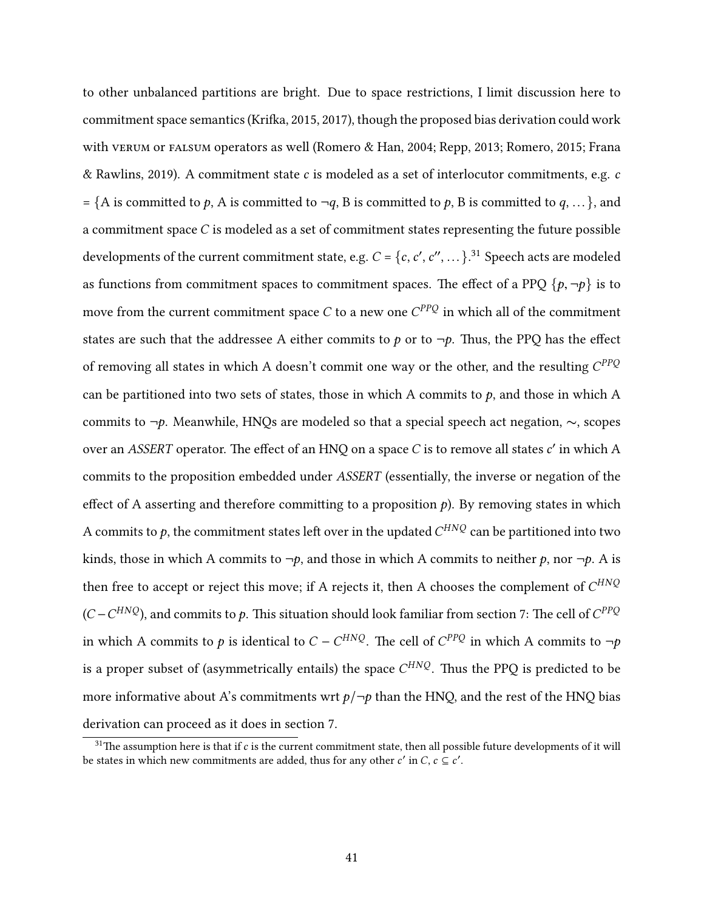to other unbalanced partitions are bright. Due to space restrictions, I limit discussion here to commitment space semantics (Krifka, 2015, 2017), though the proposed bias derivation could work with VERUM or FALSUM operators as well (Romero & Han, 2004; Repp, 2013; Romero, 2015; Frana & Rawlins, 2019). A commitment state $c$ is modeled as a set of interlocutor commitments, e.g. $c$ = {A is committed to $p$, A is committed to $\neg q$, B is committed to $p$, B is committed to $q$, ...}, and a commitment space $C$ is modeled as a set of commitment states representing the future possible developments of the current commitment state, e.g. $C = \{c, c', c'', \ldots\}$.[31] Speech acts are modeled as functions from commitment spaces to commitment spaces. The effect of a PPQ $\{p, \neg p\}$ is to move from the current commitment space $C$ to a new one $C^{PPQ}$ in which all of the commitment states are such that the addressee A either commits to $p$ or to $\neg p$. Thus, the PPQ has the effect of removing all states in which A doesn't commit one way or the other, and the resulting $C^{PPQ}$ can be partitioned into two sets of states, those in which A commits to $p$, and those in which A commits to $\neg p$. Meanwhile, HNQs are modeled so that a special speech act negation, $\sim$, scopes over an *ASSERT* operator. The effect of an HNQ on a space $C$ is to remove all states $c'$ in which A commits to the proposition embedded under *ASSERT* (essentially, the inverse or negation of the effect of A asserting and therefore committing to a proposition $p$). By removing states in which A commits to $p$, the commitment states left over in the updated $C^{HNQ}$ can be partitioned into two kinds, those in which A commits to $\neg p$, and those in which A commits to neither $p$, nor $\neg p$. A is then free to accept or reject this move; if A rejects it, then A chooses the complement of $C^{HNQ}$ ($C - C^{HNQ}$), and commits to $p$. This situation should look familiar from section 7: The cell of $C^{PPQ}$ in which A commits to $p$ is identical to $C - C^{HNQ}$. The cell of $C^{PPQ}$ in which A commits to $\neg p$ is a proper subset of (asymmetrically entails) the space $C^{HNQ}$. Thus the PPQ is predicted to be more informative about A's commitments wrt $p/\neg p$ than the HNQ, and the rest of the HNQ bias derivation can proceed as it does in section 7.

[31] The assumption here is that if $c$ is the current commitment state, then all possible future developments of it will be states in which new commitments are added, thus for any other $c'$ in $C$, $c \subseteq c'$.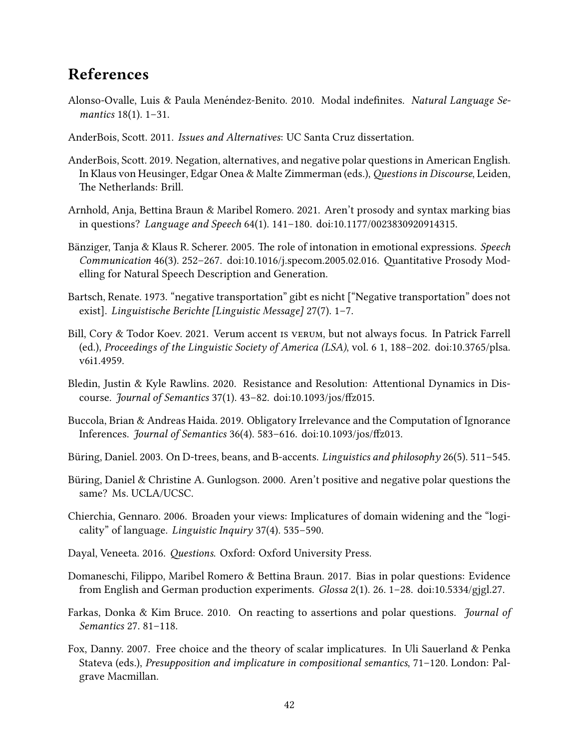## References

Alonso-Ovalle, Luis & Paula Menéndez-Benito. 2010. Modal indefinites. *Natural Language Semantics* 18(1). 1–31.

AnderBois, Scott. 2011. *Issues and Alternatives*: UC Santa Cruz dissertation.

AnderBois, Scott. 2019. Negation, alternatives, and negative polar questions in American English. In Klaus von Heusinger, Edgar Onea & Malte Zimmerman (eds.), *Questions in Discourse*, Leiden, The Netherlands: Brill.

Arnhold, Anja, Bettina Braun & Maribel Romero. 2021. Aren't prosody and syntax marking bias in questions? *Language and Speech* 64(1). 141–180. doi:10.1177/0023830920914315.

Bänziger, Tanja & Klaus R. Scherer. 2005. The role of intonation in emotional expressions. *Speech Communication* 46(3). 252–267. doi:10.1016/j.specom.2005.02.016. Quantitative Prosody Modelling for Natural Speech Description and Generation.

Bartsch, Renate. 1973. "negative transportation" gibt es nicht ["Negative transportation" does not exist]. *Linguistische Berichte [Linguistic Message]* 27(7). 1–7.

Bill, Cory & Todor Koev. 2021. Verum accent IS VERUM, but not always focus. In Patrick Farrell (ed.), *Proceedings of the Linguistic Society of America (LSA)*, vol. 6 1, 188–202. doi:10.3765/plsa.v6i1.4959.

Bledin, Justin & Kyle Rawlins. 2020. Resistance and Resolution: Attentional Dynamics in Discourse. *Journal of Semantics* 37(1). 43–82. doi:10.1093/jos/ffz015.

Buccola, Brian & Andreas Haida. 2019. Obligatory Irrelevance and the Computation of Ignorance Inferences. *Journal of Semantics* 36(4). 583–616. doi:10.1093/jos/ffz013.

Büring, Daniel. 2003. On D-trees, beans, and B-accents. *Linguistics and philosophy* 26(5). 511–545.

Büring, Daniel & Christine A. Gunlogson. 2000. Aren't positive and negative polar questions the same? Ms. UCLA/UCSC.

Chierchia, Gennaro. 2006. Broaden your views: Implicatures of domain widening and the "logicality" of language. *Linguistic Inquiry* 37(4). 535–590.

Dayal, Veneeta. 2016. *Questions*. Oxford: Oxford University Press.

Domaneschi, Filippo, Maribel Romero & Bettina Braun. 2017. Bias in polar questions: Evidence from English and German production experiments. *Glossa* 2(1). 26. 1–28. doi:10.5334/gjgl.27.

Farkas, Donka & Kim Bruce. 2010. On reacting to assertions and polar questions. *Journal of Semantics* 27. 81–118.

Fox, Danny. 2007. Free choice and the theory of scalar implicatures. In Uli Sauerland & Penka Stateva (eds.), *Presupposition and implicature in compositional semantics*, 71–120. London: Palgrave Macmillan.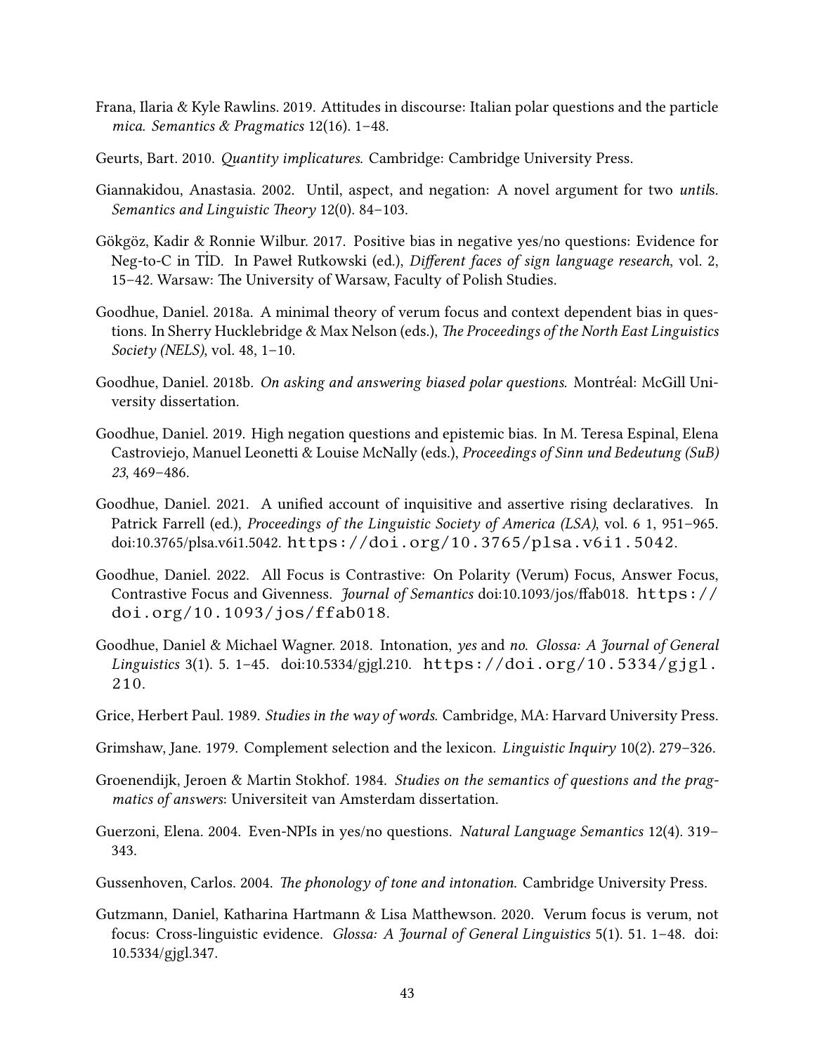Frana, Ilaria & Kyle Rawlins. 2019. Attitudes in discourse: Italian polar questions and the particle *mica*. *Semantics & Pragmatics* 12(16). 1–48.

Geurts, Bart. 2010. *Quantity implicatures*. Cambridge: Cambridge University Press.

Giannakidou, Anastasia. 2002. Until, aspect, and negation: A novel argument for two *until*s. *Semantics and Linguistic Theory* 12(0). 84–103.

Gökgöz, Kadir & Ronnie Wilbur. 2017. Positive bias in negative yes/no questions: Evidence for Neg-to-C in TİD. In Paweł Rutkowski (ed.), *Different faces of sign language research*, vol. 2, 15–42. Warsaw: The University of Warsaw, Faculty of Polish Studies.

Goodhue, Daniel. 2018a. A minimal theory of verum focus and context dependent bias in questions. In Sherry Hucklebridge & Max Nelson (eds.), *The Proceedings of the North East Linguistics Society (NELS)*, vol. 48, 1–10.

Goodhue, Daniel. 2018b. *On asking and answering biased polar questions*. Montréal: McGill University dissertation.

Goodhue, Daniel. 2019. High negation questions and epistemic bias. In M. Teresa Espinal, Elena Castroviejo, Manuel Leonetti & Louise McNally (eds.), *Proceedings of Sinn und Bedeutung (SuB) 23*, 469–486.

Goodhue, Daniel. 2021. A unified account of inquisitive and assertive rising declaratives. In Patrick Farrell (ed.), *Proceedings of the Linguistic Society of America (LSA)*, vol. 6 1, 951–965. doi:10.3765/plsa.v6i1.5042. https://doi.org/10.3765/plsa.v6i1.5042.

Goodhue, Daniel. 2022. All Focus is Contrastive: On Polarity (Verum) Focus, Answer Focus, Contrastive Focus and Givenness. *Journal of Semantics* doi:10.1093/jos/ffab018. https://doi.org/10.1093/jos/ffab018.

Goodhue, Daniel & Michael Wagner. 2018. Intonation, *yes* and *no*. *Glossa: A Journal of General Linguistics* 3(1). 5. 1–45. doi:10.5334/gjgl.210. https://doi.org/10.5334/gjgl.210.

Grice, Herbert Paul. 1989. *Studies in the way of words*. Cambridge, MA: Harvard University Press.

Grimshaw, Jane. 1979. Complement selection and the lexicon. *Linguistic Inquiry* 10(2). 279–326.

Groenendijk, Jeroen & Martin Stokhof. 1984. *Studies on the semantics of questions and the pragmatics of answers*: Universiteit van Amsterdam dissertation.

Guerzoni, Elena. 2004. Even-NPIs in yes/no questions. *Natural Language Semantics* 12(4). 319–343.

Gussenhoven, Carlos. 2004. *The phonology of tone and intonation*. Cambridge University Press.

Gutzmann, Daniel, Katharina Hartmann & Lisa Matthewson. 2020. Verum focus is verum, not focus: Cross-linguistic evidence. *Glossa: A Journal of General Linguistics* 5(1). 51. 1–48. doi: 10.5334/gjgl.347.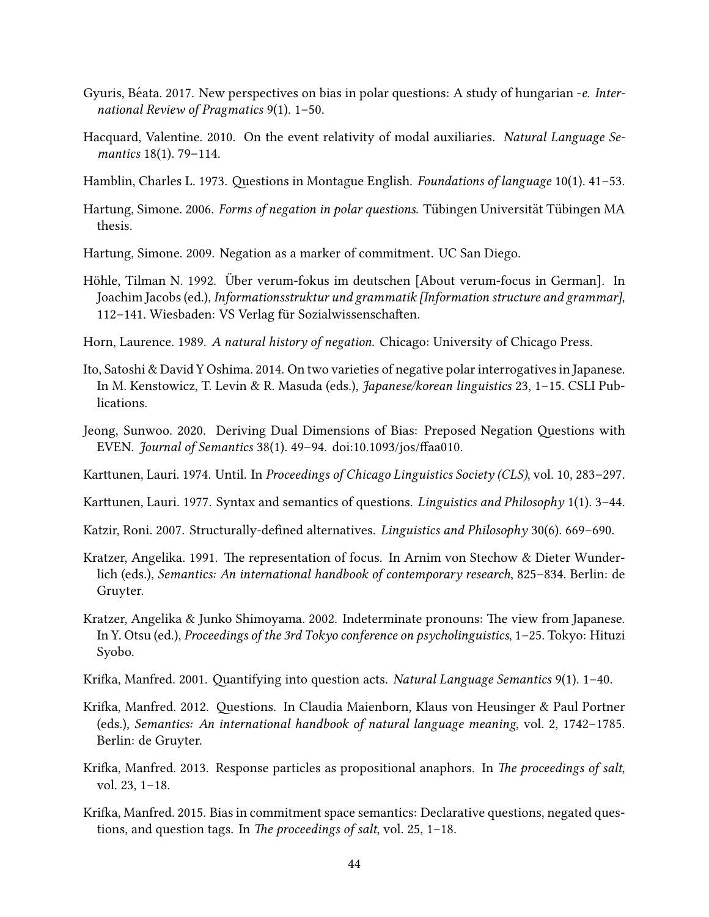Gyuris, Béata. 2017. New perspectives on bias in polar questions: A study of hungarian *-e*. *International Review of Pragmatics* 9(1). 1–50.

Hacquard, Valentine. 2010. On the event relativity of modal auxiliaries. *Natural Language Semantics* 18(1). 79–114.

Hamblin, Charles L. 1973. Questions in Montague English. *Foundations of language* 10(1). 41–53.

Hartung, Simone. 2006. *Forms of negation in polar questions*. Tübingen Universität Tübingen MA thesis.

Hartung, Simone. 2009. Negation as a marker of commitment. UC San Diego.

Höhle, Tilman N. 1992. Über verum-fokus im deutschen [About verum-focus in German]. In Joachim Jacobs (ed.), *Informationsstruktur und grammatik [Information structure and grammar]*, 112–141. Wiesbaden: VS Verlag für Sozialwissenschaften.

Horn, Laurence. 1989. *A natural history of negation*. Chicago: University of Chicago Press.

Ito, Satoshi & David Y Oshima. 2014. On two varieties of negative polar interrogatives in Japanese. In M. Kenstowicz, T. Levin & R. Masuda (eds.), *Japanese/korean linguistics* 23, 1–15. CSLI Publications.

Jeong, Sunwoo. 2020. Deriving Dual Dimensions of Bias: Preposed Negation Questions with EVEN. *Journal of Semantics* 38(1). 49–94. doi:10.1093/jos/ffaa010.

Karttunen, Lauri. 1974. Until. In *Proceedings of Chicago Linguistics Society (CLS)*, vol. 10, 283–297.

Karttunen, Lauri. 1977. Syntax and semantics of questions. *Linguistics and Philosophy* 1(1). 3–44.

Katzir, Roni. 2007. Structurally-defined alternatives. *Linguistics and Philosophy* 30(6). 669–690.

Kratzer, Angelika. 1991. The representation of focus. In Arnim von Stechow & Dieter Wunderlich (eds.), *Semantics: An international handbook of contemporary research*, 825–834. Berlin: de Gruyter.

Kratzer, Angelika & Junko Shimoyama. 2002. Indeterminate pronouns: The view from Japanese. In Y. Otsu (ed.), *Proceedings of the 3rd Tokyo conference on psycholinguistics*, 1–25. Tokyo: Hituzi Syobo.

Krifka, Manfred. 2001. Quantifying into question acts. *Natural Language Semantics* 9(1). 1–40.

Krifka, Manfred. 2012. Questions. In Claudia Maienborn, Klaus von Heusinger & Paul Portner (eds.), *Semantics: An international handbook of natural language meaning*, vol. 2, 1742–1785. Berlin: de Gruyter.

Krifka, Manfred. 2013. Response particles as propositional anaphors. In *The proceedings of salt*, vol. 23, 1–18.

Krifka, Manfred. 2015. Bias in commitment space semantics: Declarative questions, negated questions, and question tags. In *The proceedings of salt*, vol. 25, 1–18.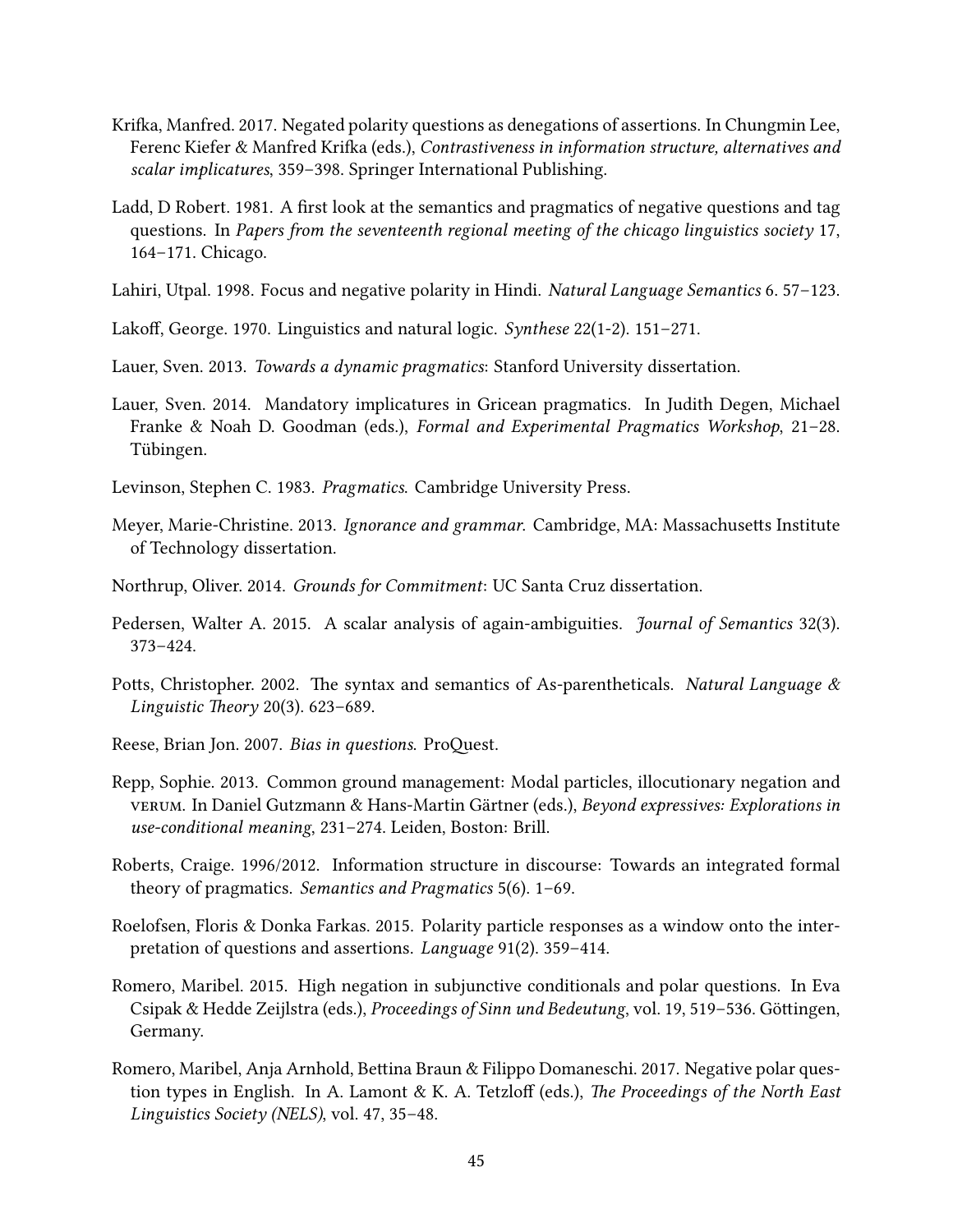Krifka, Manfred. 2017. Negated polarity questions as denegations of assertions. In Chungmin Lee, Ferenc Kiefer & Manfred Krifka (eds.), *Contrastiveness in information structure, alternatives and scalar implicatures*, 359–398. Springer International Publishing.

Ladd, D Robert. 1981. A first look at the semantics and pragmatics of negative questions and tag questions. In *Papers from the seventeenth regional meeting of the chicago linguistics society* 17, 164–171. Chicago.

Lahiri, Utpal. 1998. Focus and negative polarity in Hindi. *Natural Language Semantics* 6. 57–123.

Lakoff, George. 1970. Linguistics and natural logic. *Synthese* 22(1-2). 151–271.

Lauer, Sven. 2013. *Towards a dynamic pragmatics*: Stanford University dissertation.

Lauer, Sven. 2014. Mandatory implicatures in Gricean pragmatics. In Judith Degen, Michael Franke & Noah D. Goodman (eds.), *Formal and Experimental Pragmatics Workshop*, 21–28. Tübingen.

Levinson, Stephen C. 1983. *Pragmatics*. Cambridge University Press.

Meyer, Marie-Christine. 2013. *Ignorance and grammar*. Cambridge, MA: Massachusetts Institute of Technology dissertation.

Northrup, Oliver. 2014. *Grounds for Commitment*: UC Santa Cruz dissertation.

Pedersen, Walter A. 2015. A scalar analysis of again-ambiguities. *Journal of Semantics* 32(3). 373–424.

Potts, Christopher. 2002. The syntax and semantics of As-parentheticals. *Natural Language & Linguistic Theory* 20(3). 623–689.

Reese, Brian Jon. 2007. *Bias in questions*. ProQuest.

Repp, Sophie. 2013. Common ground management: Modal particles, illocutionary negation and VERUM. In Daniel Gutzmann & Hans-Martin Gärtner (eds.), *Beyond expressives: Explorations in use-conditional meaning*, 231–274. Leiden, Boston: Brill.

Roberts, Craige. 1996/2012. Information structure in discourse: Towards an integrated formal theory of pragmatics. *Semantics and Pragmatics* 5(6). 1–69.

Roelofsen, Floris & Donka Farkas. 2015. Polarity particle responses as a window onto the interpretation of questions and assertions. *Language* 91(2). 359–414.

Romero, Maribel. 2015. High negation in subjunctive conditionals and polar questions. In Eva Csipak & Hedde Zeijlstra (eds.), *Proceedings of Sinn und Bedeutung*, vol. 19, 519–536. Göttingen, Germany.

Romero, Maribel, Anja Arnhold, Bettina Braun & Filippo Domaneschi. 2017. Negative polar question types in English. In A. Lamont & K. A. Tetzloff (eds.), *The Proceedings of the North East Linguistics Society (NELS)*, vol. 47, 35–48.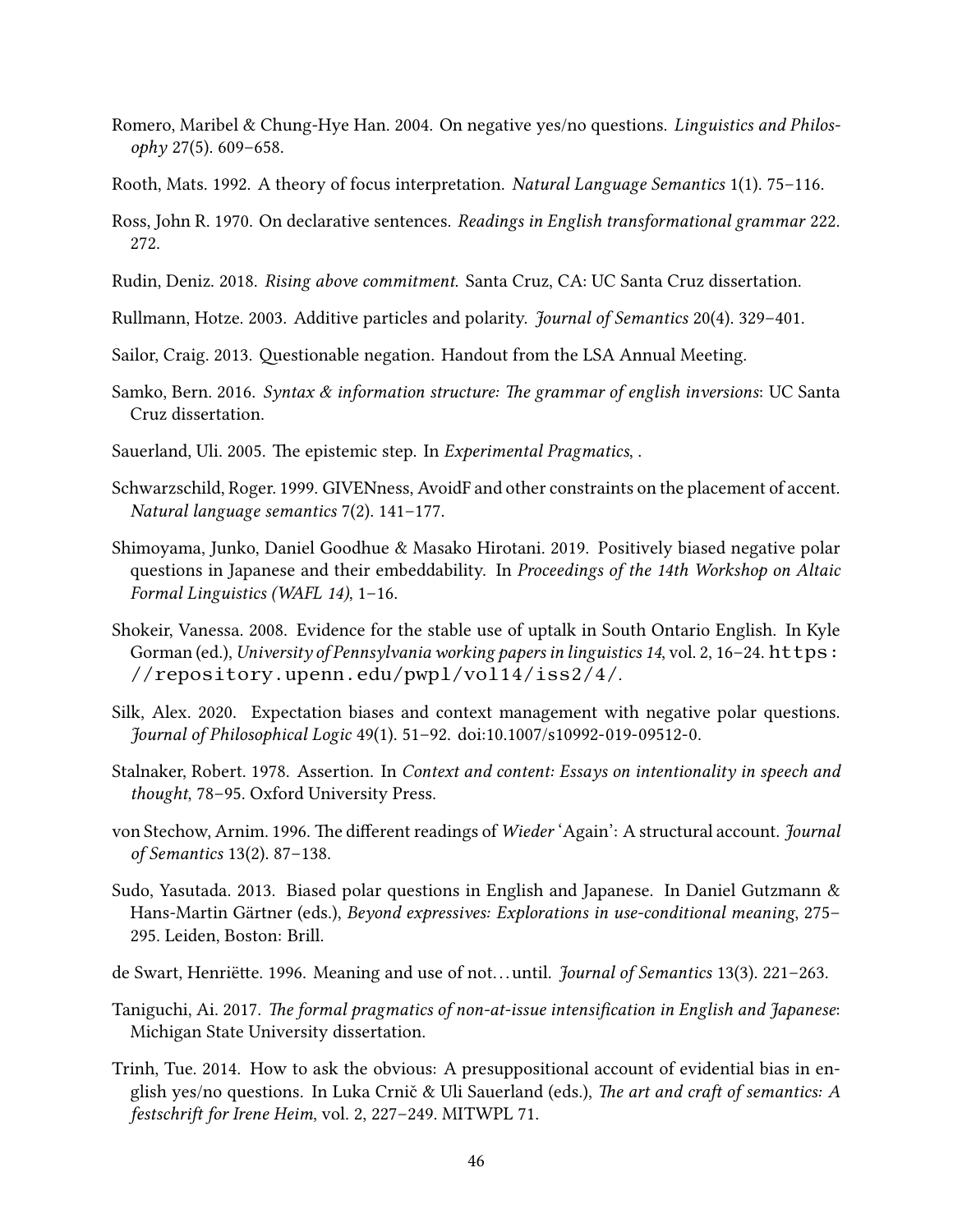Romero, Maribel & Chung-Hye Han. 2004. On negative yes/no questions. *Linguistics and Philosophy* 27(5). 609–658.

Rooth, Mats. 1992. A theory of focus interpretation. *Natural Language Semantics* 1(1). 75–116.

Ross, John R. 1970. On declarative sentences. *Readings in English transformational grammar* 222. 272.

Rudin, Deniz. 2018. *Rising above commitment*. Santa Cruz, CA: UC Santa Cruz dissertation.

Rullmann, Hotze. 2003. Additive particles and polarity. *Journal of Semantics* 20(4). 329–401.

Sailor, Craig. 2013. Questionable negation. Handout from the LSA Annual Meeting.

Samko, Bern. 2016. *Syntax & information structure: The grammar of english inversions*: UC Santa Cruz dissertation.

Sauerland, Uli. 2005. The epistemic step. In *Experimental Pragmatics*, .

Schwarzschild, Roger. 1999. GIVENness, AvoidF and other constraints on the placement of accent. *Natural language semantics* 7(2). 141–177.

Shimoyama, Junko, Daniel Goodhue & Masako Hirotani. 2019. Positively biased negative polar questions in Japanese and their embeddability. In *Proceedings of the 14th Workshop on Altaic Formal Linguistics (WAFL 14)*, 1–16.

Shokeir, Vanessa. 2008. Evidence for the stable use of uptalk in South Ontario English. In Kyle Gorman (ed.), *University of Pennsylvania working papers in linguistics 14*, vol. 2, 16–24. https://repository.upenn.edu/pwpl/vol14/iss2/4/.

Silk, Alex. 2020. Expectation biases and context management with negative polar questions. *Journal of Philosophical Logic* 49(1). 51–92. doi:10.1007/s10992-019-09512-0.

Stalnaker, Robert. 1978. Assertion. In *Context and content: Essays on intentionality in speech and thought*, 78–95. Oxford University Press.

von Stechow, Arnim. 1996. The different readings of *Wieder* 'Again': A structural account. *Journal of Semantics* 13(2). 87–138.

Sudo, Yasutada. 2013. Biased polar questions in English and Japanese. In Daniel Gutzmann & Hans-Martin Gärtner (eds.), *Beyond expressives: Explorations in use-conditional meaning*, 275–295. Leiden, Boston: Brill.

de Swart, Henriëtte. 1996. Meaning and use of not…until. *Journal of Semantics* 13(3). 221–263.

Taniguchi, Ai. 2017. *The formal pragmatics of non-at-issue intensification in English and Japanese*: Michigan State University dissertation.

Trinh, Tue. 2014. How to ask the obvious: A presuppositional account of evidential bias in english yes/no questions. In Luka Crnič & Uli Sauerland (eds.), *The art and craft of semantics: A festschrift for Irene Heim*, vol. 2, 227–249. MITWPL 71.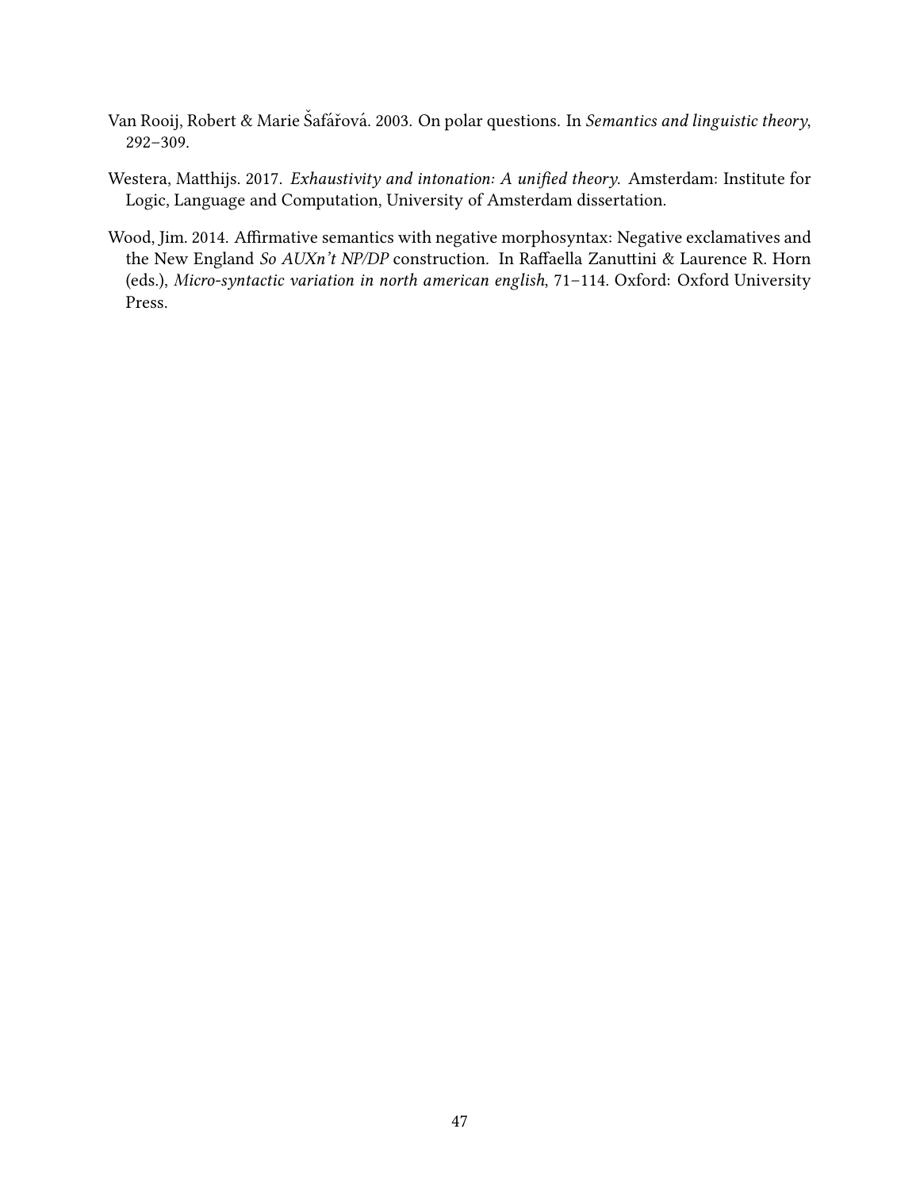Van Rooij, Robert & Marie Šafářová. 2003. On polar questions. In *Semantics and linguistic theory*, 292–309.

Westera, Matthijs. 2017. *Exhaustivity and intonation: A unified theory*. Amsterdam: Institute for Logic, Language and Computation, University of Amsterdam dissertation.

Wood, Jim. 2014. Affirmative semantics with negative morphosyntax: Negative exclamatives and the New England *So AUXn't NP/DP* construction. In Raffaella Zanuttini & Laurence R. Horn (eds.), *Micro-syntactic variation in north american english*, 71–114. Oxford: Oxford University Press.